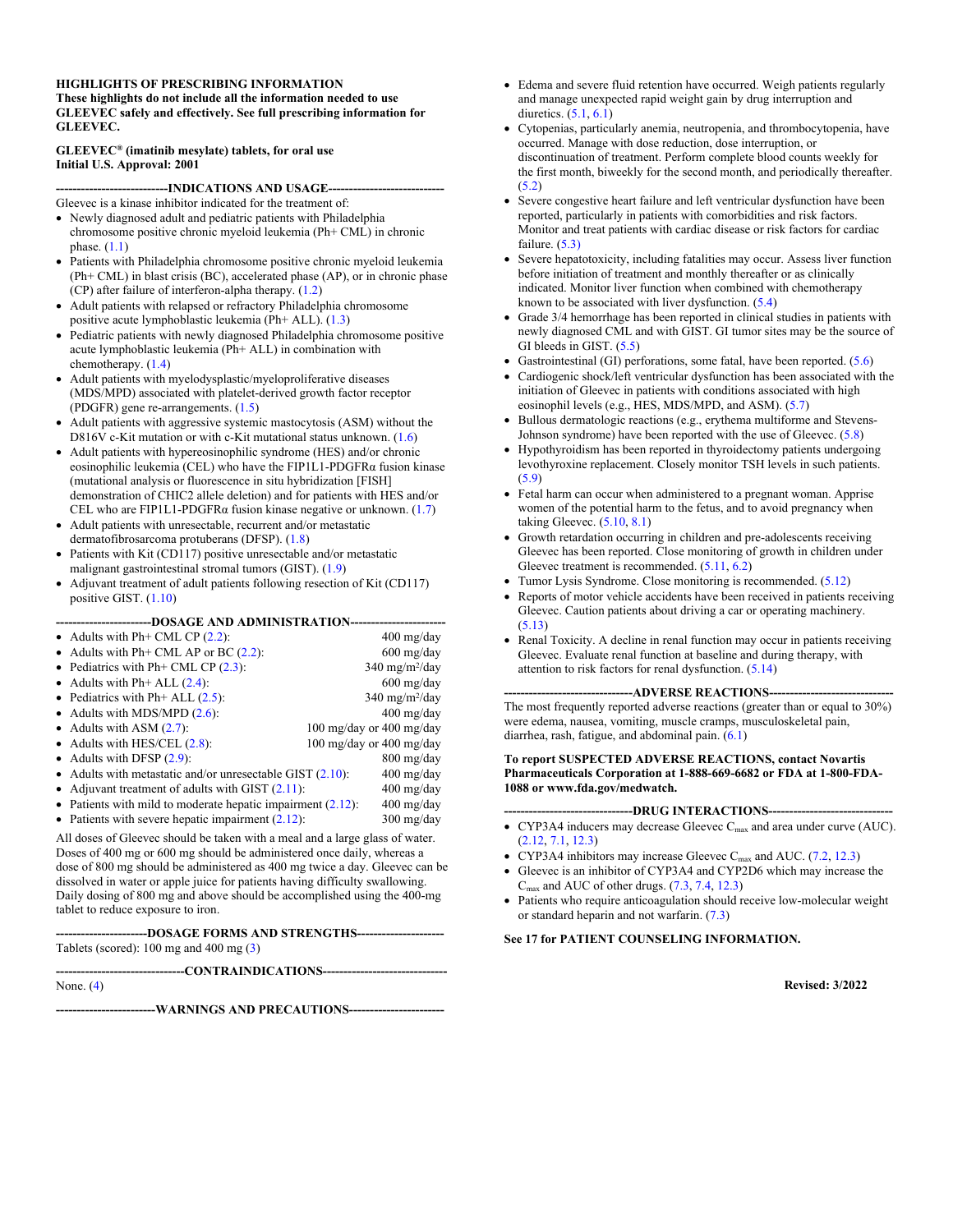**HIGHLIGHTS OF PRESCRIBING INFORMATION**
**These highlights do not include all the information needed to use GLEEVEC safely and effectively. See full prescribing information for GLEEVEC.**

**GLEEVEC® (imatinib mesylate) tablets, for oral use**
**Initial U.S. Approval: 2001**

## INDICATIONS AND USAGE

Gleevec is a kinase inhibitor indicated for the treatment of:

- Newly diagnosed adult and pediatric patients with Philadelphia chromosome positive chronic myeloid leukemia (Ph+ CML) in chronic phase. (1.1)
- Patients with Philadelphia chromosome positive chronic myeloid leukemia (Ph+ CML) in blast crisis (BC), accelerated phase (AP), or in chronic phase (CP) after failure of interferon-alpha therapy. (1.2)
- Adult patients with relapsed or refractory Philadelphia chromosome positive acute lymphoblastic leukemia (Ph+ ALL). (1.3)
- Pediatric patients with newly diagnosed Philadelphia chromosome positive acute lymphoblastic leukemia (Ph+ ALL) in combination with chemotherapy. (1.4)
- Adult patients with myelodysplastic/myeloproliferative diseases (MDS/MPD) associated with platelet-derived growth factor receptor (PDGFR) gene re-arrangements. (1.5)
- Adult patients with aggressive systemic mastocytosis (ASM) without the D816V c-Kit mutation or with c-Kit mutational status unknown. (1.6)
- Adult patients with hypereosinophilic syndrome (HES) and/or chronic eosinophilic leukemia (CEL) who have the FIP1L1-PDGFRα fusion kinase (mutational analysis or fluorescence in situ hybridization [FISH] demonstration of CHIC2 allele deletion) and for patients with HES and/or CEL who are FIP1L1-PDGFRα fusion kinase negative or unknown. (1.7)
- Adult patients with unresectable, recurrent and/or metastatic dermatofibrosarcoma protuberans (DFSP). (1.8)
- Patients with Kit (CD117) positive unresectable and/or metastatic malignant gastrointestinal stromal tumors (GIST). (1.9)
- Adjuvant treatment of adult patients following resection of Kit (CD117) positive GIST. (1.10)

## DOSAGE AND ADMINISTRATION

| | |
|---|---|
| • Adults with Ph+ CML CP (2.2): | 400 mg/day |
| • Adults with Ph+ CML AP or BC (2.2): | 600 mg/day |
| • Pediatrics with Ph+ CML CP (2.3): | 340 mg/m²/day |
| • Adults with Ph+ ALL (2.4): | 600 mg/day |
| • Pediatrics with Ph+ ALL (2.5): | 340 mg/m²/day |
| • Adults with MDS/MPD (2.6): | 400 mg/day |
| • Adults with ASM (2.7): | 100 mg/day or 400 mg/day |
| • Adults with HES/CEL (2.8): | 100 mg/day or 400 mg/day |
| • Adults with DFSP (2.9): | 800 mg/day |
| • Adults with metastatic and/or unresectable GIST (2.10): | 400 mg/day |
| • Adjuvant treatment of adults with GIST (2.11): | 400 mg/day |
| • Patients with mild to moderate hepatic impairment (2.12): | 400 mg/day |
| • Patients with severe hepatic impairment (2.12): | 300 mg/day |

All doses of Gleevec should be taken with a meal and a large glass of water. Doses of 400 mg or 600 mg should be administered once daily, whereas a dose of 800 mg should be administered as 400 mg twice a day. Gleevec can be dissolved in water or apple juice for patients having difficulty swallowing. Daily dosing of 800 mg and above should be accomplished using the 400-mg tablet to reduce exposure to iron.

## DOSAGE FORMS AND STRENGTHS

Tablets (scored): 100 mg and 400 mg (3)

## CONTRAINDICATIONS

None. (4)

## WARNINGS AND PRECAUTIONS

- Edema and severe fluid retention have occurred. Weigh patients regularly and manage unexpected rapid weight gain by drug interruption and diuretics. (5.1, 6.1)
- Cytopenias, particularly anemia, neutropenia, and thrombocytopenia, have occurred. Manage with dose reduction, dose interruption, or discontinuation of treatment. Perform complete blood counts weekly for the first month, biweekly for the second month, and periodically thereafter. (5.2)
- Severe congestive heart failure and left ventricular dysfunction have been reported, particularly in patients with comorbidities and risk factors. Monitor and treat patients with cardiac disease or risk factors for cardiac failure. (5.3)
- Severe hepatotoxicity, including fatalities may occur. Assess liver function before initiation of treatment and monthly thereafter or as clinically indicated. Monitor liver function when combined with chemotherapy known to be associated with liver dysfunction. (5.4)
- Grade 3/4 hemorrhage has been reported in clinical studies in patients with newly diagnosed CML and with GIST. GI tumor sites may be the source of GI bleeds in GIST. (5.5)
- Gastrointestinal (GI) perforations, some fatal, have been reported. (5.6)
- Cardiogenic shock/left ventricular dysfunction has been associated with the initiation of Gleevec in patients with conditions associated with high eosinophil levels (e.g., HES, MDS/MPD, and ASM). (5.7)
- Bullous dermatologic reactions (e.g., erythema multiforme and Stevens-Johnson syndrome) have been reported with the use of Gleevec. (5.8)
- Hypothyroidism has been reported in thyroidectomy patients undergoing levothyroxine replacement. Closely monitor TSH levels in such patients. (5.9)
- Fetal harm can occur when administered to a pregnant woman. Apprise women of the potential harm to the fetus, and to avoid pregnancy when taking Gleevec. (5.10, 8.1)
- Growth retardation occurring in children and pre-adolescents receiving Gleevec has been reported. Close monitoring of growth in children under Gleevec treatment is recommended. (5.11, 6.2)
- Tumor Lysis Syndrome. Close monitoring is recommended. (5.12)
- Reports of motor vehicle accidents have been received in patients receiving Gleevec. Caution patients about driving a car or operating machinery. (5.13)
- Renal Toxicity. A decline in renal function may occur in patients receiving Gleevec. Evaluate renal function at baseline and during therapy, with attention to risk factors for renal dysfunction. (5.14)

## ADVERSE REACTIONS

The most frequently reported adverse reactions (greater than or equal to 30%) were edema, nausea, vomiting, muscle cramps, musculoskeletal pain, diarrhea, rash, fatigue, and abdominal pain. (6.1)

**To report SUSPECTED ADVERSE REACTIONS, contact Novartis Pharmaceuticals Corporation at 1-888-669-6682 or FDA at 1-800-FDA-1088 or www.fda.gov/medwatch.**

## DRUG INTERACTIONS

- CYP3A4 inducers may decrease Gleevec $C_{max}$ and area under curve (AUC). (2.12, 7.1, 12.3)
- CYP3A4 inhibitors may increase Gleevec $C_{max}$ and AUC. (7.2, 12.3)
- Gleevec is an inhibitor of CYP3A4 and CYP2D6 which may increase the $C_{max}$ and AUC of other drugs. (7.3, 7.4, 12.3)
- Patients who require anticoagulation should receive low-molecular weight or standard heparin and not warfarin. (7.3)

**See 17 for PATIENT COUNSELING INFORMATION.**

**Revised: 3/2022**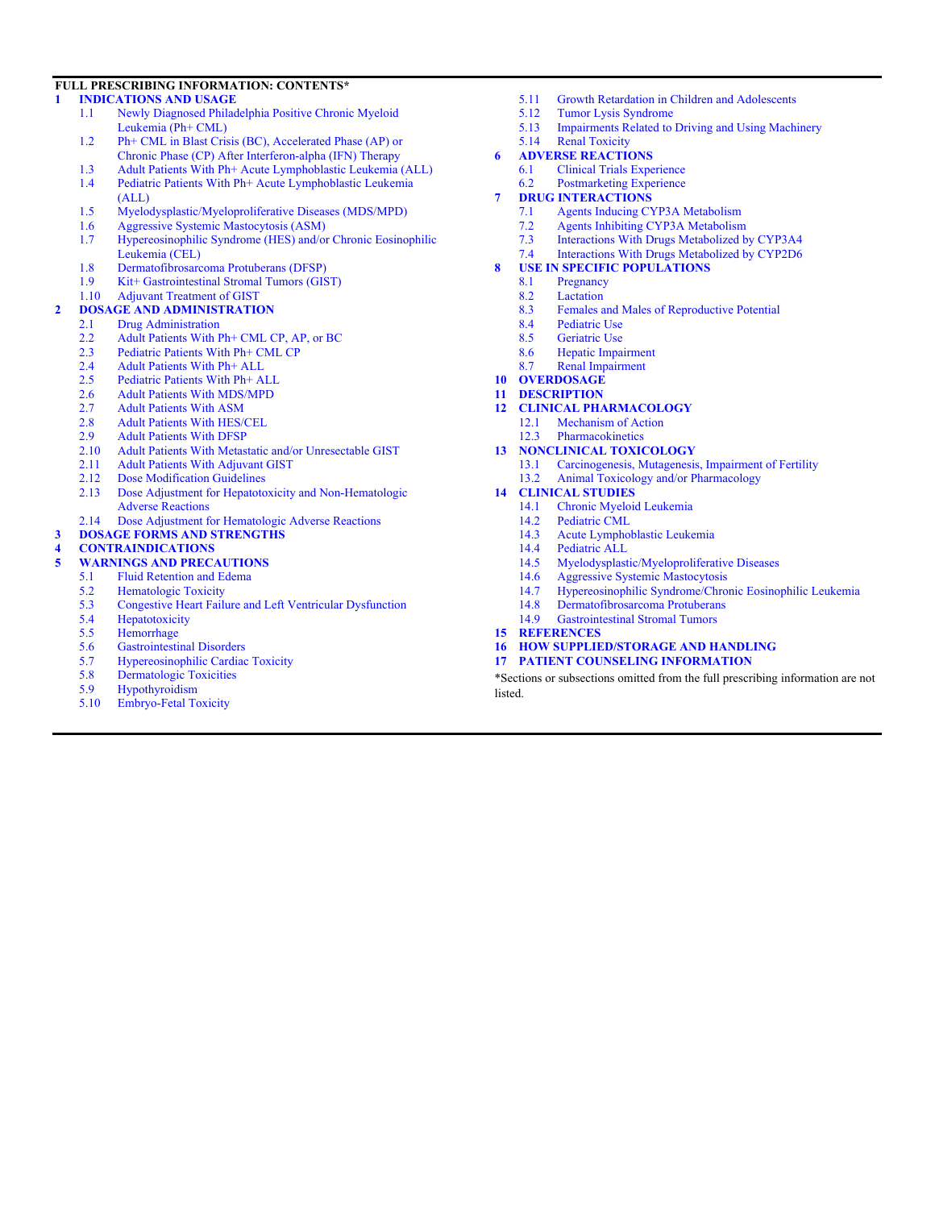**FULL PRESCRIBING INFORMATION: CONTENTS***

**1 INDICATIONS AND USAGE**
- 1.1 Newly Diagnosed Philadelphia Positive Chronic Myeloid Leukemia (Ph+ CML)
- 1.2 Ph+ CML in Blast Crisis (BC), Accelerated Phase (AP) or Chronic Phase (CP) After Interferon-alpha (IFN) Therapy
- 1.3 Adult Patients With Ph+ Acute Lymphoblastic Leukemia (ALL)
- 1.4 Pediatric Patients With Ph+ Acute Lymphoblastic Leukemia (ALL)
- 1.5 Myelodysplastic/Myeloproliferative Diseases (MDS/MPD)
- 1.6 Aggressive Systemic Mastocytosis (ASM)
- 1.7 Hypereosinophilic Syndrome (HES) and/or Chronic Eosinophilic Leukemia (CEL)
- 1.8 Dermatofibrosarcoma Protuberans (DFSP)
- 1.9 Kit+ Gastrointestinal Stromal Tumors (GIST)
- 1.10 Adjuvant Treatment of GIST

**2 DOSAGE AND ADMINISTRATION**
- 2.1 Drug Administration
- 2.2 Adult Patients With Ph+ CML CP, AP, or BC
- 2.3 Pediatric Patients With Ph+ CML CP
- 2.4 Adult Patients With Ph+ ALL
- 2.5 Pediatric Patients With Ph+ ALL
- 2.6 Adult Patients With MDS/MPD
- 2.7 Adult Patients With ASM
- 2.8 Adult Patients With HES/CEL
- 2.9 Adult Patients With DFSP
- 2.10 Adult Patients With Metastatic and/or Unresectable GIST
- 2.11 Adult Patients With Adjuvant GIST
- 2.12 Dose Modification Guidelines
- 2.13 Dose Adjustment for Hepatotoxicity and Non-Hematologic Adverse Reactions
- 2.14 Dose Adjustment for Hematologic Adverse Reactions

**3 DOSAGE FORMS AND STRENGTHS**

**4 CONTRAINDICATIONS**

**5 WARNINGS AND PRECAUTIONS**
- 5.1 Fluid Retention and Edema
- 5.2 Hematologic Toxicity
- 5.3 Congestive Heart Failure and Left Ventricular Dysfunction
- 5.4 Hepatotoxicity
- 5.5 Hemorrhage
- 5.6 Gastrointestinal Disorders
- 5.7 Hypereosinophilic Cardiac Toxicity
- 5.8 Dermatologic Toxicities
- 5.9 Hypothyroidism
- 5.10 Embryo-Fetal Toxicity
- 5.11 Growth Retardation in Children and Adolescents
- 5.12 Tumor Lysis Syndrome
- 5.13 Impairments Related to Driving and Using Machinery
- 5.14 Renal Toxicity

**6 ADVERSE REACTIONS**
- 6.1 Clinical Trials Experience
- 6.2 Postmarketing Experience

**7 DRUG INTERACTIONS**
- 7.1 Agents Inducing CYP3A Metabolism
- 7.2 Agents Inhibiting CYP3A Metabolism
- 7.3 Interactions With Drugs Metabolized by CYP3A4
- 7.4 Interactions With Drugs Metabolized by CYP2D6

**8 USE IN SPECIFIC POPULATIONS**
- 8.1 Pregnancy
- 8.2 Lactation
- 8.3 Females and Males of Reproductive Potential
- 8.4 Pediatric Use
- 8.5 Geriatric Use
- 8.6 Hepatic Impairment
- 8.7 Renal Impairment

**10 OVERDOSAGE**

**11 DESCRIPTION**

**12 CLINICAL PHARMACOLOGY**
- 12.1 Mechanism of Action
- 12.3 Pharmacokinetics

**13 NONCLINICAL TOXICOLOGY**
- 13.1 Carcinogenesis, Mutagenesis, Impairment of Fertility
- 13.2 Animal Toxicology and/or Pharmacology

**14 CLINICAL STUDIES**
- 14.1 Chronic Myeloid Leukemia
- 14.2 Pediatric CML
- 14.3 Acute Lymphoblastic Leukemia
- 14.4 Pediatric ALL
- 14.5 Myelodysplastic/Myeloproliferative Diseases
- 14.6 Aggressive Systemic Mastocytosis
- 14.7 Hypereosinophilic Syndrome/Chronic Eosinophilic Leukemia
- 14.8 Dermatofibrosarcoma Protuberans
- 14.9 Gastrointestinal Stromal Tumors

**15 REFERENCES**

**16 HOW SUPPLIED/STORAGE AND HANDLING**

**17 PATIENT COUNSELING INFORMATION**

*Sections or subsections omitted from the full prescribing information are not listed.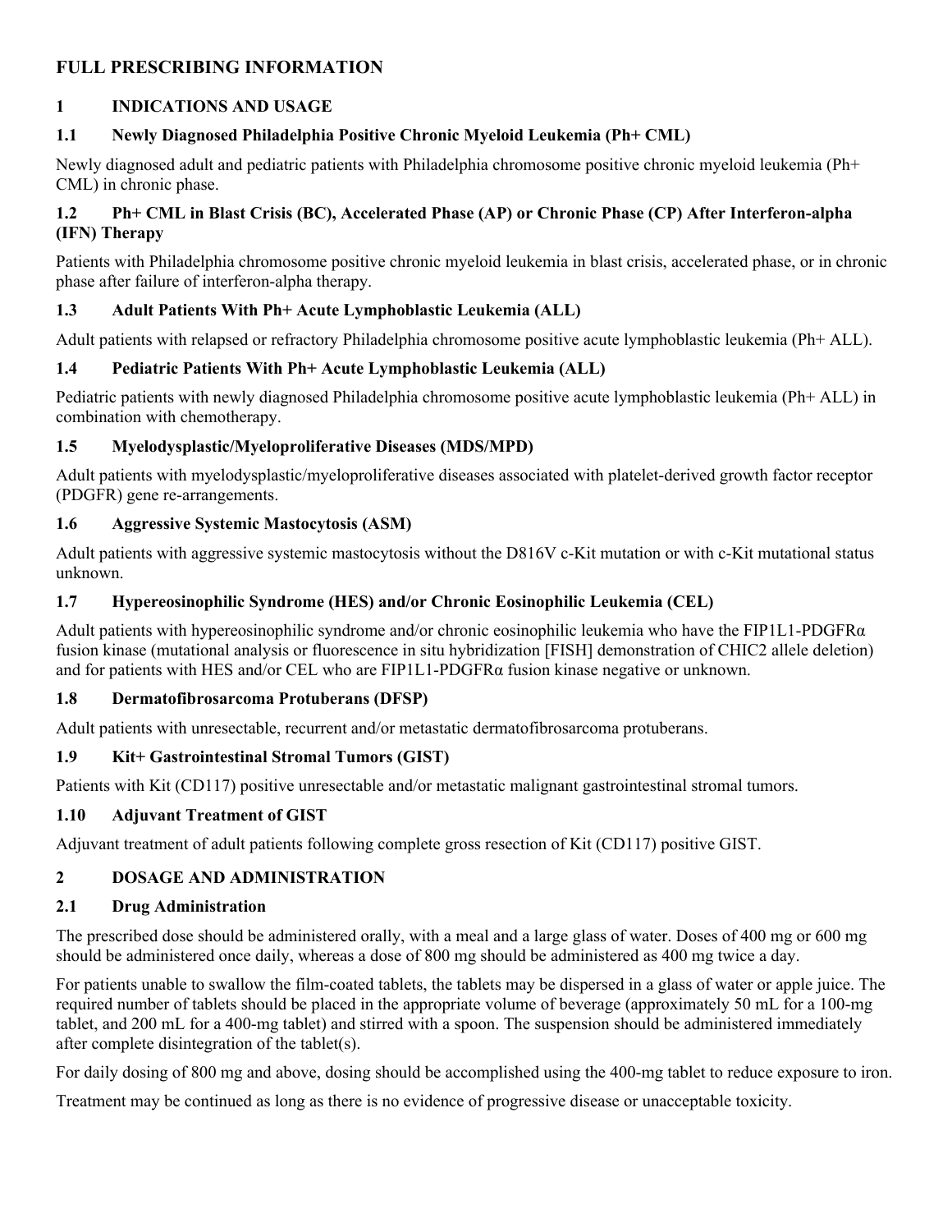# FULL PRESCRIBING INFORMATION

## 1 INDICATIONS AND USAGE

### 1.1 Newly Diagnosed Philadelphia Positive Chronic Myeloid Leukemia (Ph+ CML)

Newly diagnosed adult and pediatric patients with Philadelphia chromosome positive chronic myeloid leukemia (Ph+ CML) in chronic phase.

### 1.2 Ph+ CML in Blast Crisis (BC), Accelerated Phase (AP) or Chronic Phase (CP) After Interferon-alpha (IFN) Therapy

Patients with Philadelphia chromosome positive chronic myeloid leukemia in blast crisis, accelerated phase, or in chronic phase after failure of interferon-alpha therapy.

### 1.3 Adult Patients With Ph+ Acute Lymphoblastic Leukemia (ALL)

Adult patients with relapsed or refractory Philadelphia chromosome positive acute lymphoblastic leukemia (Ph+ ALL).

### 1.4 Pediatric Patients With Ph+ Acute Lymphoblastic Leukemia (ALL)

Pediatric patients with newly diagnosed Philadelphia chromosome positive acute lymphoblastic leukemia (Ph+ ALL) in combination with chemotherapy.

### 1.5 Myelodysplastic/Myeloproliferative Diseases (MDS/MPD)

Adult patients with myelodysplastic/myeloproliferative diseases associated with platelet-derived growth factor receptor (PDGFR) gene re-arrangements.

### 1.6 Aggressive Systemic Mastocytosis (ASM)

Adult patients with aggressive systemic mastocytosis without the D816V c-Kit mutation or with c-Kit mutational status unknown.

### 1.7 Hypereosinophilic Syndrome (HES) and/or Chronic Eosinophilic Leukemia (CEL)

Adult patients with hypereosinophilic syndrome and/or chronic eosinophilic leukemia who have the FIP1L1-PDGFRα fusion kinase (mutational analysis or fluorescence in situ hybridization [FISH] demonstration of CHIC2 allele deletion) and for patients with HES and/or CEL who are FIP1L1-PDGFRα fusion kinase negative or unknown.

### 1.8 Dermatofibrosarcoma Protuberans (DFSP)

Adult patients with unresectable, recurrent and/or metastatic dermatofibrosarcoma protuberans.

### 1.9 Kit+ Gastrointestinal Stromal Tumors (GIST)

Patients with Kit (CD117) positive unresectable and/or metastatic malignant gastrointestinal stromal tumors.

### 1.10 Adjuvant Treatment of GIST

Adjuvant treatment of adult patients following complete gross resection of Kit (CD117) positive GIST.

## 2 DOSAGE AND ADMINISTRATION

### 2.1 Drug Administration

The prescribed dose should be administered orally, with a meal and a large glass of water. Doses of 400 mg or 600 mg should be administered once daily, whereas a dose of 800 mg should be administered as 400 mg twice a day.

For patients unable to swallow the film-coated tablets, the tablets may be dispersed in a glass of water or apple juice. The required number of tablets should be placed in the appropriate volume of beverage (approximately 50 mL for a 100-mg tablet, and 200 mL for a 400-mg tablet) and stirred with a spoon. The suspension should be administered immediately after complete disintegration of the tablet(s).

For daily dosing of 800 mg and above, dosing should be accomplished using the 400-mg tablet to reduce exposure to iron.

Treatment may be continued as long as there is no evidence of progressive disease or unacceptable toxicity.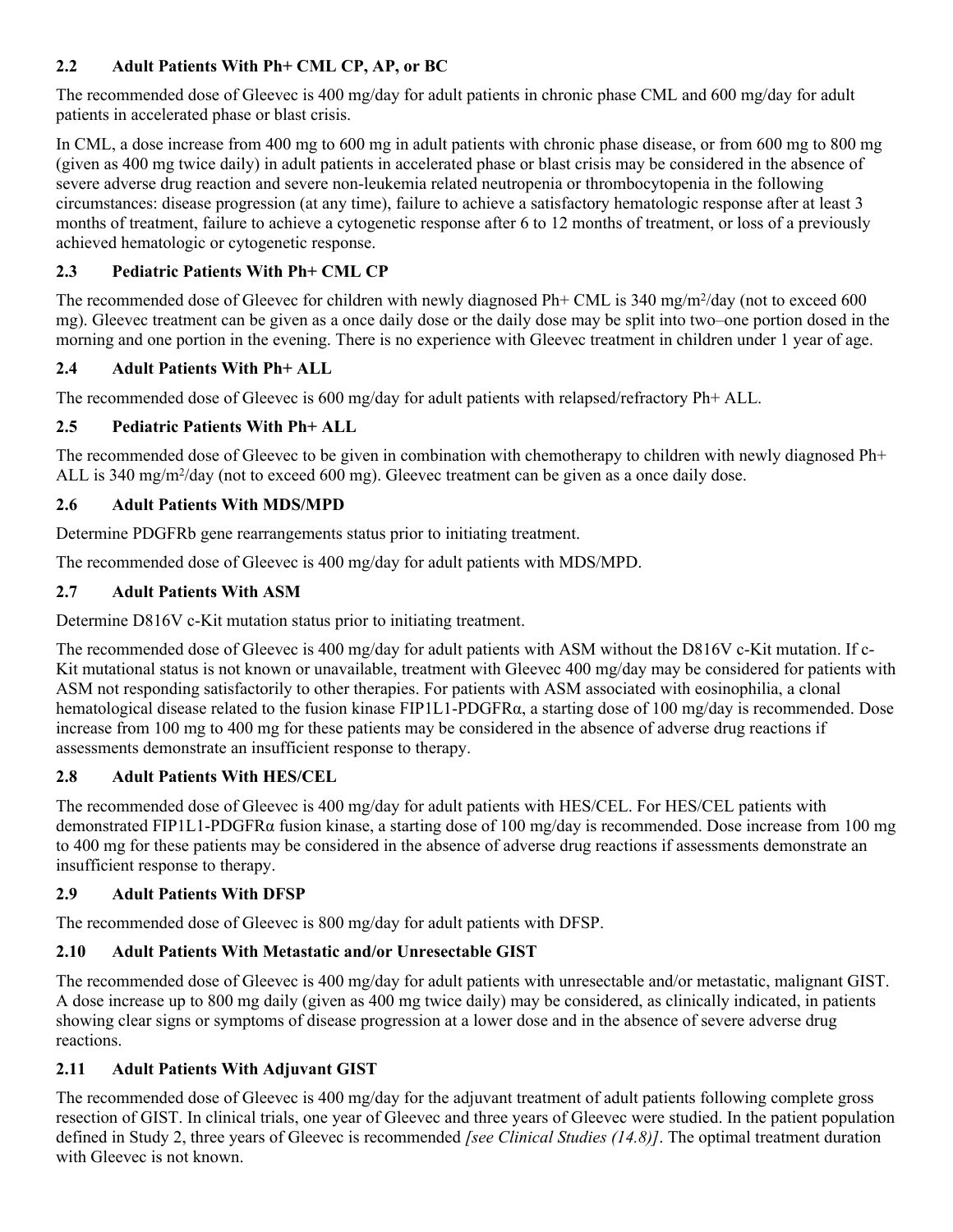### 2.2 Adult Patients With Ph+ CML CP, AP, or BC

The recommended dose of Gleevec is 400 mg/day for adult patients in chronic phase CML and 600 mg/day for adult patients in accelerated phase or blast crisis.

In CML, a dose increase from 400 mg to 600 mg in adult patients with chronic phase disease, or from 600 mg to 800 mg (given as 400 mg twice daily) in adult patients in accelerated phase or blast crisis may be considered in the absence of severe adverse drug reaction and severe non-leukemia related neutropenia or thrombocytopenia in the following circumstances: disease progression (at any time), failure to achieve a satisfactory hematologic response after at least 3 months of treatment, failure to achieve a cytogenetic response after 6 to 12 months of treatment, or loss of a previously achieved hematologic or cytogenetic response.

### 2.3 Pediatric Patients With Ph+ CML CP

The recommended dose of Gleevec for children with newly diagnosed Ph+ CML is 340 $mg/m^2$/day (not to exceed 600 mg). Gleevec treatment can be given as a once daily dose or the daily dose may be split into two–one portion dosed in the morning and one portion in the evening. There is no experience with Gleevec treatment in children under 1 year of age.

### 2.4 Adult Patients With Ph+ ALL

The recommended dose of Gleevec is 600 mg/day for adult patients with relapsed/refractory Ph+ ALL.

### 2.5 Pediatric Patients With Ph+ ALL

The recommended dose of Gleevec to be given in combination with chemotherapy to children with newly diagnosed Ph+ ALL is 340 $mg/m^2$/day (not to exceed 600 mg). Gleevec treatment can be given as a once daily dose.

### 2.6 Adult Patients With MDS/MPD

Determine PDGFRb gene rearrangements status prior to initiating treatment.

The recommended dose of Gleevec is 400 mg/day for adult patients with MDS/MPD.

### 2.7 Adult Patients With ASM

Determine D816V c-Kit mutation status prior to initiating treatment.

The recommended dose of Gleevec is 400 mg/day for adult patients with ASM without the D816V c-Kit mutation. If c-Kit mutational status is not known or unavailable, treatment with Gleevec 400 mg/day may be considered for patients with ASM not responding satisfactorily to other therapies. For patients with ASM associated with eosinophilia, a clonal hematological disease related to the fusion kinase FIP1L1-PDGFRα, a starting dose of 100 mg/day is recommended. Dose increase from 100 mg to 400 mg for these patients may be considered in the absence of adverse drug reactions if assessments demonstrate an insufficient response to therapy.

### 2.8 Adult Patients With HES/CEL

The recommended dose of Gleevec is 400 mg/day for adult patients with HES/CEL. For HES/CEL patients with demonstrated FIP1L1-PDGFRα fusion kinase, a starting dose of 100 mg/day is recommended. Dose increase from 100 mg to 400 mg for these patients may be considered in the absence of adverse drug reactions if assessments demonstrate an insufficient response to therapy.

### 2.9 Adult Patients With DFSP

The recommended dose of Gleevec is 800 mg/day for adult patients with DFSP.

### 2.10 Adult Patients With Metastatic and/or Unresectable GIST

The recommended dose of Gleevec is 400 mg/day for adult patients with unresectable and/or metastatic, malignant GIST. A dose increase up to 800 mg daily (given as 400 mg twice daily) may be considered, as clinically indicated, in patients showing clear signs or symptoms of disease progression at a lower dose and in the absence of severe adverse drug reactions.

### 2.11 Adult Patients With Adjuvant GIST

The recommended dose of Gleevec is 400 mg/day for the adjuvant treatment of adult patients following complete gross resection of GIST. In clinical trials, one year of Gleevec and three years of Gleevec were studied. In the patient population defined in Study 2, three years of Gleevec is recommended *[see Clinical Studies (14.8)]*. The optimal treatment duration with Gleevec is not known.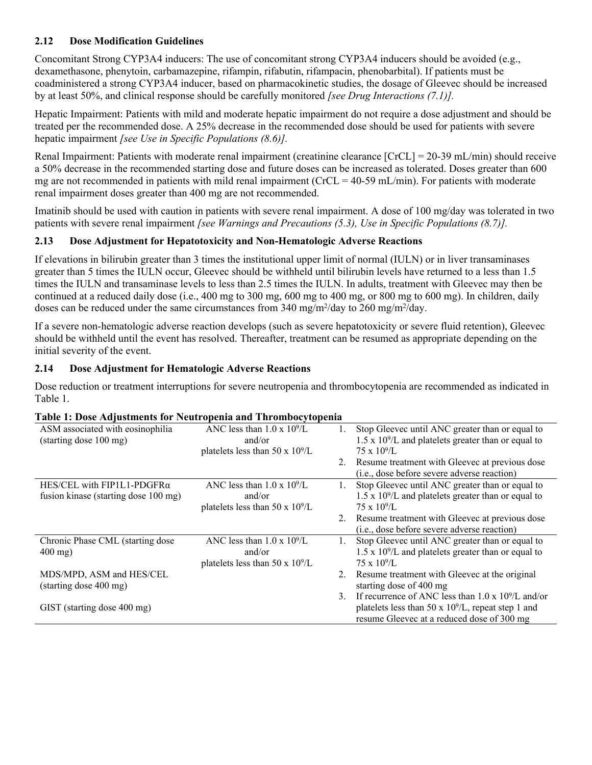### 2.12 Dose Modification Guidelines

Concomitant Strong CYP3A4 inducers: The use of concomitant strong CYP3A4 inducers should be avoided (e.g., dexamethasone, phenytoin, carbamazepine, rifampin, rifabutin, rifampacin, phenobarbital). If patients must be coadministered a strong CYP3A4 inducer, based on pharmacokinetic studies, the dosage of Gleevec should be increased by at least 50%, and clinical response should be carefully monitored *[see Drug Interactions (7.1)]*.

Hepatic Impairment: Patients with mild and moderate hepatic impairment do not require a dose adjustment and should be treated per the recommended dose. A 25% decrease in the recommended dose should be used for patients with severe hepatic impairment *[see Use in Specific Populations (8.6)]*.

Renal Impairment: Patients with moderate renal impairment (creatinine clearance [CrCL] = 20-39 mL/min) should receive a 50% decrease in the recommended starting dose and future doses can be increased as tolerated. Doses greater than 600 mg are not recommended in patients with mild renal impairment (CrCL = 40-59 mL/min). For patients with moderate renal impairment doses greater than 400 mg are not recommended.

Imatinib should be used with caution in patients with severe renal impairment. A dose of 100 mg/day was tolerated in two patients with severe renal impairment *[see Warnings and Precautions (5.3), Use in Specific Populations (8.7)]*.

### 2.13 Dose Adjustment for Hepatotoxicity and Non-Hematologic Adverse Reactions

If elevations in bilirubin greater than 3 times the institutional upper limit of normal (IULN) or in liver transaminases greater than 5 times the IULN occur, Gleevec should be withheld until bilirubin levels have returned to a less than 1.5 times the IULN and transaminase levels to less than 2.5 times the IULN. In adults, treatment with Gleevec may then be continued at a reduced daily dose (i.e., 400 mg to 300 mg, 600 mg to 400 mg, or 800 mg to 600 mg). In children, daily doses can be reduced under the same circumstances from 340 mg/m$^2$/day to 260 mg/m$^2$/day.

If a severe non-hematologic adverse reaction develops (such as severe hepatotoxicity or severe fluid retention), Gleevec should be withheld until the event has resolved. Thereafter, treatment can be resumed as appropriate depending on the initial severity of the event.

### 2.14 Dose Adjustment for Hematologic Adverse Reactions

Dose reduction or treatment interruptions for severe neutropenia and thrombocytopenia are recommended as indicated in Table 1.

**Table 1: Dose Adjustments for Neutropenia and Thrombocytopenia**

| | | |
|---|---|---|
| ASM associated with eosinophilia (starting dose 100 mg) | ANC less than 1.0 x $10^9$/L and/or platelets less than 50 x $10^9$/L | 1. Stop Gleevec until ANC greater than or equal to 1.5 x $10^9$/L and platelets greater than or equal to 75 x $10^9$/L<br>2. Resume treatment with Gleevec at previous dose (i.e., dose before severe adverse reaction) |
| HES/CEL with FIP1L1-PDGFRα fusion kinase (starting dose 100 mg) | ANC less than 1.0 x $10^9$/L and/or platelets less than 50 x $10^9$/L | 1. Stop Gleevec until ANC greater than or equal to 1.5 x $10^9$/L and platelets greater than or equal to 75 x $10^9$/L<br>2. Resume treatment with Gleevec at previous dose (i.e., dose before severe adverse reaction) |
| Chronic Phase CML (starting dose 400 mg)<br><br>MDS/MPD, ASM and HES/CEL (starting dose 400 mg)<br><br>GIST (starting dose 400 mg) | ANC less than 1.0 x $10^9$/L and/or platelets less than 50 x $10^9$/L | 1. Stop Gleevec until ANC greater than or equal to 1.5 x $10^9$/L and platelets greater than or equal to 75 x $10^9$/L<br>2. Resume treatment with Gleevec at the original starting dose of 400 mg<br>3. If recurrence of ANC less than 1.0 x $10^9$/L and/or platelets less than 50 x $10^9$/L, repeat step 1 and resume Gleevec at a reduced dose of 300 mg |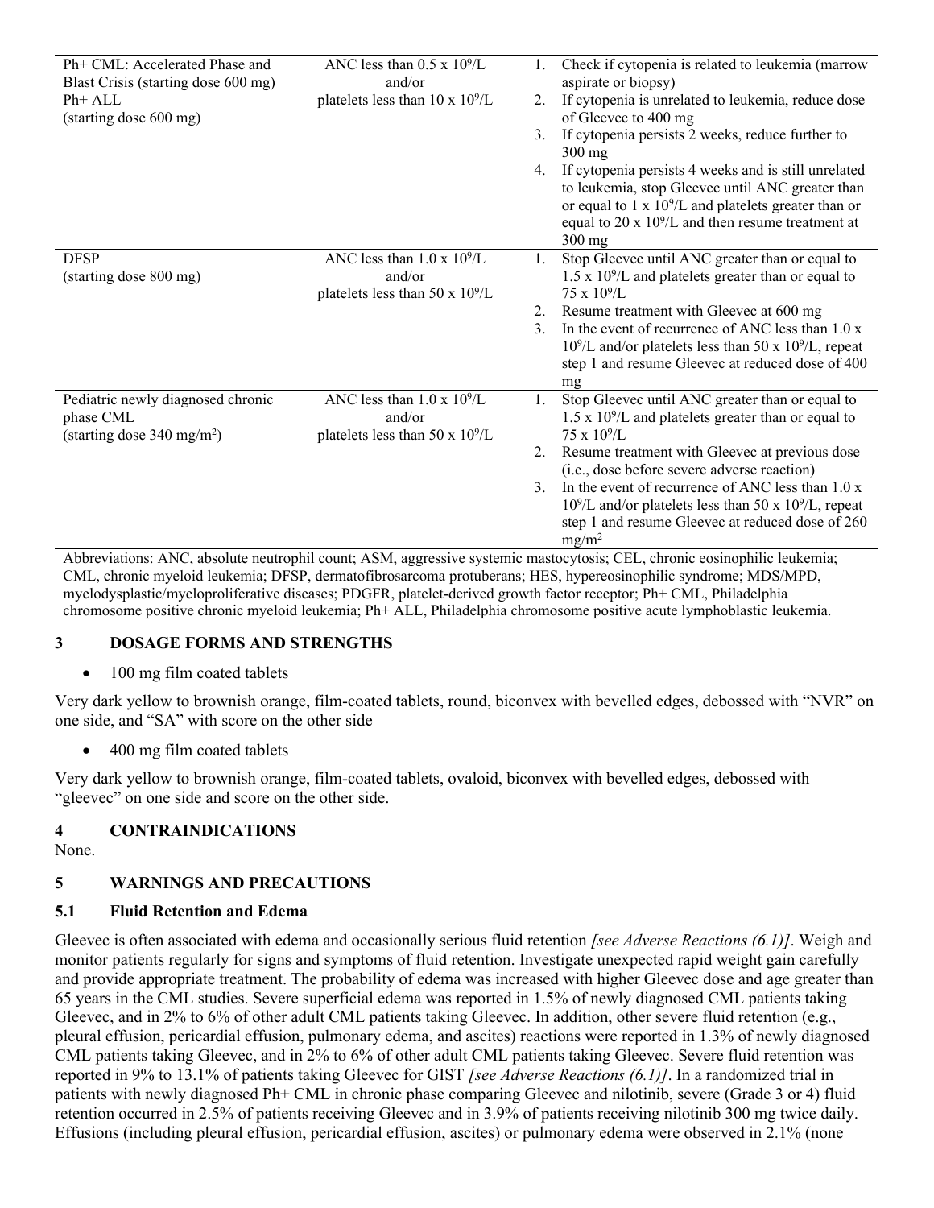| | | |
|---|---|---|
| Ph+ CML: Accelerated Phase and Blast Crisis (starting dose 600 mg)<br>Ph+ ALL<br>(starting dose 600 mg) | ANC less than 0.5 x $10^9$/L<br>and/or<br>platelets less than 10 x $10^9$/L | 1. Check if cytopenia is related to leukemia (marrow aspirate or biopsy)<br>2. If cytopenia is unrelated to leukemia, reduce dose of Gleevec to 400 mg<br>3. If cytopenia persists 2 weeks, reduce further to 300 mg<br>4. If cytopenia persists 4 weeks and is still unrelated to leukemia, stop Gleevec until ANC greater than or equal to 1 x $10^9$/L and platelets greater than or equal to 20 x $10^9$/L and then resume treatment at 300 mg |
| DFSP<br>(starting dose 800 mg) | ANC less than 1.0 x $10^9$/L<br>and/or<br>platelets less than 50 x $10^9$/L | 1. Stop Gleevec until ANC greater than or equal to 1.5 x $10^9$/L and platelets greater than or equal to 75 x $10^9$/L<br>2. Resume treatment with Gleevec at 600 mg<br>3. In the event of recurrence of ANC less than 1.0 x $10^9$/L and/or platelets less than 50 x $10^9$/L, repeat step 1 and resume Gleevec at reduced dose of 400 mg |
| Pediatric newly diagnosed chronic phase CML<br>(starting dose 340 mg/m$^2$) | ANC less than 1.0 x $10^9$/L<br>and/or<br>platelets less than 50 x $10^9$/L | 1. Stop Gleevec until ANC greater than or equal to 1.5 x $10^9$/L and platelets greater than or equal to 75 x $10^9$/L<br>2. Resume treatment with Gleevec at previous dose (i.e., dose before severe adverse reaction)<br>3. In the event of recurrence of ANC less than 1.0 x $10^9$/L and/or platelets less than 50 x $10^9$/L, repeat step 1 and resume Gleevec at reduced dose of 260 mg/m$^2$ |

Abbreviations: ANC, absolute neutrophil count; ASM, aggressive systemic mastocytosis; CEL, chronic eosinophilic leukemia; CML, chronic myeloid leukemia; DFSP, dermatofibrosarcoma protuberans; HES, hypereosinophilic syndrome; MDS/MPD, myelodysplastic/myeloproliferative diseases; PDGFR, platelet-derived growth factor receptor; Ph+ CML, Philadelphia chromosome positive chronic myeloid leukemia; Ph+ ALL, Philadelphia chromosome positive acute lymphoblastic leukemia.

## 3 DOSAGE FORMS AND STRENGTHS

- 100 mg film coated tablets

Very dark yellow to brownish orange, film-coated tablets, round, biconvex with bevelled edges, debossed with "NVR" on one side, and "SA" with score on the other side

- 400 mg film coated tablets

Very dark yellow to brownish orange, film-coated tablets, ovaloid, biconvex with bevelled edges, debossed with "gleevec" on one side and score on the other side.

## 4 CONTRAINDICATIONS

None.

## 5 WARNINGS AND PRECAUTIONS

### 5.1 Fluid Retention and Edema

Gleevec is often associated with edema and occasionally serious fluid retention *[see Adverse Reactions (6.1)]*. Weigh and monitor patients regularly for signs and symptoms of fluid retention. Investigate unexpected rapid weight gain carefully and provide appropriate treatment. The probability of edema was increased with higher Gleevec dose and age greater than 65 years in the CML studies. Severe superficial edema was reported in 1.5% of newly diagnosed CML patients taking Gleevec, and in 2% to 6% of other adult CML patients taking Gleevec. In addition, other severe fluid retention (e.g., pleural effusion, pericardial effusion, pulmonary edema, and ascites) reactions were reported in 1.3% of newly diagnosed CML patients taking Gleevec, and in 2% to 6% of other adult CML patients taking Gleevec. Severe fluid retention was reported in 9% to 13.1% of patients taking Gleevec for GIST *[see Adverse Reactions (6.1)]*. In a randomized trial in patients with newly diagnosed Ph+ CML in chronic phase comparing Gleevec and nilotinib, severe (Grade 3 or 4) fluid retention occurred in 2.5% of patients receiving Gleevec and in 3.9% of patients receiving nilotinib 300 mg twice daily. Effusions (including pleural effusion, pericardial effusion, ascites) or pulmonary edema were observed in 2.1% (none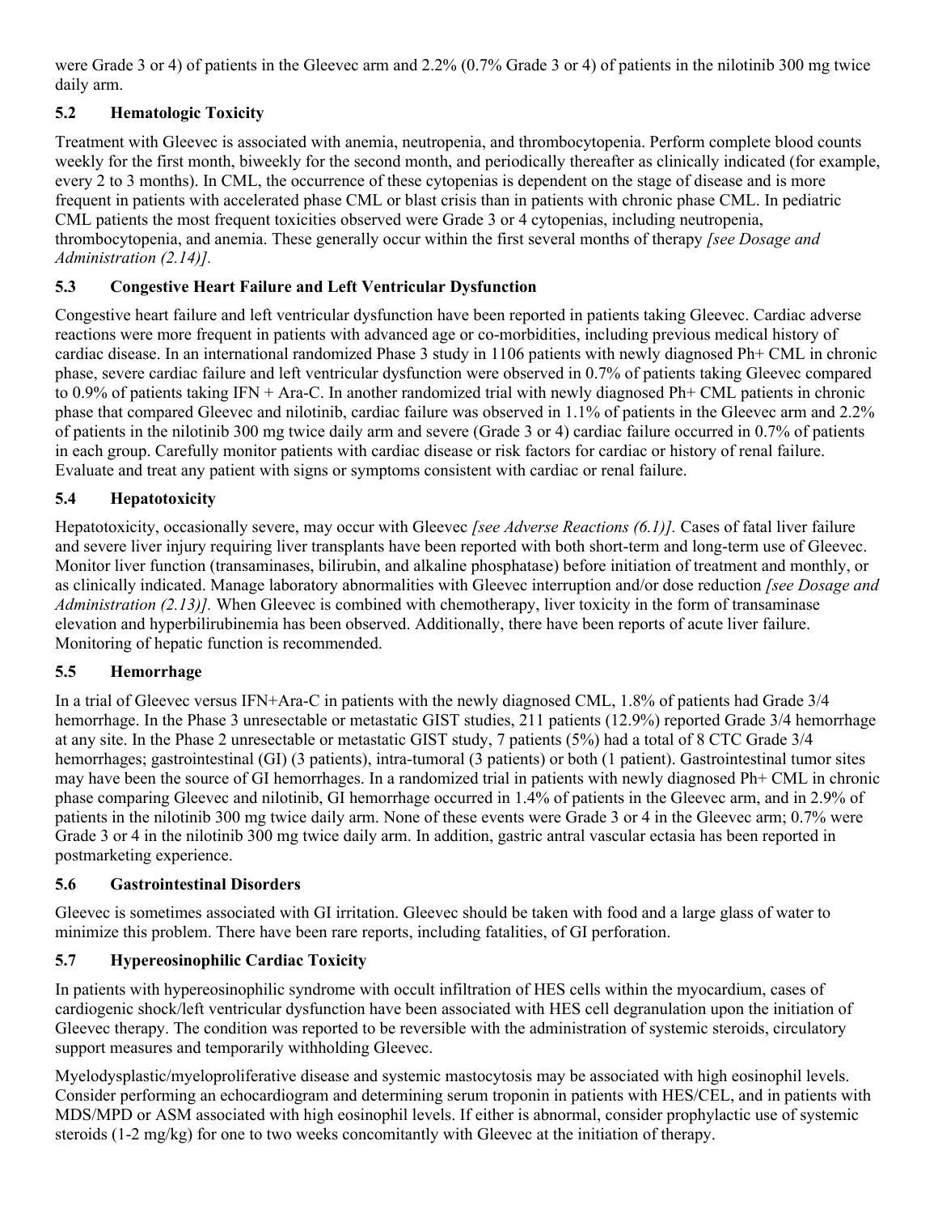were Grade 3 or 4) of patients in the Gleevec arm and 2.2% (0.7% Grade 3 or 4) of patients in the nilotinib 300 mg twice daily arm.

### 5.2 Hematologic Toxicity

Treatment with Gleevec is associated with anemia, neutropenia, and thrombocytopenia. Perform complete blood counts weekly for the first month, biweekly for the second month, and periodically thereafter as clinically indicated (for example, every 2 to 3 months). In CML, the occurrence of these cytopenias is dependent on the stage of disease and is more frequent in patients with accelerated phase CML or blast crisis than in patients with chronic phase CML. In pediatric CML patients the most frequent toxicities observed were Grade 3 or 4 cytopenias, including neutropenia, thrombocytopenia, and anemia. These generally occur within the first several months of therapy *[see Dosage and Administration (2.14)].*

### 5.3 Congestive Heart Failure and Left Ventricular Dysfunction

Congestive heart failure and left ventricular dysfunction have been reported in patients taking Gleevec. Cardiac adverse reactions were more frequent in patients with advanced age or co-morbidities, including previous medical history of cardiac disease. In an international randomized Phase 3 study in 1106 patients with newly diagnosed Ph+ CML in chronic phase, severe cardiac failure and left ventricular dysfunction were observed in 0.7% of patients taking Gleevec compared to 0.9% of patients taking IFN + Ara-C. In another randomized trial with newly diagnosed Ph+ CML patients in chronic phase that compared Gleevec and nilotinib, cardiac failure was observed in 1.1% of patients in the Gleevec arm and 2.2% of patients in the nilotinib 300 mg twice daily arm and severe (Grade 3 or 4) cardiac failure occurred in 0.7% of patients in each group. Carefully monitor patients with cardiac disease or risk factors for cardiac or history of renal failure. Evaluate and treat any patient with signs or symptoms consistent with cardiac or renal failure.

### 5.4 Hepatotoxicity

Hepatotoxicity, occasionally severe, may occur with Gleevec *[see Adverse Reactions (6.1)].* Cases of fatal liver failure and severe liver injury requiring liver transplants have been reported with both short-term and long-term use of Gleevec. Monitor liver function (transaminases, bilirubin, and alkaline phosphatase) before initiation of treatment and monthly, or as clinically indicated. Manage laboratory abnormalities with Gleevec interruption and/or dose reduction *[see Dosage and Administration (2.13)].* When Gleevec is combined with chemotherapy, liver toxicity in the form of transaminase elevation and hyperbilirubinemia has been observed. Additionally, there have been reports of acute liver failure. Monitoring of hepatic function is recommended.

### 5.5 Hemorrhage

In a trial of Gleevec versus IFN+Ara-C in patients with the newly diagnosed CML, 1.8% of patients had Grade 3/4 hemorrhage. In the Phase 3 unresectable or metastatic GIST studies, 211 patients (12.9%) reported Grade 3/4 hemorrhage at any site. In the Phase 2 unresectable or metastatic GIST study, 7 patients (5%) had a total of 8 CTC Grade 3/4 hemorrhages; gastrointestinal (GI) (3 patients), intra-tumoral (3 patients) or both (1 patient). Gastrointestinal tumor sites may have been the source of GI hemorrhages. In a randomized trial in patients with newly diagnosed Ph+ CML in chronic phase comparing Gleevec and nilotinib, GI hemorrhage occurred in 1.4% of patients in the Gleevec arm, and in 2.9% of patients in the nilotinib 300 mg twice daily arm. None of these events were Grade 3 or 4 in the Gleevec arm; 0.7% were Grade 3 or 4 in the nilotinib 300 mg twice daily arm. In addition, gastric antral vascular ectasia has been reported in postmarketing experience.

### 5.6 Gastrointestinal Disorders

Gleevec is sometimes associated with GI irritation. Gleevec should be taken with food and a large glass of water to minimize this problem. There have been rare reports, including fatalities, of GI perforation.

### 5.7 Hypereosinophilic Cardiac Toxicity

In patients with hypereosinophilic syndrome with occult infiltration of HES cells within the myocardium, cases of cardiogenic shock/left ventricular dysfunction have been associated with HES cell degranulation upon the initiation of Gleevec therapy. The condition was reported to be reversible with the administration of systemic steroids, circulatory support measures and temporarily withholding Gleevec.

Myelodysplastic/myeloproliferative disease and systemic mastocytosis may be associated with high eosinophil levels. Consider performing an echocardiogram and determining serum troponin in patients with HES/CEL, and in patients with MDS/MPD or ASM associated with high eosinophil levels. If either is abnormal, consider prophylactic use of systemic steroids (1-2 mg/kg) for one to two weeks concomitantly with Gleevec at the initiation of therapy.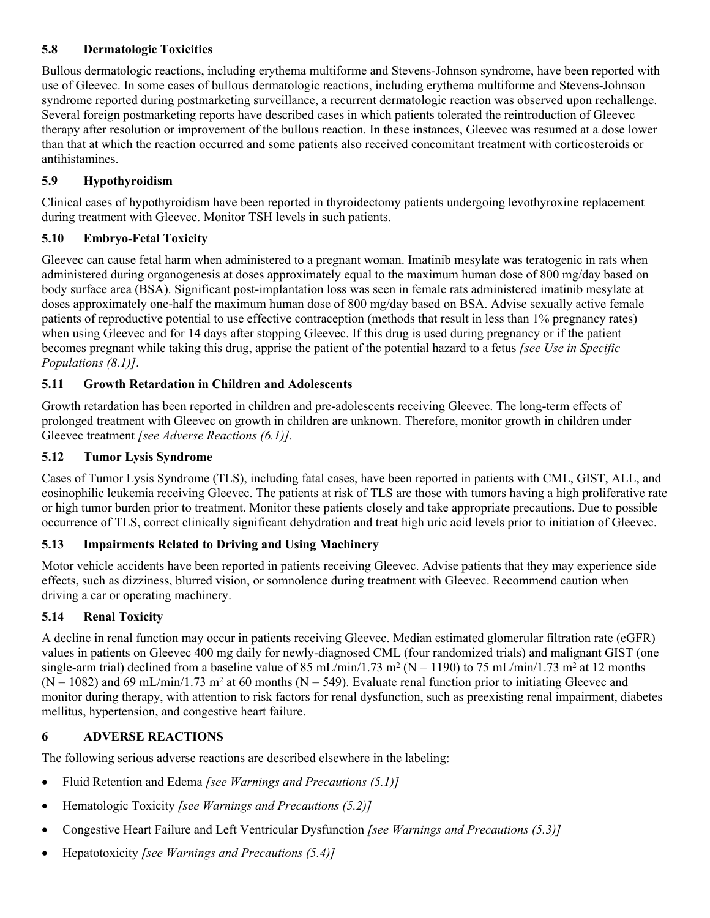### 5.8 Dermatologic Toxicities

Bullous dermatologic reactions, including erythema multiforme and Stevens-Johnson syndrome, have been reported with use of Gleevec. In some cases of bullous dermatologic reactions, including erythema multiforme and Stevens-Johnson syndrome reported during postmarketing surveillance, a recurrent dermatologic reaction was observed upon rechallenge. Several foreign postmarketing reports have described cases in which patients tolerated the reintroduction of Gleevec therapy after resolution or improvement of the bullous reaction. In these instances, Gleevec was resumed at a dose lower than that at which the reaction occurred and some patients also received concomitant treatment with corticosteroids or antihistamines.

### 5.9 Hypothyroidism

Clinical cases of hypothyroidism have been reported in thyroidectomy patients undergoing levothyroxine replacement during treatment with Gleevec. Monitor TSH levels in such patients.

### 5.10 Embryo-Fetal Toxicity

Gleevec can cause fetal harm when administered to a pregnant woman. Imatinib mesylate was teratogenic in rats when administered during organogenesis at doses approximately equal to the maximum human dose of 800 mg/day based on body surface area (BSA). Significant post-implantation loss was seen in female rats administered imatinib mesylate at doses approximately one-half the maximum human dose of 800 mg/day based on BSA. Advise sexually active female patients of reproductive potential to use effective contraception (methods that result in less than 1% pregnancy rates) when using Gleevec and for 14 days after stopping Gleevec. If this drug is used during pregnancy or if the patient becomes pregnant while taking this drug, apprise the patient of the potential hazard to a fetus *[see Use in Specific Populations (8.1)]*.

### 5.11 Growth Retardation in Children and Adolescents

Growth retardation has been reported in children and pre-adolescents receiving Gleevec. The long-term effects of prolonged treatment with Gleevec on growth in children are unknown. Therefore, monitor growth in children under Gleevec treatment *[see Adverse Reactions (6.1)].*

### 5.12 Tumor Lysis Syndrome

Cases of Tumor Lysis Syndrome (TLS), including fatal cases, have been reported in patients with CML, GIST, ALL, and eosinophilic leukemia receiving Gleevec. The patients at risk of TLS are those with tumors having a high proliferative rate or high tumor burden prior to treatment. Monitor these patients closely and take appropriate precautions. Due to possible occurrence of TLS, correct clinically significant dehydration and treat high uric acid levels prior to initiation of Gleevec.

### 5.13 Impairments Related to Driving and Using Machinery

Motor vehicle accidents have been reported in patients receiving Gleevec. Advise patients that they may experience side effects, such as dizziness, blurred vision, or somnolence during treatment with Gleevec. Recommend caution when driving a car or operating machinery.

### 5.14 Renal Toxicity

A decline in renal function may occur in patients receiving Gleevec. Median estimated glomerular filtration rate (eGFR) values in patients on Gleevec 400 mg daily for newly-diagnosed CML (four randomized trials) and malignant GIST (one single-arm trial) declined from a baseline value of 85 mL/min/1.73 $m^2$ (N = 1190) to 75 mL/min/1.73 $m^2$ at 12 months (N = 1082) and 69 mL/min/1.73 $m^2$ at 60 months (N = 549). Evaluate renal function prior to initiating Gleevec and monitor during therapy, with attention to risk factors for renal dysfunction, such as preexisting renal impairment, diabetes mellitus, hypertension, and congestive heart failure.

## 6 ADVERSE REACTIONS

The following serious adverse reactions are described elsewhere in the labeling:

- Fluid Retention and Edema *[see Warnings and Precautions (5.1)]*
- Hematologic Toxicity *[see Warnings and Precautions (5.2)]*
- Congestive Heart Failure and Left Ventricular Dysfunction *[see Warnings and Precautions (5.3)]*
- Hepatotoxicity *[see Warnings and Precautions (5.4)]*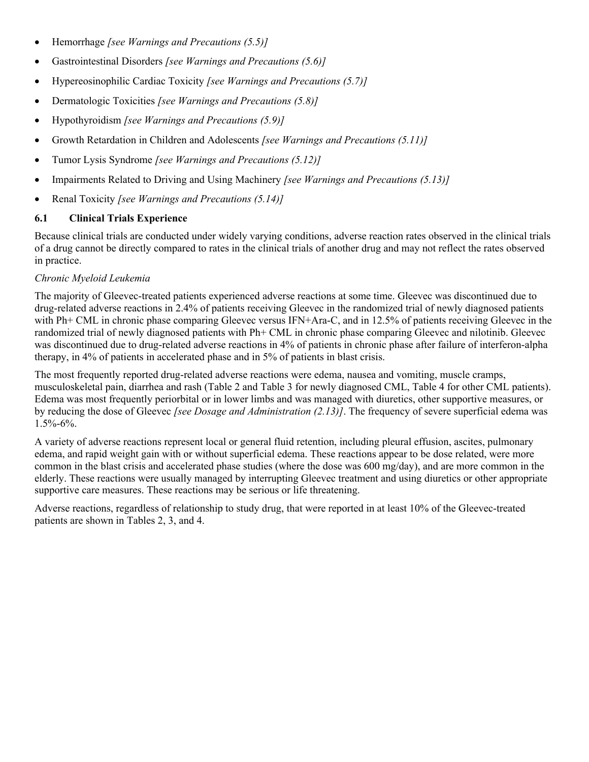- Hemorrhage *[see Warnings and Precautions (5.5)]*
- Gastrointestinal Disorders *[see Warnings and Precautions (5.6)]*
- Hypereosinophilic Cardiac Toxicity *[see Warnings and Precautions (5.7)]*
- Dermatologic Toxicities *[see Warnings and Precautions (5.8)]*
- Hypothyroidism *[see Warnings and Precautions (5.9)]*
- Growth Retardation in Children and Adolescents *[see Warnings and Precautions (5.11)]*
- Tumor Lysis Syndrome *[see Warnings and Precautions (5.12)]*
- Impairments Related to Driving and Using Machinery *[see Warnings and Precautions (5.13)]*
- Renal Toxicity *[see Warnings and Precautions (5.14)]*

### 6.1 Clinical Trials Experience

Because clinical trials are conducted under widely varying conditions, adverse reaction rates observed in the clinical trials of a drug cannot be directly compared to rates in the clinical trials of another drug and may not reflect the rates observed in practice.

*Chronic Myeloid Leukemia*

The majority of Gleevec-treated patients experienced adverse reactions at some time. Gleevec was discontinued due to drug-related adverse reactions in 2.4% of patients receiving Gleevec in the randomized trial of newly diagnosed patients with Ph+ CML in chronic phase comparing Gleevec versus IFN+Ara-C, and in 12.5% of patients receiving Gleevec in the randomized trial of newly diagnosed patients with Ph+ CML in chronic phase comparing Gleevec and nilotinib. Gleevec was discontinued due to drug-related adverse reactions in 4% of patients in chronic phase after failure of interferon-alpha therapy, in 4% of patients in accelerated phase and in 5% of patients in blast crisis.

The most frequently reported drug-related adverse reactions were edema, nausea and vomiting, muscle cramps, musculoskeletal pain, diarrhea and rash (Table 2 and Table 3 for newly diagnosed CML, Table 4 for other CML patients). Edema was most frequently periorbital or in lower limbs and was managed with diuretics, other supportive measures, or by reducing the dose of Gleevec *[see Dosage and Administration (2.13)]*. The frequency of severe superficial edema was 1.5%-6%.

A variety of adverse reactions represent local or general fluid retention, including pleural effusion, ascites, pulmonary edema, and rapid weight gain with or without superficial edema. These reactions appear to be dose related, were more common in the blast crisis and accelerated phase studies (where the dose was 600 mg/day), and are more common in the elderly. These reactions were usually managed by interrupting Gleevec treatment and using diuretics or other appropriate supportive care measures. These reactions may be serious or life threatening.

Adverse reactions, regardless of relationship to study drug, that were reported in at least 10% of the Gleevec-treated patients are shown in Tables 2, 3, and 4.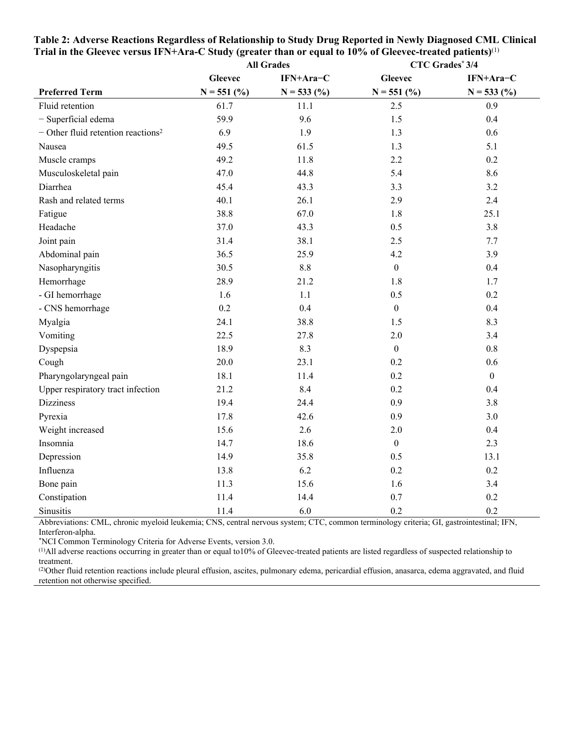**Table 2: Adverse Reactions Regardless of Relationship to Study Drug Reported in Newly Diagnosed CML Clinical Trial in the Gleevec versus IFN+Ara-C Study (greater than or equal to 10% of Gleevec-treated patients)[(1)]**

| | All Grades | | CTC Grades* 3/4 | |
|---|---|---|---|---|
| | Gleevec | IFN+Ara−C | Gleevec | IFN+Ara−C |
| **Preferred Term** | **N = 551 (%)** | **N = 533 (%)** | **N = 551 (%)** | **N = 533 (%)** |
| Fluid retention | 61.7 | 11.1 | 2.5 | 0.9 |
| − Superficial edema | 59.9 | 9.6 | 1.5 | 0.4 |
| − Other fluid retention reactions[2] | 6.9 | 1.9 | 1.3 | 0.6 |
| Nausea | 49.5 | 61.5 | 1.3 | 5.1 |
| Muscle cramps | 49.2 | 11.8 | 2.2 | 0.2 |
| Musculoskeletal pain | 47.0 | 44.8 | 5.4 | 8.6 |
| Diarrhea | 45.4 | 43.3 | 3.3 | 3.2 |
| Rash and related terms | 40.1 | 26.1 | 2.9 | 2.4 |
| Fatigue | 38.8 | 67.0 | 1.8 | 25.1 |
| Headache | 37.0 | 43.3 | 0.5 | 3.8 |
| Joint pain | 31.4 | 38.1 | 2.5 | 7.7 |
| Abdominal pain | 36.5 | 25.9 | 4.2 | 3.9 |
| Nasopharyngitis | 30.5 | 8.8 | 0 | 0.4 |
| Hemorrhage | 28.9 | 21.2 | 1.8 | 1.7 |
| - GI hemorrhage | 1.6 | 1.1 | 0.5 | 0.2 |
| - CNS hemorrhage | 0.2 | 0.4 | 0 | 0.4 |
| Myalgia | 24.1 | 38.8 | 1.5 | 8.3 |
| Vomiting | 22.5 | 27.8 | 2.0 | 3.4 |
| Dyspepsia | 18.9 | 8.3 | 0 | 0.8 |
| Cough | 20.0 | 23.1 | 0.2 | 0.6 |
| Pharyngolaryngeal pain | 18.1 | 11.4 | 0.2 | 0 |
| Upper respiratory tract infection | 21.2 | 8.4 | 0.2 | 0.4 |
| Dizziness | 19.4 | 24.4 | 0.9 | 3.8 |
| Pyrexia | 17.8 | 42.6 | 0.9 | 3.0 |
| Weight increased | 15.6 | 2.6 | 2.0 | 0.4 |
| Insomnia | 14.7 | 18.6 | 0 | 2.3 |
| Depression | 14.9 | 35.8 | 0.5 | 13.1 |
| Influenza | 13.8 | 6.2 | 0.2 | 0.2 |
| Bone pain | 11.3 | 15.6 | 1.6 | 3.4 |
| Constipation | 11.4 | 14.4 | 0.7 | 0.2 |
| Sinusitis | 11.4 | 6.0 | 0.2 | 0.2 |

Abbreviations: CML, chronic myeloid leukemia; CNS, central nervous system; CTC, common terminology criteria; GI, gastrointestinal; IFN, Interferon-alpha.

*NCI Common Terminology Criteria for Adverse Events, version 3.0.

[(1)]All adverse reactions occurring in greater than or equal to10% of Gleevec-treated patients are listed regardless of suspected relationship to treatment.

[(2)]Other fluid retention reactions include pleural effusion, ascites, pulmonary edema, pericardial effusion, anasarca, edema aggravated, and fluid retention not otherwise specified.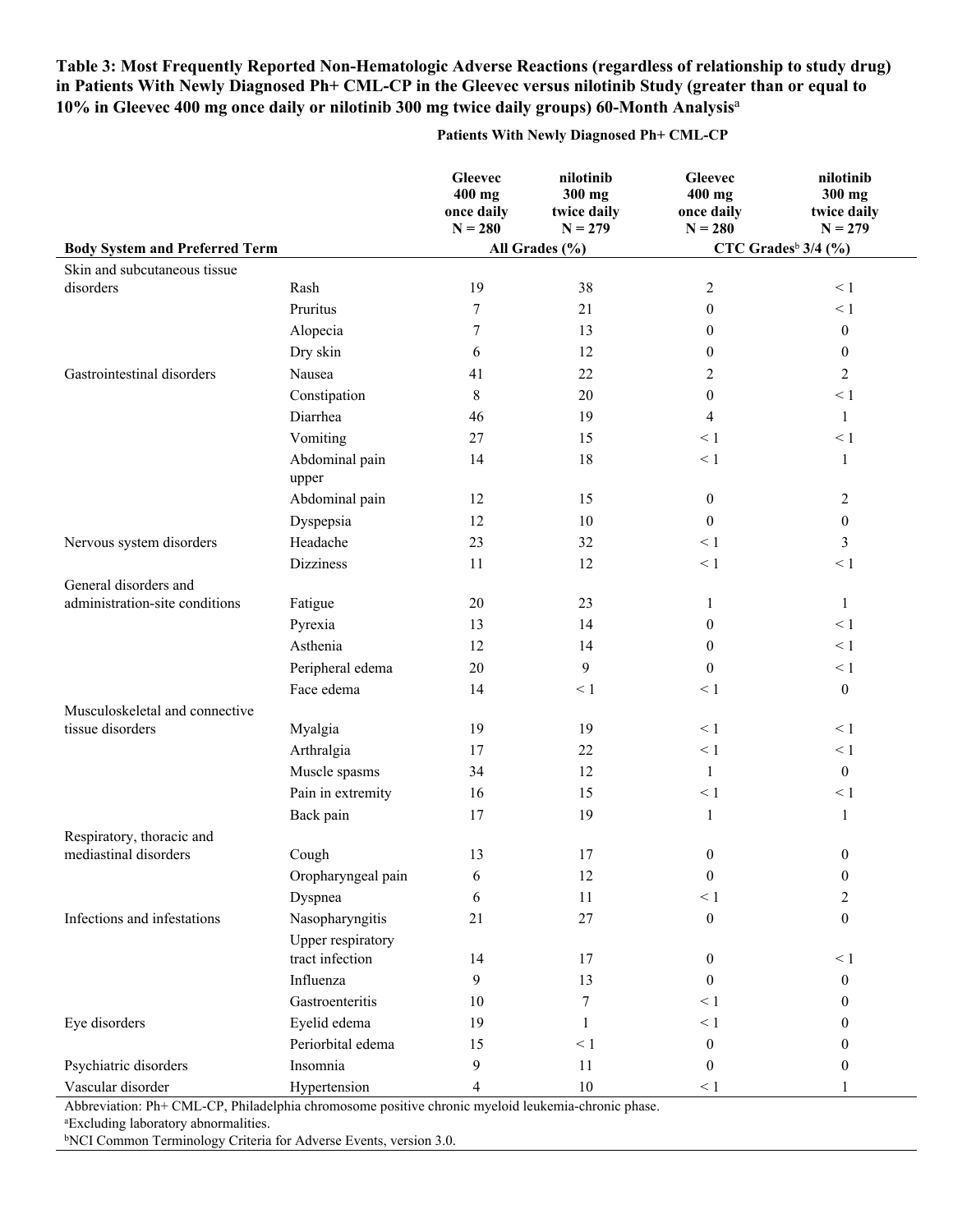**Table 3: Most Frequently Reported Non-Hematologic Adverse Reactions (regardless of relationship to study drug) in Patients With Newly Diagnosed Ph+ CML-CP in the Gleevec versus nilotinib Study (greater than or equal to 10% in Gleevec 400 mg once daily or nilotinib 300 mg twice daily groups) 60-Month Analysis**[a]

| | | Patients With Newly Diagnosed Ph+ CML-CP | | | |
|---|---|---|---|---|---|
| | | Gleevec 400 mg once daily N = 280 | nilotinib 300 mg twice daily N = 279 | Gleevec 400 mg once daily N = 280 | nilotinib 300 mg twice daily N = 279 |
| **Body System and Preferred Term** | | **All Grades (%)** | | **CTC Grades[b] 3/4 (%)** | |
| Skin and subcutaneous tissue disorders | Rash | 19 | 38 | 2 | < 1 |
| | Pruritus | 7 | 21 | 0 | < 1 |
| | Alopecia | 7 | 13 | 0 | 0 |
| | Dry skin | 6 | 12 | 0 | 0 |
| Gastrointestinal disorders | Nausea | 41 | 22 | 2 | 2 |
| | Constipation | 8 | 20 | 0 | < 1 |
| | Diarrhea | 46 | 19 | 4 | 1 |
| | Vomiting | 27 | 15 | < 1 | < 1 |
| | Abdominal pain upper | 14 | 18 | < 1 | 1 |
| | Abdominal pain | 12 | 15 | 0 | 2 |
| | Dyspepsia | 12 | 10 | 0 | 0 |
| Nervous system disorders | Headache | 23 | 32 | < 1 | 3 |
| | Dizziness | 11 | 12 | < 1 | < 1 |
| General disorders and administration-site conditions | Fatigue | 20 | 23 | 1 | 1 |
| | Pyrexia | 13 | 14 | 0 | < 1 |
| | Asthenia | 12 | 14 | 0 | < 1 |
| | Peripheral edema | 20 | 9 | 0 | < 1 |
| | Face edema | 14 | < 1 | < 1 | 0 |
| Musculoskeletal and connective tissue disorders | Myalgia | 19 | 19 | < 1 | < 1 |
| | Arthralgia | 17 | 22 | < 1 | < 1 |
| | Muscle spasms | 34 | 12 | 1 | 0 |
| | Pain in extremity | 16 | 15 | < 1 | < 1 |
| | Back pain | 17 | 19 | 1 | 1 |
| Respiratory, thoracic and mediastinal disorders | Cough | 13 | 17 | 0 | 0 |
| | Oropharyngeal pain | 6 | 12 | 0 | 0 |
| | Dyspnea | 6 | 11 | < 1 | 2 |
| Infections and infestations | Nasopharyngitis | 21 | 27 | 0 | 0 |
| | Upper respiratory tract infection | 14 | 17 | 0 | < 1 |
| | Influenza | 9 | 13 | 0 | 0 |
| | Gastroenteritis | 10 | 7 | < 1 | 0 |
| Eye disorders | Eyelid edema | 19 | 1 | < 1 | 0 |
| | Periorbital edema | 15 | < 1 | 0 | 0 |
| Psychiatric disorders | Insomnia | 9 | 11 | 0 | 0 |
| Vascular disorder | Hypertension | 4 | 10 | < 1 | 1 |

Abbreviation: Ph+ CML-CP, Philadelphia chromosome positive chronic myeloid leukemia-chronic phase.

[a]Excluding laboratory abnormalities.

[b]NCI Common Terminology Criteria for Adverse Events, version 3.0.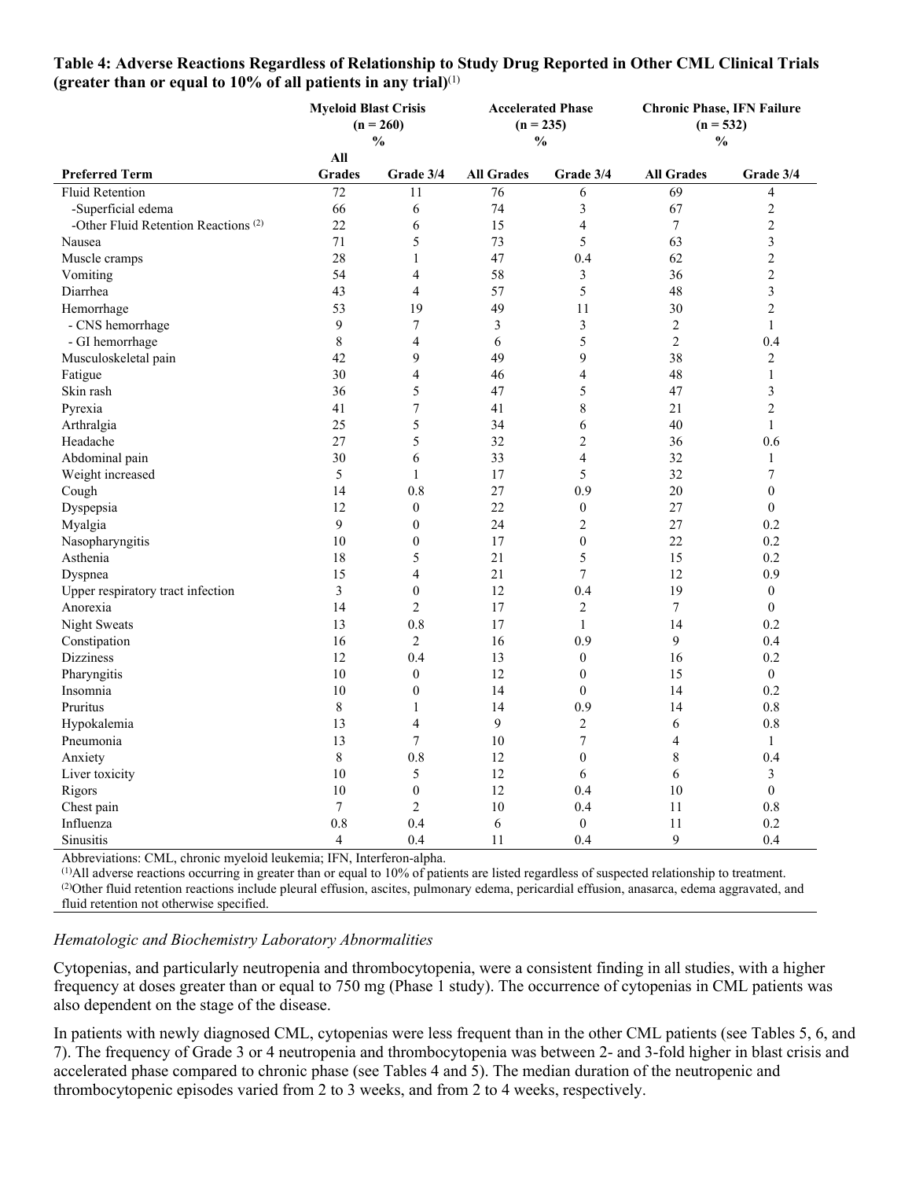**Table 4: Adverse Reactions Regardless of Relationship to Study Drug Reported in Other CML Clinical Trials (greater than or equal to 10% of all patients in any trial)**[(1)]

| | Myeloid Blast Crisis (n = 260) % | | Accelerated Phase (n = 235) % | | Chronic Phase, IFN Failure (n = 532) % | |
|---|---|---|---|---|---|---|
| **Preferred Term** | **All Grades** | **Grade 3/4** | **All Grades** | **Grade 3/4** | **All Grades** | **Grade 3/4** |
| Fluid Retention | 72 | 11 | 76 | 6 | 69 | 4 |
| -Superficial edema | 66 | 6 | 74 | 3 | 67 | 2 |
| -Other Fluid Retention Reactions [(2)] | 22 | 6 | 15 | 4 | 7 | 2 |
| Nausea | 71 | 5 | 73 | 5 | 63 | 3 |
| Muscle cramps | 28 | 1 | 47 | 0.4 | 62 | 2 |
| Vomiting | 54 | 4 | 58 | 3 | 36 | 2 |
| Diarrhea | 43 | 4 | 57 | 5 | 48 | 3 |
| Hemorrhage | 53 | 19 | 49 | 11 | 30 | 2 |
| - CNS hemorrhage | 9 | 7 | 3 | 3 | 2 | 1 |
| - GI hemorrhage | 8 | 4 | 6 | 5 | 2 | 0.4 |
| Musculoskeletal pain | 42 | 9 | 49 | 9 | 38 | 2 |
| Fatigue | 30 | 4 | 46 | 4 | 48 | 1 |
| Skin rash | 36 | 5 | 47 | 5 | 47 | 3 |
| Pyrexia | 41 | 7 | 41 | 8 | 21 | 2 |
| Arthralgia | 25 | 5 | 34 | 6 | 40 | 1 |
| Headache | 27 | 5 | 32 | 2 | 36 | 0.6 |
| Abdominal pain | 30 | 6 | 33 | 4 | 32 | 1 |
| Weight increased | 5 | 1 | 17 | 5 | 32 | 7 |
| Cough | 14 | 0.8 | 27 | 0.9 | 20 | 0 |
| Dyspepsia | 12 | 0 | 22 | 0 | 27 | 0 |
| Myalgia | 9 | 0 | 24 | 2 | 27 | 0.2 |
| Nasopharyngitis | 10 | 0 | 17 | 0 | 22 | 0.2 |
| Asthenia | 18 | 5 | 21 | 5 | 15 | 0.2 |
| Dyspnea | 15 | 4 | 21 | 7 | 12 | 0.9 |
| Upper respiratory tract infection | 3 | 0 | 12 | 0.4 | 19 | 0 |
| Anorexia | 14 | 2 | 17 | 2 | 7 | 0 |
| Night Sweats | 13 | 0.8 | 17 | 1 | 14 | 0.2 |
| Constipation | 16 | 2 | 16 | 0.9 | 9 | 0.4 |
| Dizziness | 12 | 0.4 | 13 | 0 | 16 | 0.2 |
| Pharyngitis | 10 | 0 | 12 | 0 | 15 | 0 |
| Insomnia | 10 | 0 | 14 | 0 | 14 | 0.2 |
| Pruritus | 8 | 1 | 14 | 0.9 | 14 | 0.8 |
| Hypokalemia | 13 | 4 | 9 | 2 | 6 | 0.8 |
| Pneumonia | 13 | 7 | 10 | 7 | 4 | 1 |
| Anxiety | 8 | 0.8 | 12 | 0 | 8 | 0.4 |
| Liver toxicity | 10 | 5 | 12 | 6 | 6 | 3 |
| Rigors | 10 | 0 | 12 | 0.4 | 10 | 0 |
| Chest pain | 7 | 2 | 10 | 0.4 | 11 | 0.8 |
| Influenza | 0.8 | 0.4 | 6 | 0 | 11 | 0.2 |
| Sinusitis | 4 | 0.4 | 11 | 0.4 | 9 | 0.4 |

Abbreviations: CML, chronic myeloid leukemia; IFN, Interferon-alpha.

[(1)]All adverse reactions occurring in greater than or equal to 10% of patients are listed regardless of suspected relationship to treatment.

[(2)]Other fluid retention reactions include pleural effusion, ascites, pulmonary edema, pericardial effusion, anasarca, edema aggravated, and fluid retention not otherwise specified.

*Hematologic and Biochemistry Laboratory Abnormalities*

Cytopenias, and particularly neutropenia and thrombocytopenia, were a consistent finding in all studies, with a higher frequency at doses greater than or equal to 750 mg (Phase 1 study). The occurrence of cytopenias in CML patients was also dependent on the stage of the disease.

In patients with newly diagnosed CML, cytopenias were less frequent than in the other CML patients (see Tables 5, 6, and 7). The frequency of Grade 3 or 4 neutropenia and thrombocytopenia was between 2- and 3-fold higher in blast crisis and accelerated phase compared to chronic phase (see Tables 4 and 5). The median duration of the neutropenic and thrombocytopenic episodes varied from 2 to 3 weeks, and from 2 to 4 weeks, respectively.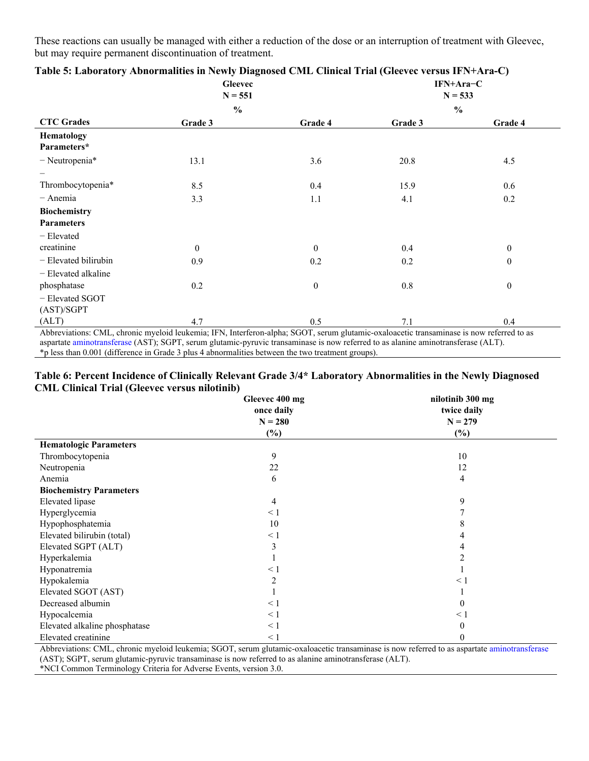These reactions can usually be managed with either a reduction of the dose or an interruption of treatment with Gleevec, but may require permanent discontinuation of treatment.

**Table 5: Laboratory Abnormalities in Newly Diagnosed CML Clinical Trial (Gleevec versus IFN+Ara-C)**

| | Gleevec N = 551 % | | IFN+Ara−C N = 533 % | |
|---|---|---|---|---|
| **CTC Grades** | **Grade 3** | **Grade 4** | **Grade 3** | **Grade 4** |
| **Hematology Parameters*** | | | | |
| − Neutropenia* | 13.1 | 3.6 | 20.8 | 4.5 |
| − Thrombocytopenia* | 8.5 | 0.4 | 15.9 | 0.6 |
| − Anemia | 3.3 | 1.1 | 4.1 | 0.2 |
| **Biochemistry Parameters** | | | | |
| − Elevated creatinine | 0 | 0 | 0.4 | 0 |
| − Elevated bilirubin | 0.9 | 0.2 | 0.2 | 0 |
| − Elevated alkaline phosphatase | 0.2 | 0 | 0.8 | 0 |
| − Elevated SGOT (AST)/SGPT (ALT) | 4.7 | 0.5 | 7.1 | 0.4 |

Abbreviations: CML, chronic myeloid leukemia; IFN, Interferon-alpha; SGOT, serum glutamic-oxaloacetic transaminase is now referred to as aspartate aminotransferase (AST); SGPT, serum glutamic-pyruvic transaminase is now referred to as alanine aminotransferase (ALT).
*p less than 0.001 (difference in Grade 3 plus 4 abnormalities between the two treatment groups).

**Table 6: Percent Incidence of Clinically Relevant Grade 3/4* Laboratory Abnormalities in the Newly Diagnosed CML Clinical Trial (Gleevec versus nilotinib)**

| | Gleevec 400 mg once daily N = 280 (%) | nilotinib 300 mg twice daily N = 279 (%) |
|---|---|---|
| **Hematologic Parameters** | | |
| Thrombocytopenia | 9 | 10 |
| Neutropenia | 22 | 12 |
| Anemia | 6 | 4 |
| **Biochemistry Parameters** | | |
| Elevated lipase | 4 | 9 |
| Hyperglycemia | < 1 | 7 |
| Hypophosphatemia | 10 | 8 |
| Elevated bilirubin (total) | < 1 | 4 |
| Elevated SGPT (ALT) | 3 | 4 |
| Hyperkalemia | 1 | 2 |
| Hyponatremia | < 1 | 1 |
| Hypokalemia | 2 | < 1 |
| Elevated SGOT (AST) | 1 | 1 |
| Decreased albumin | < 1 | 0 |
| Hypocalcemia | < 1 | < 1 |
| Elevated alkaline phosphatase | < 1 | 0 |
| Elevated creatinine | < 1 | 0 |

Abbreviations: CML, chronic myeloid leukemia; SGOT, serum glutamic-oxaloacetic transaminase is now referred to as aspartate aminotransferase (AST); SGPT, serum glutamic-pyruvic transaminase is now referred to as alanine aminotransferase (ALT).
*NCI Common Terminology Criteria for Adverse Events, version 3.0.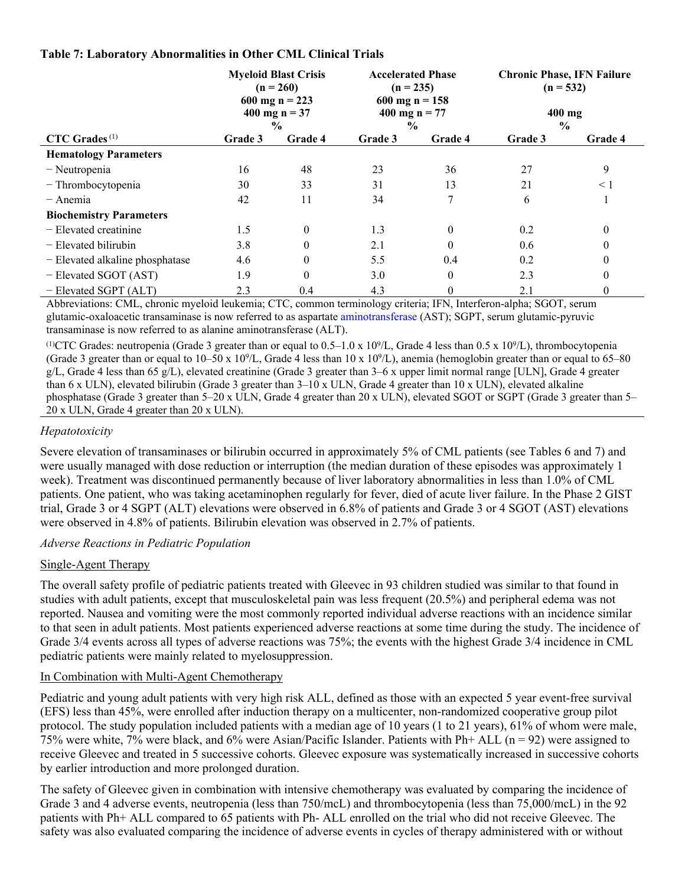**Table 7: Laboratory Abnormalities in Other CML Clinical Trials**

| | Myeloid Blast Crisis (n = 260) 600 mg n = 223 400 mg n = 37 % | | Accelerated Phase (n = 235) 600 mg n = 158 400 mg n = 77 % | | Chronic Phase, IFN Failure (n = 532) 400 mg % | |
|---|---|---|---|---|---|---|
| **CTC Grades**[(1)] | **Grade 3** | **Grade 4** | **Grade 3** | **Grade 4** | **Grade 3** | **Grade 4** |
| **Hematology Parameters** | | | | | | |
| − Neutropenia | 16 | 48 | 23 | 36 | 27 | 9 |
| − Thrombocytopenia | 30 | 33 | 31 | 13 | 21 | < 1 |
| − Anemia | 42 | 11 | 34 | 7 | 6 | 1 |
| **Biochemistry Parameters** | | | | | | |
| − Elevated creatinine | 1.5 | 0 | 1.3 | 0 | 0.2 | 0 |
| − Elevated bilirubin | 3.8 | 0 | 2.1 | 0 | 0.6 | 0 |
| − Elevated alkaline phosphatase | 4.6 | 0 | 5.5 | 0.4 | 0.2 | 0 |
| − Elevated SGOT (AST) | 1.9 | 0 | 3.0 | 0 | 2.3 | 0 |
| − Elevated SGPT (ALT) | 2.3 | 0.4 | 4.3 | 0 | 2.1 | 0 |

Abbreviations: CML, chronic myeloid leukemia; CTC, common terminology criteria; IFN, Interferon-alpha; SGOT, serum glutamic-oxaloacetic transaminase is now referred to as aspartate aminotransferase (AST); SGPT, serum glutamic-pyruvic transaminase is now referred to as alanine aminotransferase (ALT).

(1)CTC Grades: neutropenia (Grade 3 greater than or equal to 0.5–1.0 x $10^9$/L, Grade 4 less than 0.5 x $10^9$/L), thrombocytopenia (Grade 3 greater than or equal to 10–50 x $10^9$/L, Grade 4 less than 10 x $10^9$/L), anemia (hemoglobin greater than or equal to 65–80 g/L, Grade 4 less than 65 g/L), elevated creatinine (Grade 3 greater than 3–6 x upper limit normal range [ULN], Grade 4 greater than 6 x ULN), elevated bilirubin (Grade 3 greater than 3–10 x ULN, Grade 4 greater than 10 x ULN), elevated alkaline phosphatase (Grade 3 greater than 5–20 x ULN, Grade 4 greater than 20 x ULN), elevated SGOT or SGPT (Grade 3 greater than 5–20 x ULN, Grade 4 greater than 20 x ULN).

*Hepatotoxicity*

Severe elevation of transaminases or bilirubin occurred in approximately 5% of CML patients (see Tables 6 and 7) and were usually managed with dose reduction or interruption (the median duration of these episodes was approximately 1 week). Treatment was discontinued permanently because of liver laboratory abnormalities in less than 1.0% of CML patients. One patient, who was taking acetaminophen regularly for fever, died of acute liver failure. In the Phase 2 GIST trial, Grade 3 or 4 SGPT (ALT) elevations were observed in 6.8% of patients and Grade 3 or 4 SGOT (AST) elevations were observed in 4.8% of patients. Bilirubin elevation was observed in 2.7% of patients.

*Adverse Reactions in Pediatric Population*

Single-Agent Therapy

The overall safety profile of pediatric patients treated with Gleevec in 93 children studied was similar to that found in studies with adult patients, except that musculoskeletal pain was less frequent (20.5%) and peripheral edema was not reported. Nausea and vomiting were the most commonly reported individual adverse reactions with an incidence similar to that seen in adult patients. Most patients experienced adverse reactions at some time during the study. The incidence of Grade 3/4 events across all types of adverse reactions was 75%; the events with the highest Grade 3/4 incidence in CML pediatric patients were mainly related to myelosuppression.

In Combination with Multi-Agent Chemotherapy

Pediatric and young adult patients with very high risk ALL, defined as those with an expected 5 year event-free survival (EFS) less than 45%, were enrolled after induction therapy on a multicenter, non-randomized cooperative group pilot protocol. The study population included patients with a median age of 10 years (1 to 21 years), 61% of whom were male, 75% were white, 7% were black, and 6% were Asian/Pacific Islander. Patients with Ph+ ALL (n = 92) were assigned to receive Gleevec and treated in 5 successive cohorts. Gleevec exposure was systematically increased in successive cohorts by earlier introduction and more prolonged duration.

The safety of Gleevec given in combination with intensive chemotherapy was evaluated by comparing the incidence of Grade 3 and 4 adverse events, neutropenia (less than 750/mcL) and thrombocytopenia (less than 75,000/mcL) in the 92 patients with Ph+ ALL compared to 65 patients with Ph- ALL enrolled on the trial who did not receive Gleevec. The safety was also evaluated comparing the incidence of adverse events in cycles of therapy administered with or without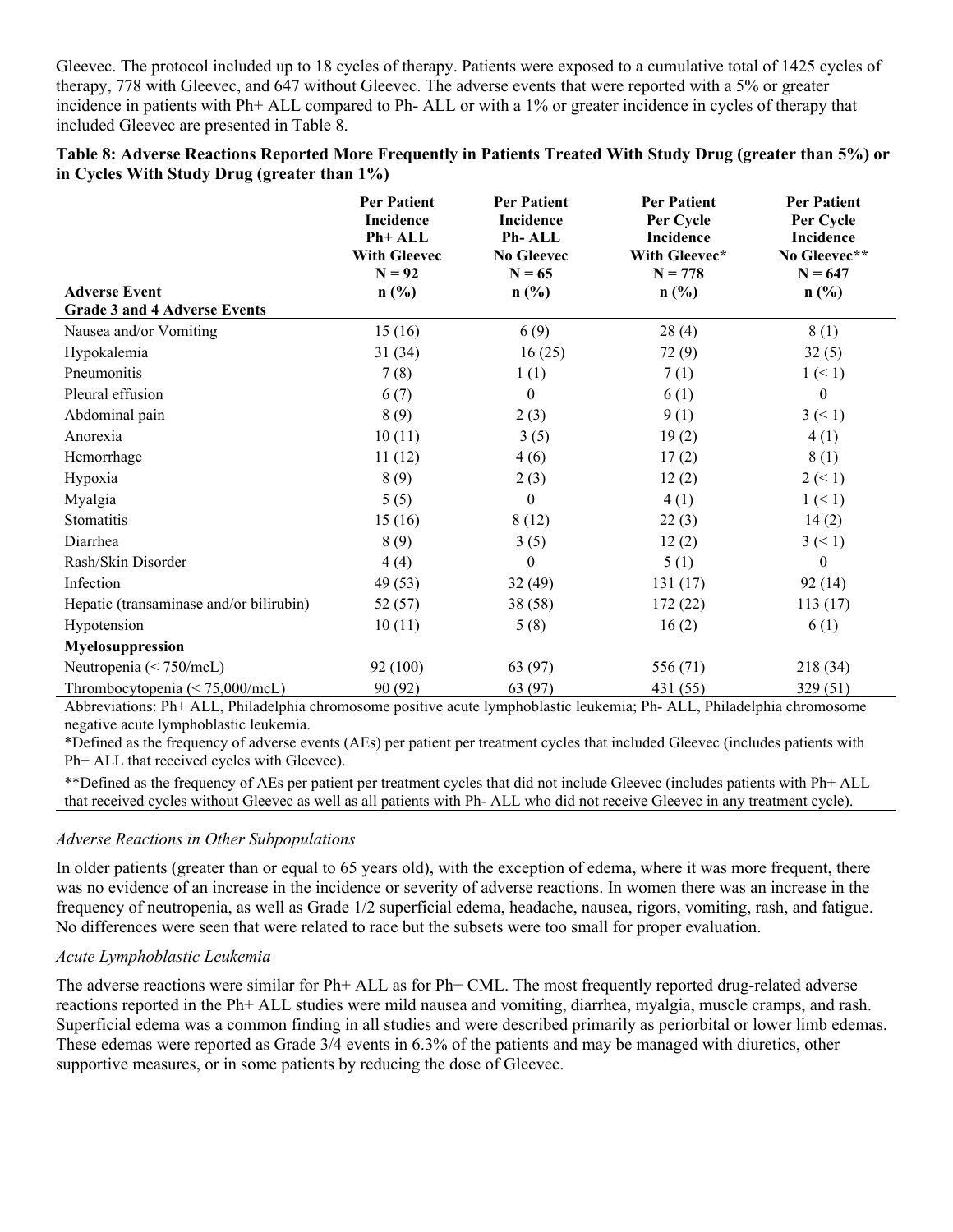Gleevec. The protocol included up to 18 cycles of therapy. Patients were exposed to a cumulative total of 1425 cycles of therapy, 778 with Gleevec, and 647 without Gleevec. The adverse events that were reported with a 5% or greater incidence in patients with Ph+ ALL compared to Ph- ALL or with a 1% or greater incidence in cycles of therapy that included Gleevec are presented in Table 8.

**Table 8: Adverse Reactions Reported More Frequently in Patients Treated With Study Drug (greater than 5%) or in Cycles With Study Drug (greater than 1%)**

| Adverse Event | Per Patient Incidence Ph+ ALL With Gleevec N = 92 n (%) | Per Patient Incidence Ph- ALL No Gleevec N = 65 n (%) | Per Patient Per Cycle Incidence With Gleevec* N = 778 n (%) | Per Patient Per Cycle Incidence No Gleevec** N = 647 n (%) |
|---|---|---|---|---|
| **Grade 3 and 4 Adverse Events** | | | | |
| Nausea and/or Vomiting | 15 (16) | 6 (9) | 28 (4) | 8 (1) |
| Hypokalemia | 31 (34) | 16 (25) | 72 (9) | 32 (5) |
| Pneumonitis | 7 (8) | 1 (1) | 7 (1) | 1 (< 1) |
| Pleural effusion | 6 (7) | 0 | 6 (1) | 0 |
| Abdominal pain | 8 (9) | 2 (3) | 9 (1) | 3 (< 1) |
| Anorexia | 10 (11) | 3 (5) | 19 (2) | 4 (1) |
| Hemorrhage | 11 (12) | 4 (6) | 17 (2) | 8 (1) |
| Hypoxia | 8 (9) | 2 (3) | 12 (2) | 2 (< 1) |
| Myalgia | 5 (5) | 0 | 4 (1) | 1 (< 1) |
| Stomatitis | 15 (16) | 8 (12) | 22 (3) | 14 (2) |
| Diarrhea | 8 (9) | 3 (5) | 12 (2) | 3 (< 1) |
| Rash/Skin Disorder | 4 (4) | 0 | 5 (1) | 0 |
| Infection | 49 (53) | 32 (49) | 131 (17) | 92 (14) |
| Hepatic (transaminase and/or bilirubin) | 52 (57) | 38 (58) | 172 (22) | 113 (17) |
| Hypotension | 10 (11) | 5 (8) | 16 (2) | 6 (1) |
| **Myelosuppression** | | | | |
| Neutropenia (< 750/mcL) | 92 (100) | 63 (97) | 556 (71) | 218 (34) |
| Thrombocytopenia (< 75,000/mcL) | 90 (92) | 63 (97) | 431 (55) | 329 (51) |

Abbreviations: Ph+ ALL, Philadelphia chromosome positive acute lymphoblastic leukemia; Ph- ALL, Philadelphia chromosome negative acute lymphoblastic leukemia.

*Defined as the frequency of adverse events (AEs) per patient per treatment cycles that included Gleevec (includes patients with Ph+ ALL that received cycles with Gleevec).

**Defined as the frequency of AEs per patient per treatment cycles that did not include Gleevec (includes patients with Ph+ ALL that received cycles without Gleevec as well as all patients with Ph- ALL who did not receive Gleevec in any treatment cycle).

*Adverse Reactions in Other Subpopulations*

In older patients (greater than or equal to 65 years old), with the exception of edema, where it was more frequent, there was no evidence of an increase in the incidence or severity of adverse reactions. In women there was an increase in the frequency of neutropenia, as well as Grade 1/2 superficial edema, headache, nausea, rigors, vomiting, rash, and fatigue. No differences were seen that were related to race but the subsets were too small for proper evaluation.

*Acute Lymphoblastic Leukemia*

The adverse reactions were similar for Ph+ ALL as for Ph+ CML. The most frequently reported drug-related adverse reactions reported in the Ph+ ALL studies were mild nausea and vomiting, diarrhea, myalgia, muscle cramps, and rash. Superficial edema was a common finding in all studies and were described primarily as periorbital or lower limb edemas. These edemas were reported as Grade 3/4 events in 6.3% of the patients and may be managed with diuretics, other supportive measures, or in some patients by reducing the dose of Gleevec.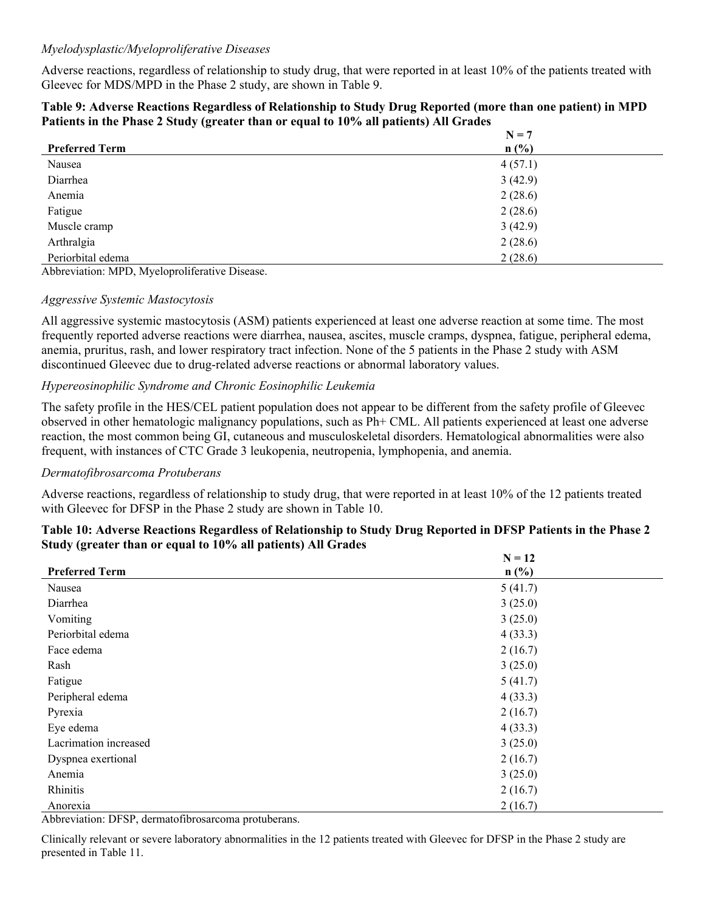*Myelodysplastic/Myeloproliferative Diseases*

Adverse reactions, regardless of relationship to study drug, that were reported in at least 10% of the patients treated with Gleevec for MDS/MPD in the Phase 2 study, are shown in Table 9.

**Table 9: Adverse Reactions Regardless of Relationship to Study Drug Reported (more than one patient) in MPD Patients in the Phase 2 Study (greater than or equal to 10% all patients) All Grades**

| Preferred Term | N = 7<br>n (%) |
|---|---|
| Nausea | 4 (57.1) |
| Diarrhea | 3 (42.9) |
| Anemia | 2 (28.6) |
| Fatigue | 2 (28.6) |
| Muscle cramp | 3 (42.9) |
| Arthralgia | 2 (28.6) |
| Periorbital edema | 2 (28.6) |

Abbreviation: MPD, Myeloproliferative Disease.

*Aggressive Systemic Mastocytosis*

All aggressive systemic mastocytosis (ASM) patients experienced at least one adverse reaction at some time. The most frequently reported adverse reactions were diarrhea, nausea, ascites, muscle cramps, dyspnea, fatigue, peripheral edema, anemia, pruritus, rash, and lower respiratory tract infection. None of the 5 patients in the Phase 2 study with ASM discontinued Gleevec due to drug-related adverse reactions or abnormal laboratory values.

*Hypereosinophilic Syndrome and Chronic Eosinophilic Leukemia*

The safety profile in the HES/CEL patient population does not appear to be different from the safety profile of Gleevec observed in other hematologic malignancy populations, such as Ph+ CML. All patients experienced at least one adverse reaction, the most common being GI, cutaneous and musculoskeletal disorders. Hematological abnormalities were also frequent, with instances of CTC Grade 3 leukopenia, neutropenia, lymphopenia, and anemia.

*Dermatofibrosarcoma Protuberans*

Adverse reactions, regardless of relationship to study drug, that were reported in at least 10% of the 12 patients treated with Gleevec for DFSP in the Phase 2 study are shown in Table 10.

**Table 10: Adverse Reactions Regardless of Relationship to Study Drug Reported in DFSP Patients in the Phase 2 Study (greater than or equal to 10% all patients) All Grades**

| Preferred Term | N = 12<br>n (%) |
|---|---|
| Nausea | 5 (41.7) |
| Diarrhea | 3 (25.0) |
| Vomiting | 3 (25.0) |
| Periorbital edema | 4 (33.3) |
| Face edema | 2 (16.7) |
| Rash | 3 (25.0) |
| Fatigue | 5 (41.7) |
| Peripheral edema | 4 (33.3) |
| Pyrexia | 2 (16.7) |
| Eye edema | 4 (33.3) |
| Lacrimation increased | 3 (25.0) |
| Dyspnea exertional | 2 (16.7) |
| Anemia | 3 (25.0) |
| Rhinitis | 2 (16.7) |
| Anorexia | 2 (16.7) |

Abbreviation: DFSP, dermatofibrosarcoma protuberans.

Clinically relevant or severe laboratory abnormalities in the 12 patients treated with Gleevec for DFSP in the Phase 2 study are presented in Table 11.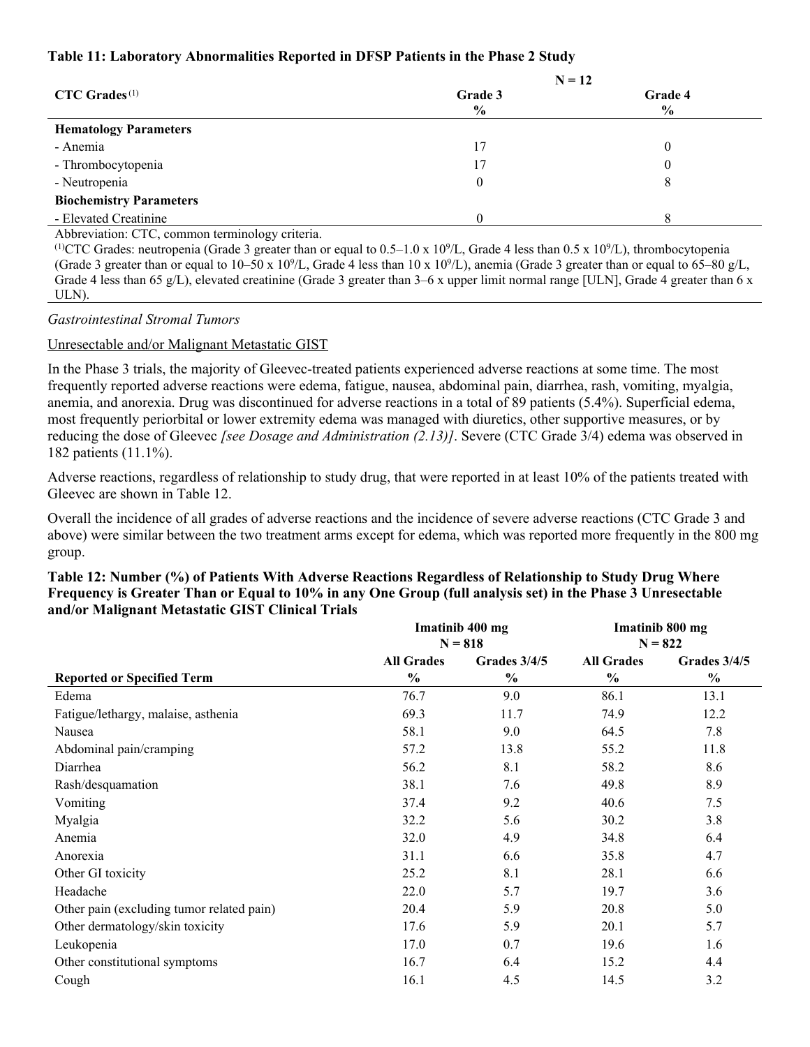**Table 11: Laboratory Abnormalities Reported in DFSP Patients in the Phase 2 Study**

| CTC Grades[(1)] | N = 12 Grade 3 % | Grade 4 % |
|---|---|---|
| **Hematology Parameters** | | |
| - Anemia | 17 | 0 |
| - Thrombocytopenia | 17 | 0 |
| - Neutropenia | 0 | 8 |
| **Biochemistry Parameters** | | |
| - Elevated Creatinine | 0 | 8 |

Abbreviation: CTC, common terminology criteria.

[(1)]CTC Grades: neutropenia (Grade 3 greater than or equal to 0.5–1.0 x $10^9$/L, Grade 4 less than 0.5 x $10^9$/L), thrombocytopenia (Grade 3 greater than or equal to 10–50 x $10^9$/L, Grade 4 less than 10 x $10^9$/L), anemia (Grade 3 greater than or equal to 65–80 g/L, Grade 4 less than 65 g/L), elevated creatinine (Grade 3 greater than 3–6 x upper limit normal range [ULN], Grade 4 greater than 6 x ULN).

*Gastrointestinal Stromal Tumors*

Unresectable and/or Malignant Metastatic GIST

In the Phase 3 trials, the majority of Gleevec-treated patients experienced adverse reactions at some time. The most frequently reported adverse reactions were edema, fatigue, nausea, abdominal pain, diarrhea, rash, vomiting, myalgia, anemia, and anorexia. Drug was discontinued for adverse reactions in a total of 89 patients (5.4%). Superficial edema, most frequently periorbital or lower extremity edema was managed with diuretics, other supportive measures, or by reducing the dose of Gleevec *[see Dosage and Administration (2.13)]*. Severe (CTC Grade 3/4) edema was observed in 182 patients (11.1%).

Adverse reactions, regardless of relationship to study drug, that were reported in at least 10% of the patients treated with Gleevec are shown in Table 12.

Overall the incidence of all grades of adverse reactions and the incidence of severe adverse reactions (CTC Grade 3 and above) were similar between the two treatment arms except for edema, which was reported more frequently in the 800 mg group.

**Table 12: Number (%) of Patients With Adverse Reactions Regardless of Relationship to Study Drug Where Frequency is Greater Than or Equal to 10% in any One Group (full analysis set) in the Phase 3 Unresectable and/or Malignant Metastatic GIST Clinical Trials**

| | Imatinib 400 mg N = 818 | | Imatinib 800 mg N = 822 | |
|---|---|---|---|---|
| **Reported or Specified Term** | **All Grades %** | **Grades 3/4/5 %** | **All Grades %** | **Grades 3/4/5 %** |
| Edema | 76.7 | 9.0 | 86.1 | 13.1 |
| Fatigue/lethargy, malaise, asthenia | 69.3 | 11.7 | 74.9 | 12.2 |
| Nausea | 58.1 | 9.0 | 64.5 | 7.8 |
| Abdominal pain/cramping | 57.2 | 13.8 | 55.2 | 11.8 |
| Diarrhea | 56.2 | 8.1 | 58.2 | 8.6 |
| Rash/desquamation | 38.1 | 7.6 | 49.8 | 8.9 |
| Vomiting | 37.4 | 9.2 | 40.6 | 7.5 |
| Myalgia | 32.2 | 5.6 | 30.2 | 3.8 |
| Anemia | 32.0 | 4.9 | 34.8 | 6.4 |
| Anorexia | 31.1 | 6.6 | 35.8 | 4.7 |
| Other GI toxicity | 25.2 | 8.1 | 28.1 | 6.6 |
| Headache | 22.0 | 5.7 | 19.7 | 3.6 |
| Other pain (excluding tumor related pain) | 20.4 | 5.9 | 20.8 | 5.0 |
| Other dermatology/skin toxicity | 17.6 | 5.9 | 20.1 | 5.7 |
| Leukopenia | 17.0 | 0.7 | 19.6 | 1.6 |
| Other constitutional symptoms | 16.7 | 6.4 | 15.2 | 4.4 |
| Cough | 16.1 | 4.5 | 14.5 | 3.2 |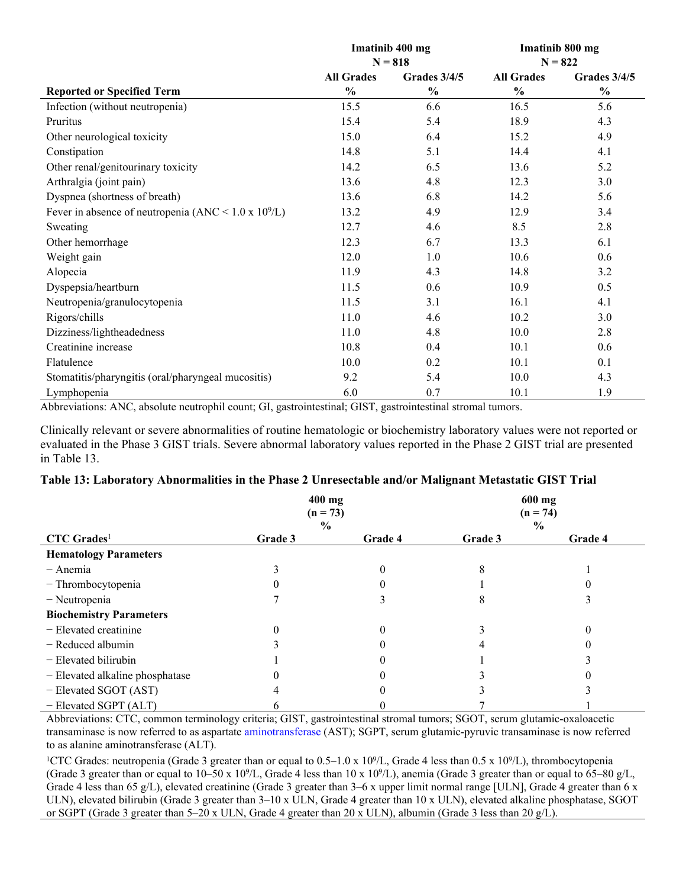| Reported or Specified Term | Imatinib 400 mg N = 818 | | Imatinib 800 mg N = 822 | |
|---|---|---|---|---|
| | All Grades % | Grades 3/4/5 % | All Grades % | Grades 3/4/5 % |
| Infection (without neutropenia) | 15.5 | 6.6 | 16.5 | 5.6 |
| Pruritus | 15.4 | 5.4 | 18.9 | 4.3 |
| Other neurological toxicity | 15.0 | 6.4 | 15.2 | 4.9 |
| Constipation | 14.8 | 5.1 | 14.4 | 4.1 |
| Other renal/genitourinary toxicity | 14.2 | 6.5 | 13.6 | 5.2 |
| Arthralgia (joint pain) | 13.6 | 4.8 | 12.3 | 3.0 |
| Dyspnea (shortness of breath) | 13.6 | 6.8 | 14.2 | 5.6 |
| Fever in absence of neutropenia (ANC < $1.0 \times 10^9$/L) | 13.2 | 4.9 | 12.9 | 3.4 |
| Sweating | 12.7 | 4.6 | 8.5 | 2.8 |
| Other hemorrhage | 12.3 | 6.7 | 13.3 | 6.1 |
| Weight gain | 12.0 | 1.0 | 10.6 | 0.6 |
| Alopecia | 11.9 | 4.3 | 14.8 | 3.2 |
| Dyspepsia/heartburn | 11.5 | 0.6 | 10.9 | 0.5 |
| Neutropenia/granulocytopenia | 11.5 | 3.1 | 16.1 | 4.1 |
| Rigors/chills | 11.0 | 4.6 | 10.2 | 3.0 |
| Dizziness/lightheadedness | 11.0 | 4.8 | 10.0 | 2.8 |
| Creatinine increase | 10.8 | 0.4 | 10.1 | 0.6 |
| Flatulence | 10.0 | 0.2 | 10.1 | 0.1 |
| Stomatitis/pharyngitis (oral/pharyngeal mucositis) | 9.2 | 5.4 | 10.0 | 4.3 |
| Lymphopenia | 6.0 | 0.7 | 10.1 | 1.9 |

Abbreviations: ANC, absolute neutrophil count; GI, gastrointestinal; GIST, gastrointestinal stromal tumors.

Clinically relevant or severe abnormalities of routine hematologic or biochemistry laboratory values were not reported or evaluated in the Phase 3 GIST trials. Severe abnormal laboratory values reported in the Phase 2 GIST trial are presented in Table 13.

**Table 13: Laboratory Abnormalities in the Phase 2 Unresectable and/or Malignant Metastatic GIST Trial**

| CTC Grades[1] | 400 mg (n = 73) % | | 600 mg (n = 74) % | |
|---|---|---|---|---|
| | Grade 3 | Grade 4 | Grade 3 | Grade 4 |
| **Hematology Parameters** | | | | |
| − Anemia | 3 | 0 | 8 | 1 |
| − Thrombocytopenia | 0 | 0 | 1 | 0 |
| − Neutropenia | 7 | 3 | 8 | 3 |
| **Biochemistry Parameters** | | | | |
| − Elevated creatinine | 0 | 0 | 3 | 0 |
| − Reduced albumin | 3 | 0 | 4 | 0 |
| − Elevated bilirubin | 1 | 0 | 1 | 3 |
| − Elevated alkaline phosphatase | 0 | 0 | 3 | 0 |
| − Elevated SGOT (AST) | 4 | 0 | 3 | 3 |
| − Elevated SGPT (ALT) | 6 | 0 | 7 | 1 |

Abbreviations: CTC, common terminology criteria; GIST, gastrointestinal stromal tumors; SGOT, serum glutamic-oxaloacetic transaminase is now referred to as aspartate aminotransferase (AST); SGPT, serum glutamic-pyruvic transaminase is now referred to as alanine aminotransferase (ALT).

[1]CTC Grades: neutropenia (Grade 3 greater than or equal to 0.5–$1.0 \times 10^9$/L, Grade 4 less than $0.5 \times 10^9$/L), thrombocytopenia (Grade 3 greater than or equal to 10–$50 \times 10^9$/L, Grade 4 less than $10 \times 10^9$/L), anemia (Grade 3 greater than or equal to 65–80 g/L, Grade 4 less than 65 g/L), elevated creatinine (Grade 3 greater than 3–6 x upper limit normal range [ULN], Grade 4 greater than 6 x ULN), elevated bilirubin (Grade 3 greater than 3–10 x ULN, Grade 4 greater than 10 x ULN), elevated alkaline phosphatase, SGOT or SGPT (Grade 3 greater than 5–20 x ULN, Grade 4 greater than 20 x ULN), albumin (Grade 3 less than 20 g/L).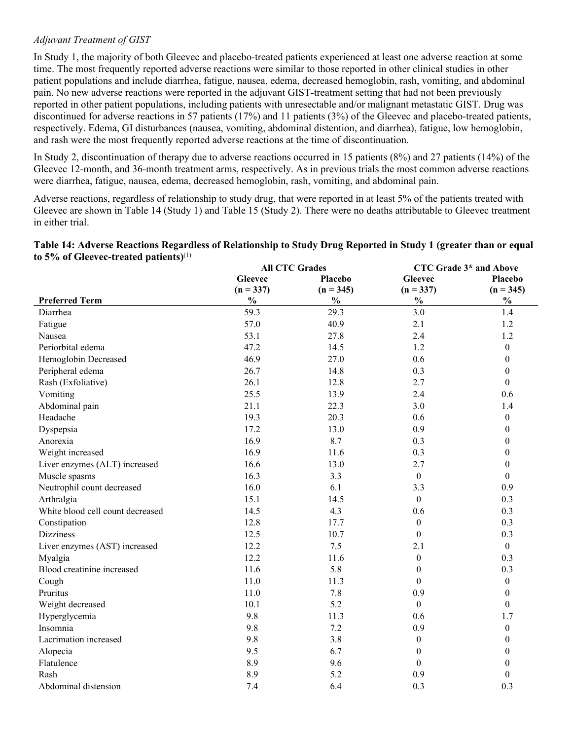*Adjuvant Treatment of GIST*

In Study 1, the majority of both Gleevec and placebo-treated patients experienced at least one adverse reaction at some time. The most frequently reported adverse reactions were similar to those reported in other clinical studies in other patient populations and include diarrhea, fatigue, nausea, edema, decreased hemoglobin, rash, vomiting, and abdominal pain. No new adverse reactions were reported in the adjuvant GIST-treatment setting that had not been previously reported in other patient populations, including patients with unresectable and/or malignant metastatic GIST. Drug was discontinued for adverse reactions in 57 patients (17%) and 11 patients (3%) of the Gleevec and placebo-treated patients, respectively. Edema, GI disturbances (nausea, vomiting, abdominal distention, and diarrhea), fatigue, low hemoglobin, and rash were the most frequently reported adverse reactions at the time of discontinuation.

In Study 2, discontinuation of therapy due to adverse reactions occurred in 15 patients (8%) and 27 patients (14%) of the Gleevec 12-month, and 36-month treatment arms, respectively. As in previous trials the most common adverse reactions were diarrhea, fatigue, nausea, edema, decreased hemoglobin, rash, vomiting, and abdominal pain.

Adverse reactions, regardless of relationship to study drug, that were reported in at least 5% of the patients treated with Gleevec are shown in Table 14 (Study 1) and Table 15 (Study 2). There were no deaths attributable to Gleevec treatment in either trial.

**Table 14: Adverse Reactions Regardless of Relationship to Study Drug Reported in Study 1 (greater than or equal to 5% of Gleevec-treated patients)**[(1)]

| | All CTC Grades | | CTC Grade 3* and Above | |
|---|---|---|---|---|
| | Gleevec (n = 337) | Placebo (n = 345) | Gleevec (n = 337) | Placebo (n = 345) |
| **Preferred Term** | **%** | **%** | **%** | **%** |
| Diarrhea | 59.3 | 29.3 | 3.0 | 1.4 |
| Fatigue | 57.0 | 40.9 | 2.1 | 1.2 |
| Nausea | 53.1 | 27.8 | 2.4 | 1.2 |
| Periorbital edema | 47.2 | 14.5 | 1.2 | 0 |
| Hemoglobin Decreased | 46.9 | 27.0 | 0.6 | 0 |
| Peripheral edema | 26.7 | 14.8 | 0.3 | 0 |
| Rash (Exfoliative) | 26.1 | 12.8 | 2.7 | 0 |
| Vomiting | 25.5 | 13.9 | 2.4 | 0.6 |
| Abdominal pain | 21.1 | 22.3 | 3.0 | 1.4 |
| Headache | 19.3 | 20.3 | 0.6 | 0 |
| Dyspepsia | 17.2 | 13.0 | 0.9 | 0 |
| Anorexia | 16.9 | 8.7 | 0.3 | 0 |
| Weight increased | 16.9 | 11.6 | 0.3 | 0 |
| Liver enzymes (ALT) increased | 16.6 | 13.0 | 2.7 | 0 |
| Muscle spasms | 16.3 | 3.3 | 0 | 0 |
| Neutrophil count decreased | 16.0 | 6.1 | 3.3 | 0.9 |
| Arthralgia | 15.1 | 14.5 | 0 | 0.3 |
| White blood cell count decreased | 14.5 | 4.3 | 0.6 | 0.3 |
| Constipation | 12.8 | 17.7 | 0 | 0.3 |
| Dizziness | 12.5 | 10.7 | 0 | 0.3 |
| Liver enzymes (AST) increased | 12.2 | 7.5 | 2.1 | 0 |
| Myalgia | 12.2 | 11.6 | 0 | 0.3 |
| Blood creatinine increased | 11.6 | 5.8 | 0 | 0.3 |
| Cough | 11.0 | 11.3 | 0 | 0 |
| Pruritus | 11.0 | 7.8 | 0.9 | 0 |
| Weight decreased | 10.1 | 5.2 | 0 | 0 |
| Hyperglycemia | 9.8 | 11.3 | 0.6 | 1.7 |
| Insomnia | 9.8 | 7.2 | 0.9 | 0 |
| Lacrimation increased | 9.8 | 3.8 | 0 | 0 |
| Alopecia | 9.5 | 6.7 | 0 | 0 |
| Flatulence | 8.9 | 9.6 | 0 | 0 |
| Rash | 8.9 | 5.2 | 0.9 | 0 |
| Abdominal distension | 7.4 | 6.4 | 0.3 | 0.3 |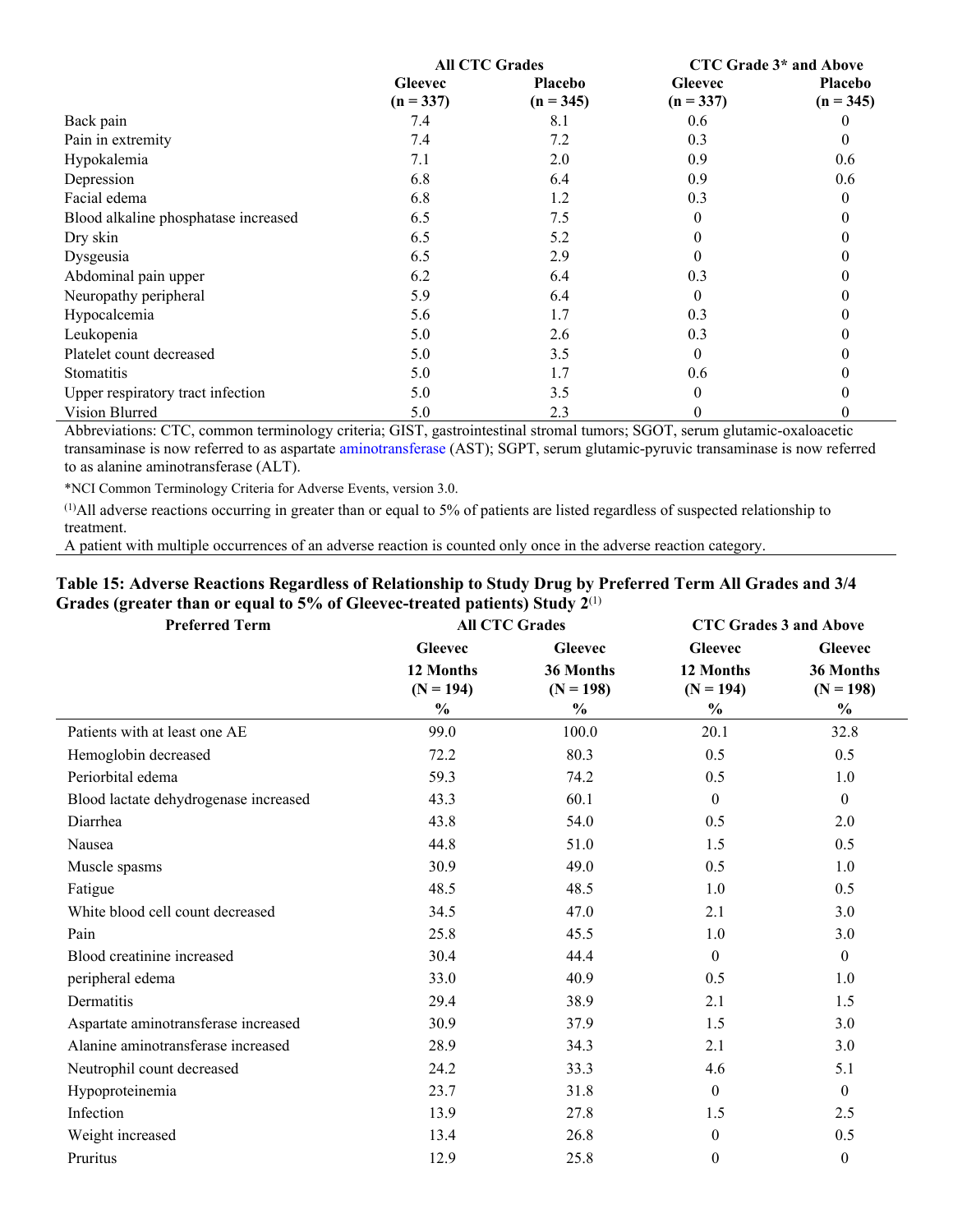|  | All CTC Grades | | CTC Grade 3* and Above | |
|---|---|---|---|---|
|  | Gleevec (n = 337) | Placebo (n = 345) | Gleevec (n = 337) | Placebo (n = 345) |
| Back pain | 7.4 | 8.1 | 0.6 | 0 |
| Pain in extremity | 7.4 | 7.2 | 0.3 | 0 |
| Hypokalemia | 7.1 | 2.0 | 0.9 | 0.6 |
| Depression | 6.8 | 6.4 | 0.9 | 0.6 |
| Facial edema | 6.8 | 1.2 | 0.3 | 0 |
| Blood alkaline phosphatase increased | 6.5 | 7.5 | 0 | 0 |
| Dry skin | 6.5 | 5.2 | 0 | 0 |
| Dysgeusia | 6.5 | 2.9 | 0 | 0 |
| Abdominal pain upper | 6.2 | 6.4 | 0.3 | 0 |
| Neuropathy peripheral | 5.9 | 6.4 | 0 | 0 |
| Hypocalcemia | 5.6 | 1.7 | 0.3 | 0 |
| Leukopenia | 5.0 | 2.6 | 0.3 | 0 |
| Platelet count decreased | 5.0 | 3.5 | 0 | 0 |
| Stomatitis | 5.0 | 1.7 | 0.6 | 0 |
| Upper respiratory tract infection | 5.0 | 3.5 | 0 | 0 |
| Vision Blurred | 5.0 | 2.3 | 0 | 0 |

Abbreviations: CTC, common terminology criteria; GIST, gastrointestinal stromal tumors; SGOT, serum glutamic-oxaloacetic transaminase is now referred to as aspartate aminotransferase (AST); SGPT, serum glutamic-pyruvic transaminase is now referred to as alanine aminotransferase (ALT).

*NCI Common Terminology Criteria for Adverse Events, version 3.0.

[1]All adverse reactions occurring in greater than or equal to 5% of patients are listed regardless of suspected relationship to treatment.

A patient with multiple occurrences of an adverse reaction is counted only once in the adverse reaction category.

**Table 15: Adverse Reactions Regardless of Relationship to Study Drug by Preferred Term All Grades and 3/4 Grades (greater than or equal to 5% of Gleevec-treated patients) Study 2[1]**

| Preferred Term | All CTC Grades | | CTC Grades 3 and Above | |
|---|---|---|---|---|
|  | Gleevec 12 Months (N = 194) % | Gleevec 36 Months (N = 198) % | Gleevec 12 Months (N = 194) % | Gleevec 36 Months (N = 198) % |
| Patients with at least one AE | 99.0 | 100.0 | 20.1 | 32.8 |
| Hemoglobin decreased | 72.2 | 80.3 | 0.5 | 0.5 |
| Periorbital edema | 59.3 | 74.2 | 0.5 | 1.0 |
| Blood lactate dehydrogenase increased | 43.3 | 60.1 | 0 | 0 |
| Diarrhea | 43.8 | 54.0 | 0.5 | 2.0 |
| Nausea | 44.8 | 51.0 | 1.5 | 0.5 |
| Muscle spasms | 30.9 | 49.0 | 0.5 | 1.0 |
| Fatigue | 48.5 | 48.5 | 1.0 | 0.5 |
| White blood cell count decreased | 34.5 | 47.0 | 2.1 | 3.0 |
| Pain | 25.8 | 45.5 | 1.0 | 3.0 |
| Blood creatinine increased | 30.4 | 44.4 | 0 | 0 |
| peripheral edema | 33.0 | 40.9 | 0.5 | 1.0 |
| Dermatitis | 29.4 | 38.9 | 2.1 | 1.5 |
| Aspartate aminotransferase increased | 30.9 | 37.9 | 1.5 | 3.0 |
| Alanine aminotransferase increased | 28.9 | 34.3 | 2.1 | 3.0 |
| Neutrophil count decreased | 24.2 | 33.3 | 4.6 | 5.1 |
| Hypoproteinemia | 23.7 | 31.8 | 0 | 0 |
| Infection | 13.9 | 27.8 | 1.5 | 2.5 |
| Weight increased | 13.4 | 26.8 | 0 | 0.5 |
| Pruritus | 12.9 | 25.8 | 0 | 0 |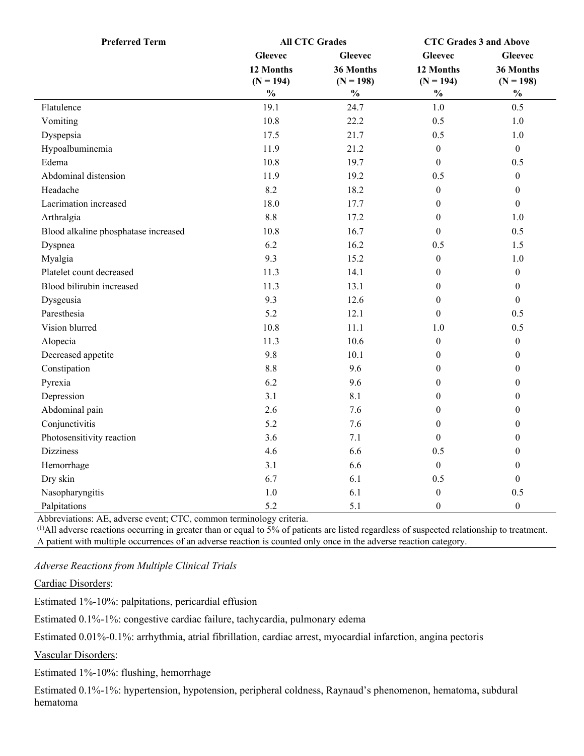| Preferred Term | All CTC Grades | | CTC Grades 3 and Above | |
|---|---|---|---|---|
| | Gleevec 12 Months (N = 194) % | Gleevec 36 Months (N = 198) % | Gleevec 12 Months (N = 194) % | Gleevec 36 Months (N = 198) % |
| Flatulence | 19.1 | 24.7 | 1.0 | 0.5 |
| Vomiting | 10.8 | 22.2 | 0.5 | 1.0 |
| Dyspepsia | 17.5 | 21.7 | 0.5 | 1.0 |
| Hypoalbuminemia | 11.9 | 21.2 | 0 | 0 |
| Edema | 10.8 | 19.7 | 0 | 0.5 |
| Abdominal distension | 11.9 | 19.2 | 0.5 | 0 |
| Headache | 8.2 | 18.2 | 0 | 0 |
| Lacrimation increased | 18.0 | 17.7 | 0 | 0 |
| Arthralgia | 8.8 | 17.2 | 0 | 1.0 |
| Blood alkaline phosphatase increased | 10.8 | 16.7 | 0 | 0.5 |
| Dyspnea | 6.2 | 16.2 | 0.5 | 1.5 |
| Myalgia | 9.3 | 15.2 | 0 | 1.0 |
| Platelet count decreased | 11.3 | 14.1 | 0 | 0 |
| Blood bilirubin increased | 11.3 | 13.1 | 0 | 0 |
| Dysgeusia | 9.3 | 12.6 | 0 | 0 |
| Paresthesia | 5.2 | 12.1 | 0 | 0.5 |
| Vision blurred | 10.8 | 11.1 | 1.0 | 0.5 |
| Alopecia | 11.3 | 10.6 | 0 | 0 |
| Decreased appetite | 9.8 | 10.1 | 0 | 0 |
| Constipation | 8.8 | 9.6 | 0 | 0 |
| Pyrexia | 6.2 | 9.6 | 0 | 0 |
| Depression | 3.1 | 8.1 | 0 | 0 |
| Abdominal pain | 2.6 | 7.6 | 0 | 0 |
| Conjunctivitis | 5.2 | 7.6 | 0 | 0 |
| Photosensitivity reaction | 3.6 | 7.1 | 0 | 0 |
| Dizziness | 4.6 | 6.6 | 0.5 | 0 |
| Hemorrhage | 3.1 | 6.6 | 0 | 0 |
| Dry skin | 6.7 | 6.1 | 0.5 | 0 |
| Nasopharyngitis | 1.0 | 6.1 | 0 | 0.5 |
| Palpitations | 5.2 | 5.1 | 0 | 0 |

Abbreviations: AE, adverse event; CTC, common terminology criteria.
(1)All adverse reactions occurring in greater than or equal to 5% of patients are listed regardless of suspected relationship to treatment. A patient with multiple occurrences of an adverse reaction is counted only once in the adverse reaction category.

*Adverse Reactions from Multiple Clinical Trials*

Cardiac Disorders:

Estimated 1%-10%: palpitations, pericardial effusion

Estimated 0.1%-1%: congestive cardiac failure, tachycardia, pulmonary edema

Estimated 0.01%-0.1%: arrhythmia, atrial fibrillation, cardiac arrest, myocardial infarction, angina pectoris

Vascular Disorders:

Estimated 1%-10%: flushing, hemorrhage

Estimated 0.1%-1%: hypertension, hypotension, peripheral coldness, Raynaud's phenomenon, hematoma, subdural hematoma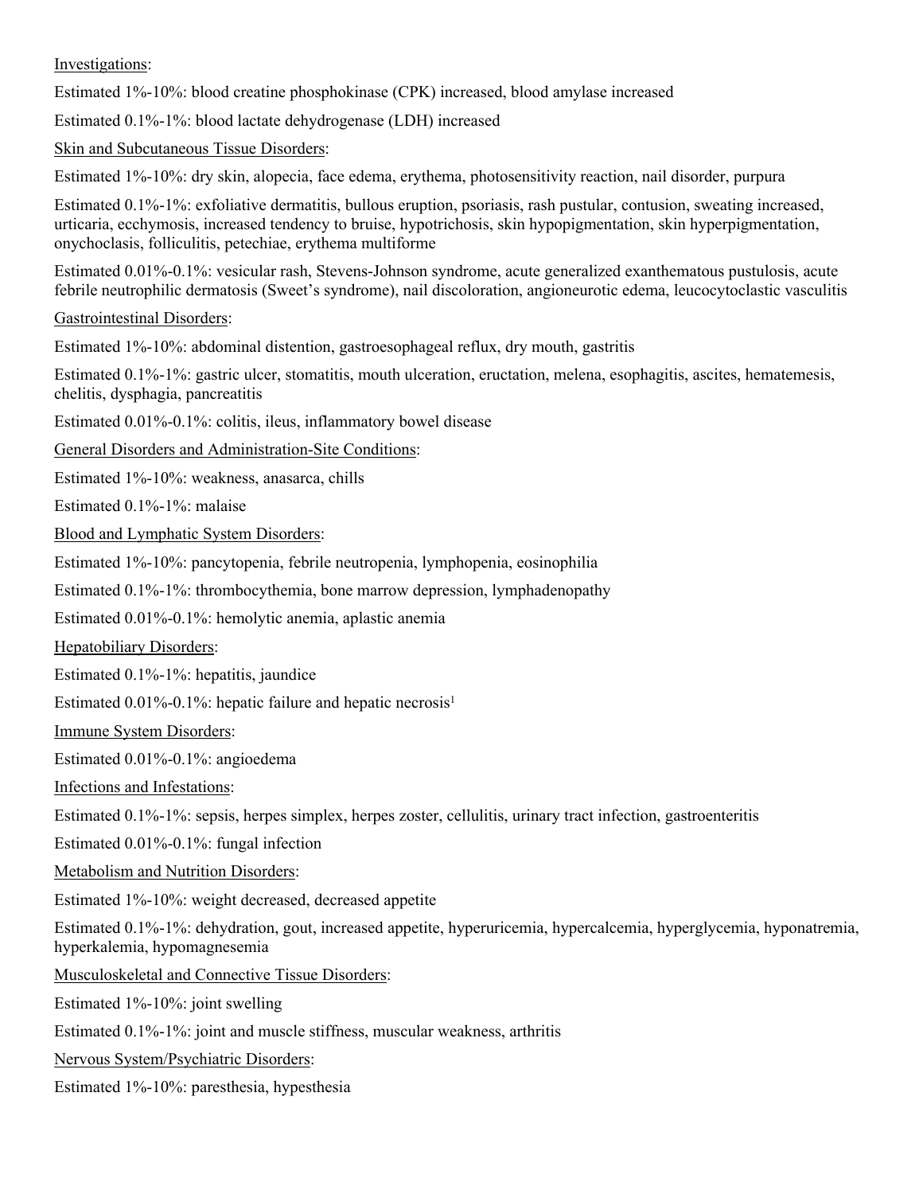Investigations:

Estimated 1%-10%: blood creatine phosphokinase (CPK) increased, blood amylase increased

Estimated 0.1%-1%: blood lactate dehydrogenase (LDH) increased

Skin and Subcutaneous Tissue Disorders:

Estimated 1%-10%: dry skin, alopecia, face edema, erythema, photosensitivity reaction, nail disorder, purpura

Estimated 0.1%-1%: exfoliative dermatitis, bullous eruption, psoriasis, rash pustular, contusion, sweating increased, urticaria, ecchymosis, increased tendency to bruise, hypotrichosis, skin hypopigmentation, skin hyperpigmentation, onychoclasis, folliculitis, petechiae, erythema multiforme

Estimated 0.01%-0.1%: vesicular rash, Stevens-Johnson syndrome, acute generalized exanthematous pustulosis, acute febrile neutrophilic dermatosis (Sweet's syndrome), nail discoloration, angioneurotic edema, leucocytoclastic vasculitis

Gastrointestinal Disorders:

Estimated 1%-10%: abdominal distention, gastroesophageal reflux, dry mouth, gastritis

Estimated 0.1%-1%: gastric ulcer, stomatitis, mouth ulceration, eructation, melena, esophagitis, ascites, hematemesis, chelitis, dysphagia, pancreatitis

Estimated 0.01%-0.1%: colitis, ileus, inflammatory bowel disease

General Disorders and Administration-Site Conditions:

Estimated 1%-10%: weakness, anasarca, chills

Estimated 0.1%-1%: malaise

Blood and Lymphatic System Disorders:

Estimated 1%-10%: pancytopenia, febrile neutropenia, lymphopenia, eosinophilia

Estimated 0.1%-1%: thrombocythemia, bone marrow depression, lymphadenopathy

Estimated 0.01%-0.1%: hemolytic anemia, aplastic anemia

Hepatobiliary Disorders:

Estimated 0.1%-1%: hepatitis, jaundice

Estimated 0.01%-0.1%: hepatic failure and hepatic necrosis[1]

Immune System Disorders:

Estimated 0.01%-0.1%: angioedema

Infections and Infestations:

Estimated 0.1%-1%: sepsis, herpes simplex, herpes zoster, cellulitis, urinary tract infection, gastroenteritis

Estimated 0.01%-0.1%: fungal infection

Metabolism and Nutrition Disorders:

Estimated 1%-10%: weight decreased, decreased appetite

Estimated 0.1%-1%: dehydration, gout, increased appetite, hyperuricemia, hypercalcemia, hyperglycemia, hyponatremia, hyperkalemia, hypomagnesemia

Musculoskeletal and Connective Tissue Disorders:

Estimated 1%-10%: joint swelling

Estimated 0.1%-1%: joint and muscle stiffness, muscular weakness, arthritis

Nervous System/Psychiatric Disorders:

Estimated 1%-10%: paresthesia, hypesthesia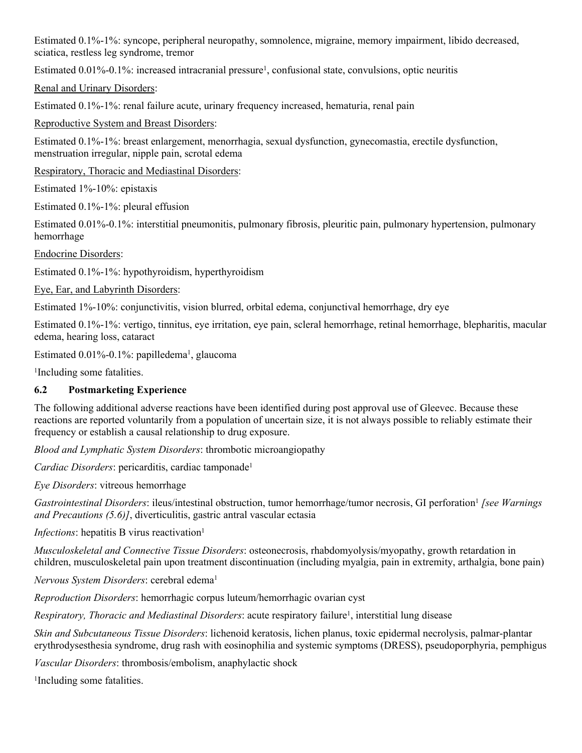Estimated 0.1%-1%: syncope, peripheral neuropathy, somnolence, migraine, memory impairment, libido decreased, sciatica, restless leg syndrome, tremor

Estimated 0.01%-0.1%: increased intracranial pressure[1], confusional state, convulsions, optic neuritis

Renal and Urinary Disorders:

Estimated 0.1%-1%: renal failure acute, urinary frequency increased, hematuria, renal pain

Reproductive System and Breast Disorders:

Estimated 0.1%-1%: breast enlargement, menorrhagia, sexual dysfunction, gynecomastia, erectile dysfunction, menstruation irregular, nipple pain, scrotal edema

Respiratory, Thoracic and Mediastinal Disorders:

Estimated 1%-10%: epistaxis

Estimated 0.1%-1%: pleural effusion

Estimated 0.01%-0.1%: interstitial pneumonitis, pulmonary fibrosis, pleuritic pain, pulmonary hypertension, pulmonary hemorrhage

Endocrine Disorders:

Estimated 0.1%-1%: hypothyroidism, hyperthyroidism

Eye, Ear, and Labyrinth Disorders:

Estimated 1%-10%: conjunctivitis, vision blurred, orbital edema, conjunctival hemorrhage, dry eye

Estimated 0.1%-1%: vertigo, tinnitus, eye irritation, eye pain, scleral hemorrhage, retinal hemorrhage, blepharitis, macular edema, hearing loss, cataract

Estimated 0.01%-0.1%: papilledema[1], glaucoma

[1]Including some fatalities.

### 6.2 Postmarketing Experience

The following additional adverse reactions have been identified during post approval use of Gleevec. Because these reactions are reported voluntarily from a population of uncertain size, it is not always possible to reliably estimate their frequency or establish a causal relationship to drug exposure.

*Blood and Lymphatic System Disorders*: thrombotic microangiopathy

*Cardiac Disorders*: pericarditis, cardiac tamponade[1]

*Eye Disorders*: vitreous hemorrhage

*Gastrointestinal Disorders*: ileus/intestinal obstruction, tumor hemorrhage/tumor necrosis, GI perforation[1] *[see Warnings and Precautions (5.6)]*, diverticulitis, gastric antral vascular ectasia

*Infections*: hepatitis B virus reactivation[1]

*Musculoskeletal and Connective Tissue Disorders*: osteonecrosis, rhabdomyolysis/myopathy, growth retardation in children, musculoskeletal pain upon treatment discontinuation (including myalgia, pain in extremity, arthalgia, bone pain)

*Nervous System Disorders*: cerebral edema[1]

*Reproduction Disorders*: hemorrhagic corpus luteum/hemorrhagic ovarian cyst

*Respiratory, Thoracic and Mediastinal Disorders*: acute respiratory failure[1], interstitial lung disease

*Skin and Subcutaneous Tissue Disorders*: lichenoid keratosis, lichen planus, toxic epidermal necrolysis, palmar-plantar erythrodysesthesia syndrome, drug rash with eosinophilia and systemic symptoms (DRESS), pseudoporphyria, pemphigus

*Vascular Disorders*: thrombosis/embolism, anaphylactic shock

[1]Including some fatalities.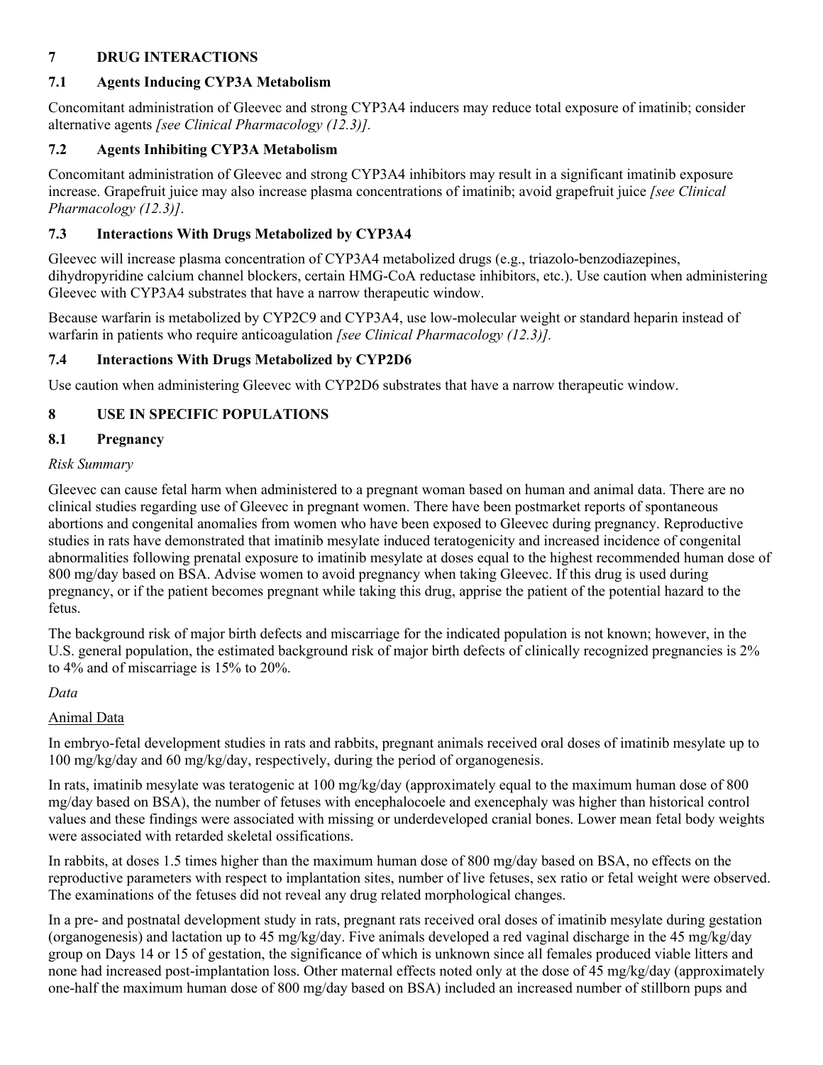## 7 DRUG INTERACTIONS

### 7.1 Agents Inducing CYP3A Metabolism

Concomitant administration of Gleevec and strong CYP3A4 inducers may reduce total exposure of imatinib; consider alternative agents *[see Clinical Pharmacology (12.3)].*

### 7.2 Agents Inhibiting CYP3A Metabolism

Concomitant administration of Gleevec and strong CYP3A4 inhibitors may result in a significant imatinib exposure increase. Grapefruit juice may also increase plasma concentrations of imatinib; avoid grapefruit juice *[see Clinical Pharmacology (12.3)]*.

### 7.3 Interactions With Drugs Metabolized by CYP3A4

Gleevec will increase plasma concentration of CYP3A4 metabolized drugs (e.g., triazolo-benzodiazepines, dihydropyridine calcium channel blockers, certain HMG-CoA reductase inhibitors, etc.). Use caution when administering Gleevec with CYP3A4 substrates that have a narrow therapeutic window.

Because warfarin is metabolized by CYP2C9 and CYP3A4, use low-molecular weight or standard heparin instead of warfarin in patients who require anticoagulation *[see Clinical Pharmacology (12.3)].*

### 7.4 Interactions With Drugs Metabolized by CYP2D6

Use caution when administering Gleevec with CYP2D6 substrates that have a narrow therapeutic window.

## 8 USE IN SPECIFIC POPULATIONS

### 8.1 Pregnancy

*Risk Summary*

Gleevec can cause fetal harm when administered to a pregnant woman based on human and animal data. There are no clinical studies regarding use of Gleevec in pregnant women. There have been postmarket reports of spontaneous abortions and congenital anomalies from women who have been exposed to Gleevec during pregnancy. Reproductive studies in rats have demonstrated that imatinib mesylate induced teratogenicity and increased incidence of congenital abnormalities following prenatal exposure to imatinib mesylate at doses equal to the highest recommended human dose of 800 mg/day based on BSA. Advise women to avoid pregnancy when taking Gleevec. If this drug is used during pregnancy, or if the patient becomes pregnant while taking this drug, apprise the patient of the potential hazard to the fetus.

The background risk of major birth defects and miscarriage for the indicated population is not known; however, in the U.S. general population, the estimated background risk of major birth defects of clinically recognized pregnancies is 2% to 4% and of miscarriage is 15% to 20%.

*Data*

Animal Data

In embryo-fetal development studies in rats and rabbits, pregnant animals received oral doses of imatinib mesylate up to 100 mg/kg/day and 60 mg/kg/day, respectively, during the period of organogenesis.

In rats, imatinib mesylate was teratogenic at 100 mg/kg/day (approximately equal to the maximum human dose of 800 mg/day based on BSA), the number of fetuses with encephalocoele and exencephaly was higher than historical control values and these findings were associated with missing or underdeveloped cranial bones. Lower mean fetal body weights were associated with retarded skeletal ossifications.

In rabbits, at doses 1.5 times higher than the maximum human dose of 800 mg/day based on BSA, no effects on the reproductive parameters with respect to implantation sites, number of live fetuses, sex ratio or fetal weight were observed. The examinations of the fetuses did not reveal any drug related morphological changes.

In a pre- and postnatal development study in rats, pregnant rats received oral doses of imatinib mesylate during gestation (organogenesis) and lactation up to 45 mg/kg/day. Five animals developed a red vaginal discharge in the 45 mg/kg/day group on Days 14 or 15 of gestation, the significance of which is unknown since all females produced viable litters and none had increased post-implantation loss. Other maternal effects noted only at the dose of 45 mg/kg/day (approximately one-half the maximum human dose of 800 mg/day based on BSA) included an increased number of stillborn pups and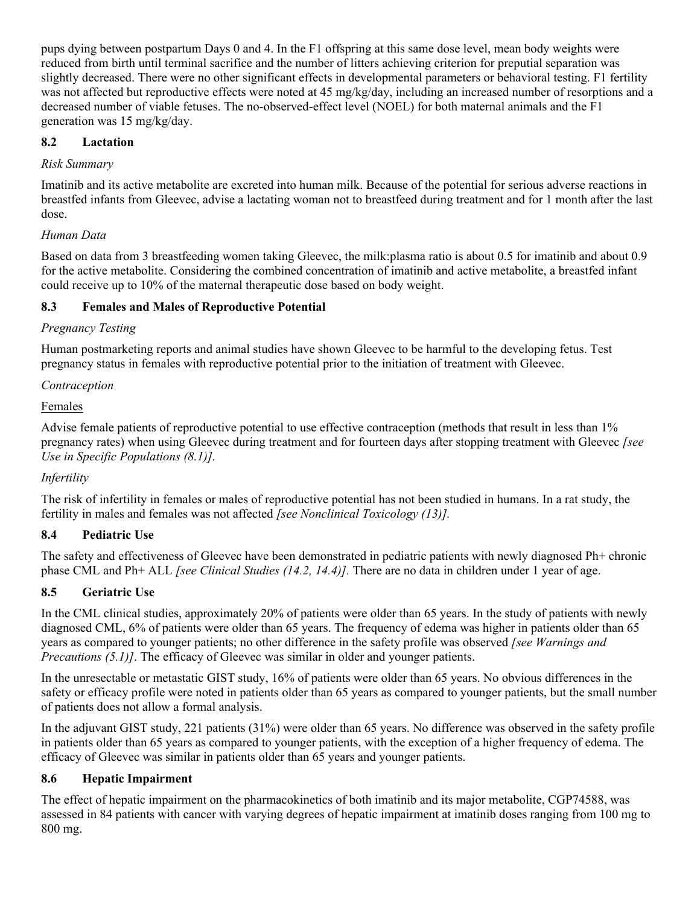pups dying between postpartum Days 0 and 4. In the F1 offspring at this same dose level, mean body weights were reduced from birth until terminal sacrifice and the number of litters achieving criterion for preputial separation was slightly decreased. There were no other significant effects in developmental parameters or behavioral testing. F1 fertility was not affected but reproductive effects were noted at 45 mg/kg/day, including an increased number of resorptions and a decreased number of viable fetuses. The no-observed-effect level (NOEL) for both maternal animals and the F1 generation was 15 mg/kg/day.

### 8.2 Lactation

*Risk Summary*

Imatinib and its active metabolite are excreted into human milk. Because of the potential for serious adverse reactions in breastfed infants from Gleevec, advise a lactating woman not to breastfeed during treatment and for 1 month after the last dose.

*Human Data*

Based on data from 3 breastfeeding women taking Gleevec, the milk:plasma ratio is about 0.5 for imatinib and about 0.9 for the active metabolite. Considering the combined concentration of imatinib and active metabolite, a breastfed infant could receive up to 10% of the maternal therapeutic dose based on body weight.

### 8.3 Females and Males of Reproductive Potential

*Pregnancy Testing*

Human postmarketing reports and animal studies have shown Gleevec to be harmful to the developing fetus. Test pregnancy status in females with reproductive potential prior to the initiation of treatment with Gleevec.

*Contraception*

<u>Females</u>

Advise female patients of reproductive potential to use effective contraception (methods that result in less than 1% pregnancy rates) when using Gleevec during treatment and for fourteen days after stopping treatment with Gleevec *[see Use in Specific Populations (8.1)].*

*Infertility*

The risk of infertility in females or males of reproductive potential has not been studied in humans. In a rat study, the fertility in males and females was not affected *[see Nonclinical Toxicology (13)].*

### 8.4 Pediatric Use

The safety and effectiveness of Gleevec have been demonstrated in pediatric patients with newly diagnosed Ph+ chronic phase CML and Ph+ ALL *[see Clinical Studies (14.2, 14.4)].* There are no data in children under 1 year of age.

### 8.5 Geriatric Use

In the CML clinical studies, approximately 20% of patients were older than 65 years. In the study of patients with newly diagnosed CML, 6% of patients were older than 65 years. The frequency of edema was higher in patients older than 65 years as compared to younger patients; no other difference in the safety profile was observed *[see Warnings and Precautions (5.1)]*. The efficacy of Gleevec was similar in older and younger patients.

In the unresectable or metastatic GIST study, 16% of patients were older than 65 years. No obvious differences in the safety or efficacy profile were noted in patients older than 65 years as compared to younger patients, but the small number of patients does not allow a formal analysis.

In the adjuvant GIST study, 221 patients (31%) were older than 65 years. No difference was observed in the safety profile in patients older than 65 years as compared to younger patients, with the exception of a higher frequency of edema. The efficacy of Gleevec was similar in patients older than 65 years and younger patients.

### 8.6 Hepatic Impairment

The effect of hepatic impairment on the pharmacokinetics of both imatinib and its major metabolite, CGP74588, was assessed in 84 patients with cancer with varying degrees of hepatic impairment at imatinib doses ranging from 100 mg to 800 mg.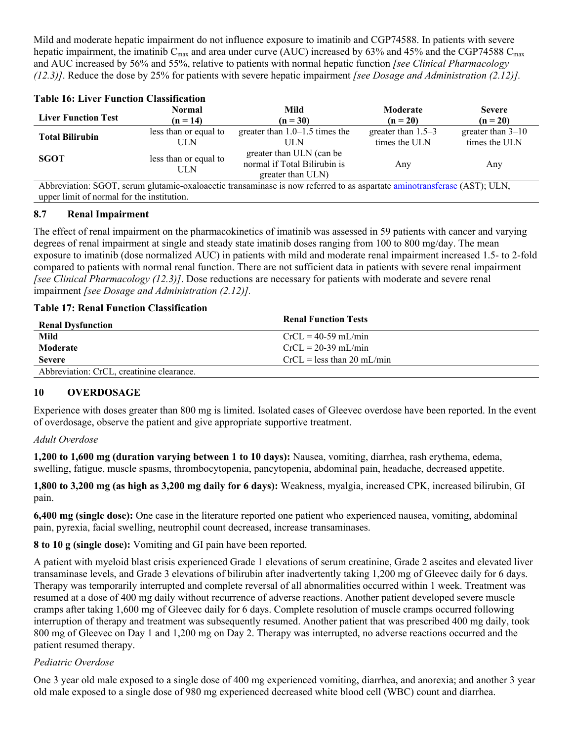Mild and moderate hepatic impairment do not influence exposure to imatinib and CGP74588. In patients with severe hepatic impairment, the imatinib $C_{max}$ and area under curve (AUC) increased by 63% and 45% and the CGP74588 $C_{max}$ and AUC increased by 56% and 55%, relative to patients with normal hepatic function *[see Clinical Pharmacology (12.3)]*. Reduce the dose by 25% for patients with severe hepatic impairment *[see Dosage and Administration (2.12)].*

**Table 16: Liver Function Classification**

| Liver Function Test | Normal (n = 14) | Mild (n = 30) | Moderate (n = 20) | Severe (n = 20) |
|---|---|---|---|---|
| **Total Bilirubin** | less than or equal to ULN | greater than 1.0–1.5 times the ULN | greater than 1.5–3 times the ULN | greater than 3–10 times the ULN |
| **SGOT** | less than or equal to ULN | greater than ULN (can be normal if Total Bilirubin is greater than ULN) | Any | Any |

Abbreviation: SGOT, serum glutamic-oxaloacetic transaminase is now referred to as aspartate aminotransferase (AST); ULN, upper limit of normal for the institution.

## 8.7 Renal Impairment

The effect of renal impairment on the pharmacokinetics of imatinib was assessed in 59 patients with cancer and varying degrees of renal impairment at single and steady state imatinib doses ranging from 100 to 800 mg/day. The mean exposure to imatinib (dose normalized AUC) in patients with mild and moderate renal impairment increased 1.5- to 2-fold compared to patients with normal renal function. There are not sufficient data in patients with severe renal impairment *[see Clinical Pharmacology (12.3)]*. Dose reductions are necessary for patients with moderate and severe renal impairment *[see Dosage and Administration (2.12)].*

**Table 17: Renal Function Classification**

| Renal Dysfunction | Renal Function Tests |
|---|---|
| **Mild** | CrCL = 40-59 mL/min |
| **Moderate** | CrCL = 20-39 mL/min |
| **Severe** | CrCL = less than 20 mL/min |

Abbreviation: CrCL, creatinine clearance.

# 10 OVERDOSAGE

Experience with doses greater than 800 mg is limited. Isolated cases of Gleevec overdose have been reported. In the event of overdosage, observe the patient and give appropriate supportive treatment.

*Adult Overdose*

**1,200 to 1,600 mg (duration varying between 1 to 10 days):** Nausea, vomiting, diarrhea, rash erythema, edema, swelling, fatigue, muscle spasms, thrombocytopenia, pancytopenia, abdominal pain, headache, decreased appetite.

**1,800 to 3,200 mg (as high as 3,200 mg daily for 6 days):** Weakness, myalgia, increased CPK, increased bilirubin, GI pain.

**6,400 mg (single dose):** One case in the literature reported one patient who experienced nausea, vomiting, abdominal pain, pyrexia, facial swelling, neutrophil count decreased, increase transaminases.

**8 to 10 g (single dose):** Vomiting and GI pain have been reported.

A patient with myeloid blast crisis experienced Grade 1 elevations of serum creatinine, Grade 2 ascites and elevated liver transaminase levels, and Grade 3 elevations of bilirubin after inadvertently taking 1,200 mg of Gleevec daily for 6 days. Therapy was temporarily interrupted and complete reversal of all abnormalities occurred within 1 week. Treatment was resumed at a dose of 400 mg daily without recurrence of adverse reactions. Another patient developed severe muscle cramps after taking 1,600 mg of Gleevec daily for 6 days. Complete resolution of muscle cramps occurred following interruption of therapy and treatment was subsequently resumed. Another patient that was prescribed 400 mg daily, took 800 mg of Gleevec on Day 1 and 1,200 mg on Day 2. Therapy was interrupted, no adverse reactions occurred and the patient resumed therapy.

*Pediatric Overdose*

One 3 year old male exposed to a single dose of 400 mg experienced vomiting, diarrhea, and anorexia; and another 3 year old male exposed to a single dose of 980 mg experienced decreased white blood cell (WBC) count and diarrhea.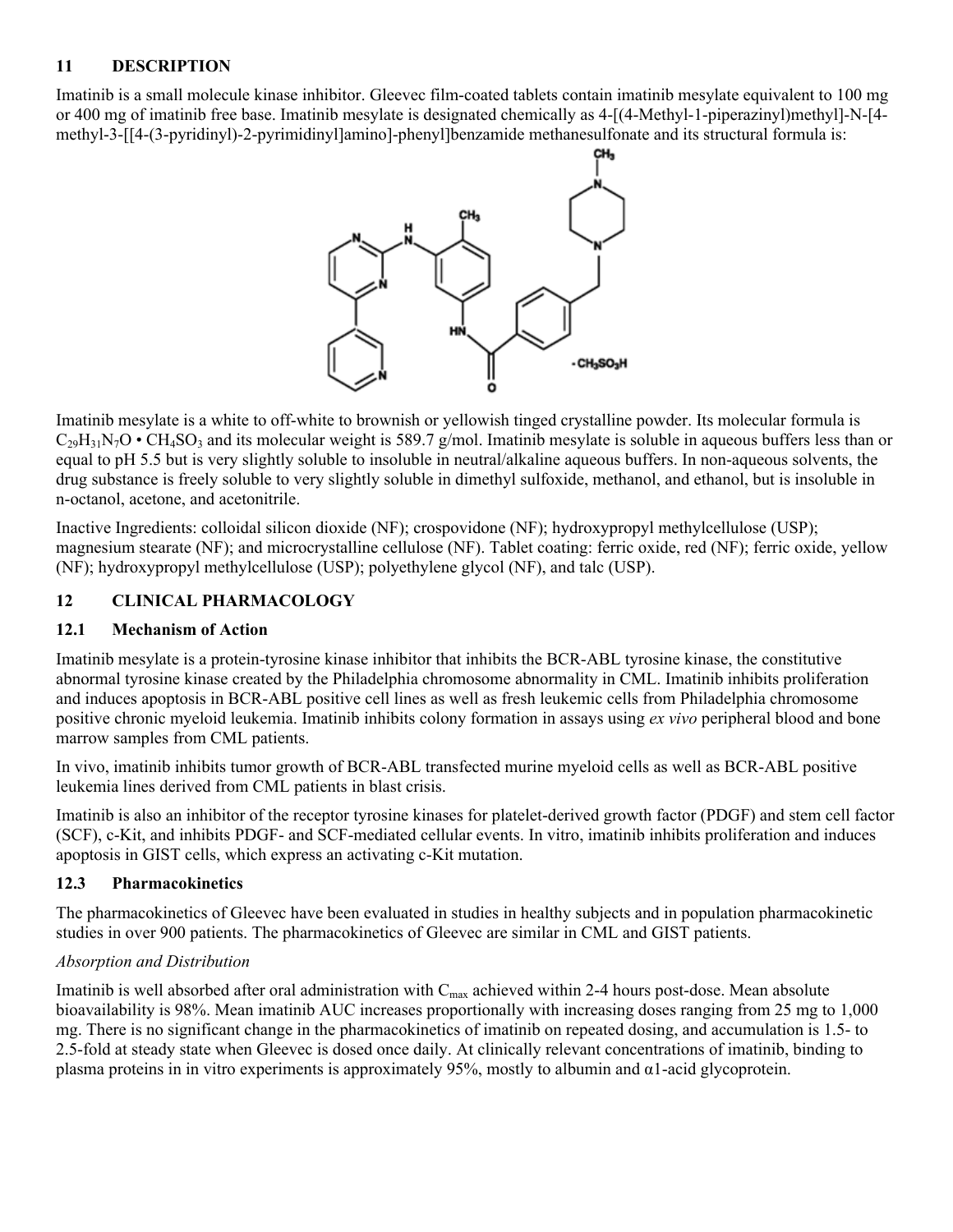## 11 DESCRIPTION

Imatinib is a small molecule kinase inhibitor. Gleevec film-coated tablets contain imatinib mesylate equivalent to 100 mg or 400 mg of imatinib free base. Imatinib mesylate is designated chemically as 4-[(4-Methyl-1-piperazinyl)methyl]-N-[4-methyl-3-[[4-(3-pyridinyl)-2-pyrimidinyl]amino]-phenyl]benzamide methanesulfonate and its structural formula is:

Imatinib mesylate is a white to off-white to brownish or yellowish tinged crystalline powder. Its molecular formula is $C_{29}H_{31}N_7O \cdot CH_4SO_3$ and its molecular weight is 589.7 g/mol. Imatinib mesylate is soluble in aqueous buffers less than or equal to pH 5.5 but is very slightly soluble to insoluble in neutral/alkaline aqueous buffers. In non-aqueous solvents, the drug substance is freely soluble to very slightly soluble in dimethyl sulfoxide, methanol, and ethanol, but is insoluble in n-octanol, acetone, and acetonitrile.

Inactive Ingredients: colloidal silicon dioxide (NF); crospovidone (NF); hydroxypropyl methylcellulose (USP); magnesium stearate (NF); and microcrystalline cellulose (NF). Tablet coating: ferric oxide, red (NF); ferric oxide, yellow (NF); hydroxypropyl methylcellulose (USP); polyethylene glycol (NF), and talc (USP).

## 12 CLINICAL PHARMACOLOGY

### 12.1 Mechanism of Action

Imatinib mesylate is a protein-tyrosine kinase inhibitor that inhibits the BCR-ABL tyrosine kinase, the constitutive abnormal tyrosine kinase created by the Philadelphia chromosome abnormality in CML. Imatinib inhibits proliferation and induces apoptosis in BCR-ABL positive cell lines as well as fresh leukemic cells from Philadelphia chromosome positive chronic myeloid leukemia. Imatinib inhibits colony formation in assays using *ex vivo* peripheral blood and bone marrow samples from CML patients.

In vivo, imatinib inhibits tumor growth of BCR-ABL transfected murine myeloid cells as well as BCR-ABL positive leukemia lines derived from CML patients in blast crisis.

Imatinib is also an inhibitor of the receptor tyrosine kinases for platelet-derived growth factor (PDGF) and stem cell factor (SCF), c-Kit, and inhibits PDGF- and SCF-mediated cellular events. In vitro, imatinib inhibits proliferation and induces apoptosis in GIST cells, which express an activating c-Kit mutation.

### 12.3 Pharmacokinetics

The pharmacokinetics of Gleevec have been evaluated in studies in healthy subjects and in population pharmacokinetic studies in over 900 patients. The pharmacokinetics of Gleevec are similar in CML and GIST patients.

*Absorption and Distribution*

Imatinib is well absorbed after oral administration with $C_{max}$ achieved within 2-4 hours post-dose. Mean absolute bioavailability is 98%. Mean imatinib AUC increases proportionally with increasing doses ranging from 25 mg to 1,000 mg. There is no significant change in the pharmacokinetics of imatinib on repeated dosing, and accumulation is 1.5- to 2.5-fold at steady state when Gleevec is dosed once daily. At clinically relevant concentrations of imatinib, binding to plasma proteins in in vitro experiments is approximately 95%, mostly to albumin and α1-acid glycoprotein.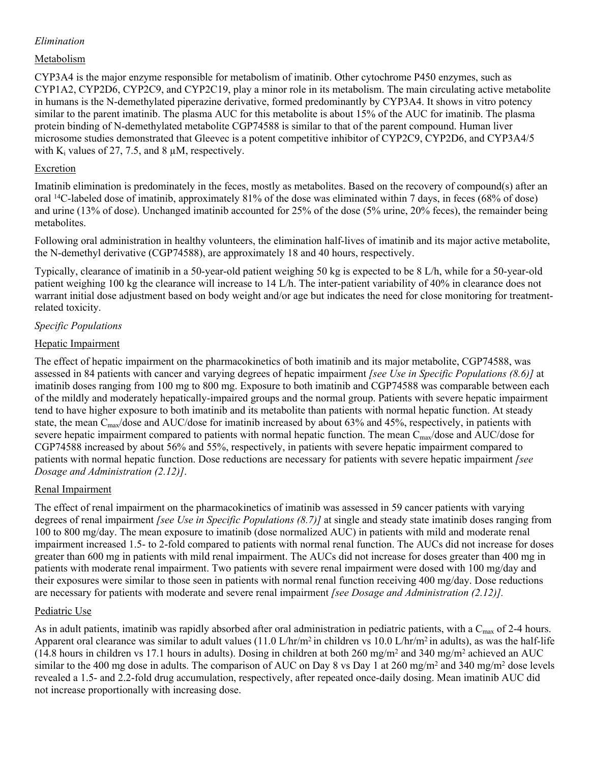*Elimination*

Metabolism

CYP3A4 is the major enzyme responsible for metabolism of imatinib. Other cytochrome P450 enzymes, such as CYP1A2, CYP2D6, CYP2C9, and CYP2C19, play a minor role in its metabolism. The main circulating active metabolite in humans is the N-demethylated piperazine derivative, formed predominantly by CYP3A4. It shows in vitro potency similar to the parent imatinib. The plasma AUC for this metabolite is about 15% of the AUC for imatinib. The plasma protein binding of N-demethylated metabolite CGP74588 is similar to that of the parent compound. Human liver microsome studies demonstrated that Gleevec is a potent competitive inhibitor of CYP2C9, CYP2D6, and CYP3A4/5 with $K_i$ values of 27, 7.5, and 8 µM, respectively.

Excretion

Imatinib elimination is predominately in the feces, mostly as metabolites. Based on the recovery of compound(s) after an oral $^{14}$C-labeled dose of imatinib, approximately 81% of the dose was eliminated within 7 days, in feces (68% of dose) and urine (13% of dose). Unchanged imatinib accounted for 25% of the dose (5% urine, 20% feces), the remainder being metabolites.

Following oral administration in healthy volunteers, the elimination half-lives of imatinib and its major active metabolite, the N-demethyl derivative (CGP74588), are approximately 18 and 40 hours, respectively.

Typically, clearance of imatinib in a 50-year-old patient weighing 50 kg is expected to be 8 L/h, while for a 50-year-old patient weighing 100 kg the clearance will increase to 14 L/h. The inter-patient variability of 40% in clearance does not warrant initial dose adjustment based on body weight and/or age but indicates the need for close monitoring for treatment-related toxicity.

*Specific Populations*

Hepatic Impairment

The effect of hepatic impairment on the pharmacokinetics of both imatinib and its major metabolite, CGP74588, was assessed in 84 patients with cancer and varying degrees of hepatic impairment *[see Use in Specific Populations (8.6)]* at imatinib doses ranging from 100 mg to 800 mg. Exposure to both imatinib and CGP74588 was comparable between each of the mildly and moderately hepatically-impaired groups and the normal group. Patients with severe hepatic impairment tend to have higher exposure to both imatinib and its metabolite than patients with normal hepatic function. At steady state, the mean $C_{max}$/dose and AUC/dose for imatinib increased by about 63% and 45%, respectively, in patients with severe hepatic impairment compared to patients with normal hepatic function. The mean $C_{max}$/dose and AUC/dose for CGP74588 increased by about 56% and 55%, respectively, in patients with severe hepatic impairment compared to patients with normal hepatic function. Dose reductions are necessary for patients with severe hepatic impairment *[see Dosage and Administration (2.12)]*.

Renal Impairment

The effect of renal impairment on the pharmacokinetics of imatinib was assessed in 59 cancer patients with varying degrees of renal impairment *[see Use in Specific Populations (8.7)]* at single and steady state imatinib doses ranging from 100 to 800 mg/day. The mean exposure to imatinib (dose normalized AUC) in patients with mild and moderate renal impairment increased 1.5- to 2-fold compared to patients with normal renal function. The AUCs did not increase for doses greater than 600 mg in patients with mild renal impairment. The AUCs did not increase for doses greater than 400 mg in patients with moderate renal impairment. Two patients with severe renal impairment were dosed with 100 mg/day and their exposures were similar to those seen in patients with normal renal function receiving 400 mg/day. Dose reductions are necessary for patients with moderate and severe renal impairment *[see Dosage and Administration (2.12)].*

Pediatric Use

As in adult patients, imatinib was rapidly absorbed after oral administration in pediatric patients, with a $C_{max}$ of 2-4 hours. Apparent oral clearance was similar to adult values (11.0 L/hr/m$^2$ in children vs 10.0 L/hr/m$^2$ in adults), as was the half-life (14.8 hours in children vs 17.1 hours in adults). Dosing in children at both 260 mg/m$^2$ and 340 mg/m$^2$ achieved an AUC similar to the 400 mg dose in adults. The comparison of AUC on Day 8 vs Day 1 at 260 mg/m$^2$ and 340 mg/m$^2$ dose levels revealed a 1.5- and 2.2-fold drug accumulation, respectively, after repeated once-daily dosing. Mean imatinib AUC did not increase proportionally with increasing dose.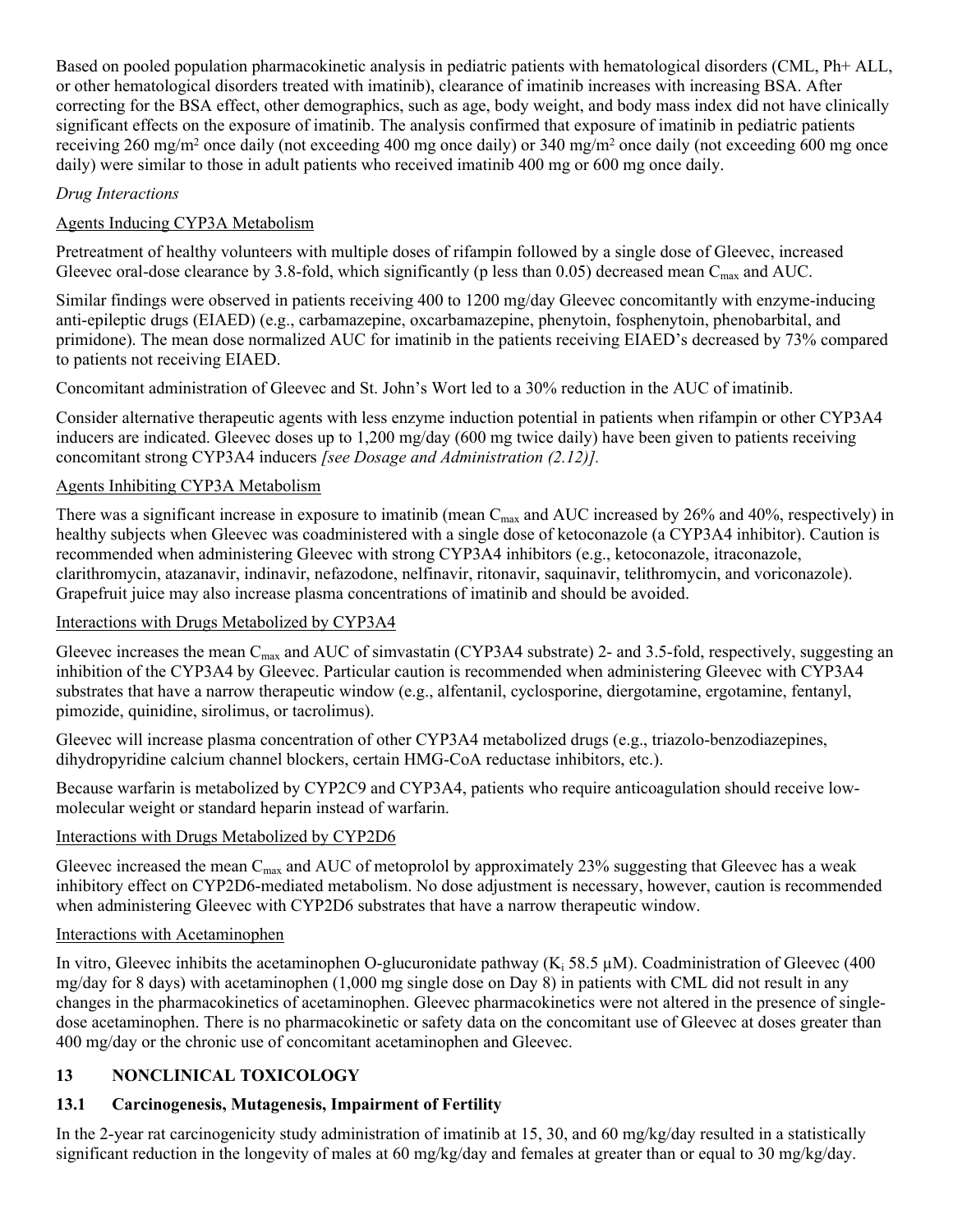Based on pooled population pharmacokinetic analysis in pediatric patients with hematological disorders (CML, Ph+ ALL, or other hematological disorders treated with imatinib), clearance of imatinib increases with increasing BSA. After correcting for the BSA effect, other demographics, such as age, body weight, and body mass index did not have clinically significant effects on the exposure of imatinib. The analysis confirmed that exposure of imatinib in pediatric patients receiving 260 mg/m$^2$ once daily (not exceeding 400 mg once daily) or 340 mg/m$^2$ once daily (not exceeding 600 mg once daily) were similar to those in adult patients who received imatinib 400 mg or 600 mg once daily.

*Drug Interactions*

Agents Inducing CYP3A Metabolism

Pretreatment of healthy volunteers with multiple doses of rifampin followed by a single dose of Gleevec, increased Gleevec oral-dose clearance by 3.8-fold, which significantly (p less than 0.05) decreased mean $C_{max}$ and AUC.

Similar findings were observed in patients receiving 400 to 1200 mg/day Gleevec concomitantly with enzyme-inducing anti-epileptic drugs (EIAED) (e.g., carbamazepine, oxcarbamazepine, phenytoin, fosphenytoin, phenobarbital, and primidone). The mean dose normalized AUC for imatinib in the patients receiving EIAED's decreased by 73% compared to patients not receiving EIAED.

Concomitant administration of Gleevec and St. John's Wort led to a 30% reduction in the AUC of imatinib.

Consider alternative therapeutic agents with less enzyme induction potential in patients when rifampin or other CYP3A4 inducers are indicated. Gleevec doses up to 1,200 mg/day (600 mg twice daily) have been given to patients receiving concomitant strong CYP3A4 inducers *[see Dosage and Administration (2.12)].*

Agents Inhibiting CYP3A Metabolism

There was a significant increase in exposure to imatinib (mean $C_{max}$ and AUC increased by 26% and 40%, respectively) in healthy subjects when Gleevec was coadministered with a single dose of ketoconazole (a CYP3A4 inhibitor). Caution is recommended when administering Gleevec with strong CYP3A4 inhibitors (e.g., ketoconazole, itraconazole, clarithromycin, atazanavir, indinavir, nefazodone, nelfinavir, ritonavir, saquinavir, telithromycin, and voriconazole). Grapefruit juice may also increase plasma concentrations of imatinib and should be avoided.

Interactions with Drugs Metabolized by CYP3A4

Gleevec increases the mean $C_{max}$ and AUC of simvastatin (CYP3A4 substrate) 2- and 3.5-fold, respectively, suggesting an inhibition of the CYP3A4 by Gleevec. Particular caution is recommended when administering Gleevec with CYP3A4 substrates that have a narrow therapeutic window (e.g., alfentanil, cyclosporine, diergotamine, ergotamine, fentanyl, pimozide, quinidine, sirolimus, or tacrolimus).

Gleevec will increase plasma concentration of other CYP3A4 metabolized drugs (e.g., triazolo-benzodiazepines, dihydropyridine calcium channel blockers, certain HMG-CoA reductase inhibitors, etc.).

Because warfarin is metabolized by CYP2C9 and CYP3A4, patients who require anticoagulation should receive low-molecular weight or standard heparin instead of warfarin.

Interactions with Drugs Metabolized by CYP2D6

Gleevec increased the mean $C_{max}$ and AUC of metoprolol by approximately 23% suggesting that Gleevec has a weak inhibitory effect on CYP2D6-mediated metabolism. No dose adjustment is necessary, however, caution is recommended when administering Gleevec with CYP2D6 substrates that have a narrow therapeutic window.

Interactions with Acetaminophen

In vitro, Gleevec inhibits the acetaminophen O-glucuronidate pathway ($K_i$ 58.5 µM). Coadministration of Gleevec (400 mg/day for 8 days) with acetaminophen (1,000 mg single dose on Day 8) in patients with CML did not result in any changes in the pharmacokinetics of acetaminophen. Gleevec pharmacokinetics were not altered in the presence of single-dose acetaminophen. There is no pharmacokinetic or safety data on the concomitant use of Gleevec at doses greater than 400 mg/day or the chronic use of concomitant acetaminophen and Gleevec.

## 13 NONCLINICAL TOXICOLOGY

### 13.1 Carcinogenesis, Mutagenesis, Impairment of Fertility

In the 2-year rat carcinogenicity study administration of imatinib at 15, 30, and 60 mg/kg/day resulted in a statistically significant reduction in the longevity of males at 60 mg/kg/day and females at greater than or equal to 30 mg/kg/day.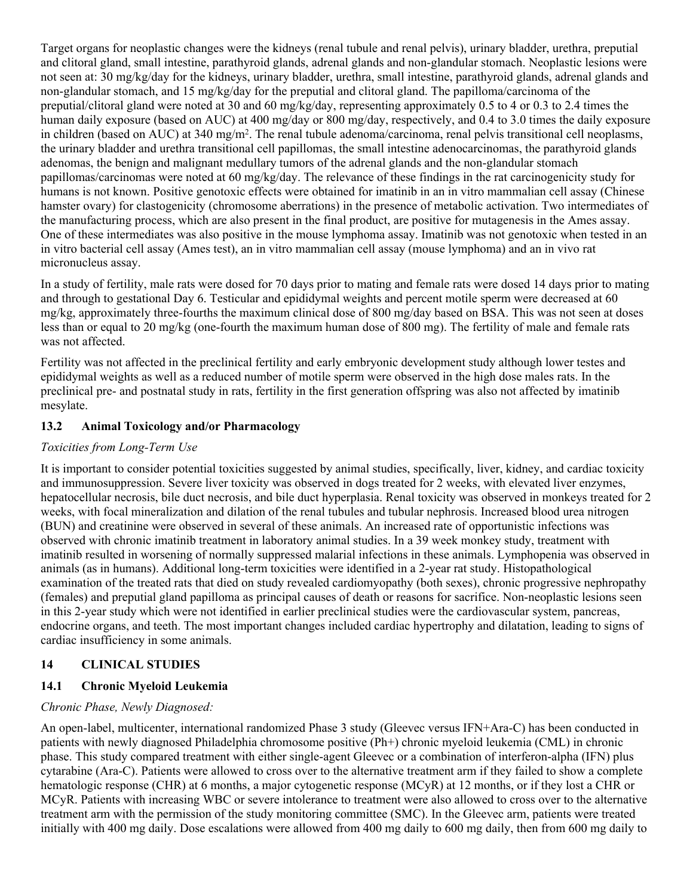Target organs for neoplastic changes were the kidneys (renal tubule and renal pelvis), urinary bladder, urethra, preputial and clitoral gland, small intestine, parathyroid glands, adrenal glands and non-glandular stomach. Neoplastic lesions were not seen at: 30 mg/kg/day for the kidneys, urinary bladder, urethra, small intestine, parathyroid glands, adrenal glands and non-glandular stomach, and 15 mg/kg/day for the preputial and clitoral gland. The papilloma/carcinoma of the preputial/clitoral gland were noted at 30 and 60 mg/kg/day, representing approximately 0.5 to 4 or 0.3 to 2.4 times the human daily exposure (based on AUC) at 400 mg/day or 800 mg/day, respectively, and 0.4 to 3.0 times the daily exposure in children (based on AUC) at 340 mg/m$^2$. The renal tubule adenoma/carcinoma, renal pelvis transitional cell neoplasms, the urinary bladder and urethra transitional cell papillomas, the small intestine adenocarcinomas, the parathyroid glands adenomas, the benign and malignant medullary tumors of the adrenal glands and the non-glandular stomach papillomas/carcinomas were noted at 60 mg/kg/day. The relevance of these findings in the rat carcinogenicity study for humans is not known. Positive genotoxic effects were obtained for imatinib in an in vitro mammalian cell assay (Chinese hamster ovary) for clastogenicity (chromosome aberrations) in the presence of metabolic activation. Two intermediates of the manufacturing process, which are also present in the final product, are positive for mutagenesis in the Ames assay. One of these intermediates was also positive in the mouse lymphoma assay. Imatinib was not genotoxic when tested in an in vitro bacterial cell assay (Ames test), an in vitro mammalian cell assay (mouse lymphoma) and an in vivo rat micronucleus assay.

In a study of fertility, male rats were dosed for 70 days prior to mating and female rats were dosed 14 days prior to mating and through to gestational Day 6. Testicular and epididymal weights and percent motile sperm were decreased at 60 mg/kg, approximately three-fourths the maximum clinical dose of 800 mg/day based on BSA. This was not seen at doses less than or equal to 20 mg/kg (one-fourth the maximum human dose of 800 mg). The fertility of male and female rats was not affected.

Fertility was not affected in the preclinical fertility and early embryonic development study although lower testes and epididymal weights as well as a reduced number of motile sperm were observed in the high dose males rats. In the preclinical pre- and postnatal study in rats, fertility in the first generation offspring was also not affected by imatinib mesylate.

### 13.2 Animal Toxicology and/or Pharmacology

*Toxicities from Long-Term Use*

It is important to consider potential toxicities suggested by animal studies, specifically, liver, kidney, and cardiac toxicity and immunosuppression. Severe liver toxicity was observed in dogs treated for 2 weeks, with elevated liver enzymes, hepatocellular necrosis, bile duct necrosis, and bile duct hyperplasia. Renal toxicity was observed in monkeys treated for 2 weeks, with focal mineralization and dilation of the renal tubules and tubular nephrosis. Increased blood urea nitrogen (BUN) and creatinine were observed in several of these animals. An increased rate of opportunistic infections was observed with chronic imatinib treatment in laboratory animal studies. In a 39 week monkey study, treatment with imatinib resulted in worsening of normally suppressed malarial infections in these animals. Lymphopenia was observed in animals (as in humans). Additional long-term toxicities were identified in a 2-year rat study. Histopathological examination of the treated rats that died on study revealed cardiomyopathy (both sexes), chronic progressive nephropathy (females) and preputial gland papilloma as principal causes of death or reasons for sacrifice. Non-neoplastic lesions seen in this 2-year study which were not identified in earlier preclinical studies were the cardiovascular system, pancreas, endocrine organs, and teeth. The most important changes included cardiac hypertrophy and dilatation, leading to signs of cardiac insufficiency in some animals.

## 14 CLINICAL STUDIES

### 14.1 Chronic Myeloid Leukemia

*Chronic Phase, Newly Diagnosed:*

An open-label, multicenter, international randomized Phase 3 study (Gleevec versus IFN+Ara-C) has been conducted in patients with newly diagnosed Philadelphia chromosome positive (Ph+) chronic myeloid leukemia (CML) in chronic phase. This study compared treatment with either single-agent Gleevec or a combination of interferon-alpha (IFN) plus cytarabine (Ara-C). Patients were allowed to cross over to the alternative treatment arm if they failed to show a complete hematologic response (CHR) at 6 months, a major cytogenetic response (MCyR) at 12 months, or if they lost a CHR or MCyR. Patients with increasing WBC or severe intolerance to treatment were also allowed to cross over to the alternative treatment arm with the permission of the study monitoring committee (SMC). In the Gleevec arm, patients were treated initially with 400 mg daily. Dose escalations were allowed from 400 mg daily to 600 mg daily, then from 600 mg daily to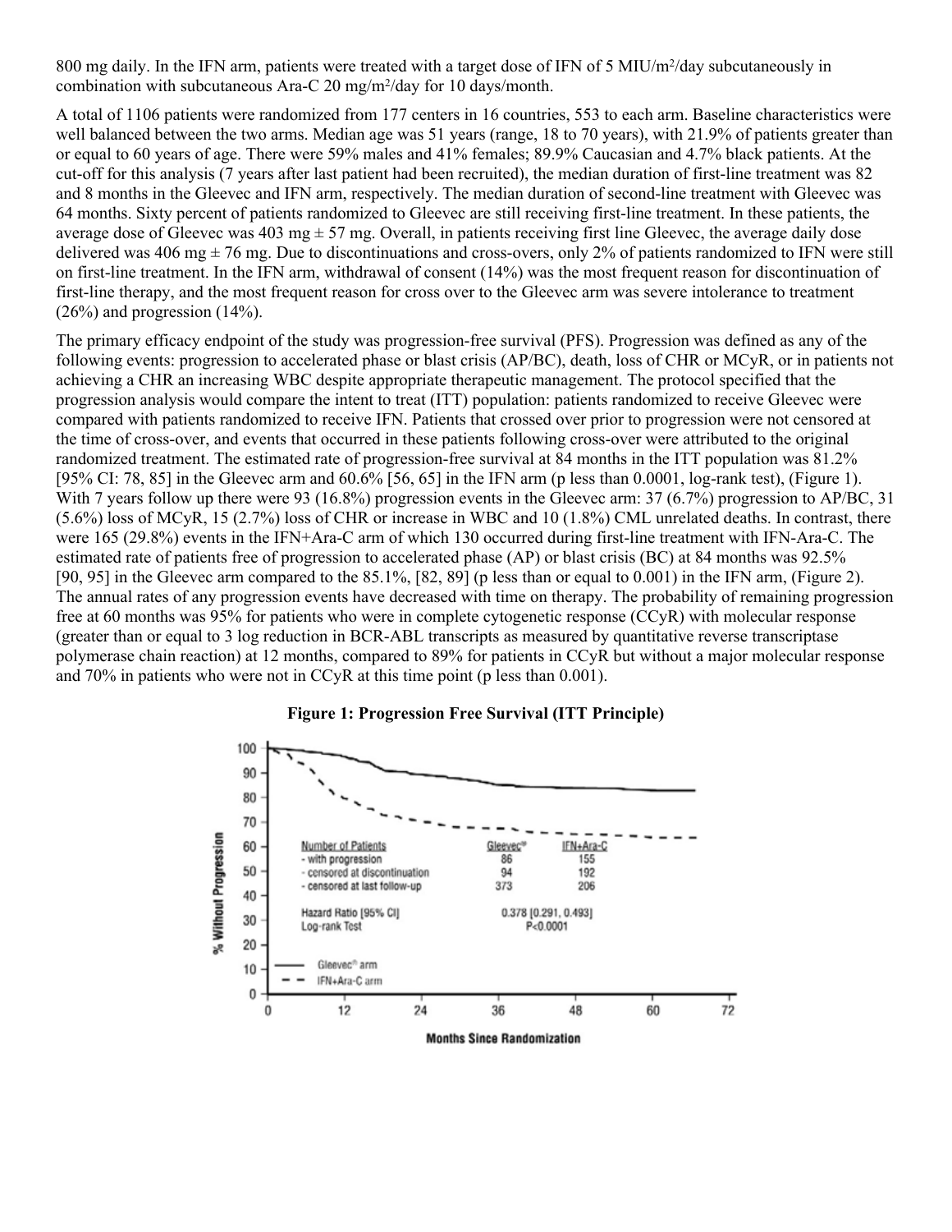800 mg daily. In the IFN arm, patients were treated with a target dose of IFN of 5 MIU/m$^2$/day subcutaneously in combination with subcutaneous Ara-C 20 mg/m$^2$/day for 10 days/month.

A total of 1106 patients were randomized from 177 centers in 16 countries, 553 to each arm. Baseline characteristics were well balanced between the two arms. Median age was 51 years (range, 18 to 70 years), with 21.9% of patients greater than or equal to 60 years of age. There were 59% males and 41% females; 89.9% Caucasian and 4.7% black patients. At the cut-off for this analysis (7 years after last patient had been recruited), the median duration of first-line treatment was 82 and 8 months in the Gleevec and IFN arm, respectively. The median duration of second-line treatment with Gleevec was 64 months. Sixty percent of patients randomized to Gleevec are still receiving first-line treatment. In these patients, the average dose of Gleevec was 403 mg ± 57 mg. Overall, in patients receiving first line Gleevec, the average daily dose delivered was 406 mg ± 76 mg. Due to discontinuations and cross-overs, only 2% of patients randomized to IFN were still on first-line treatment. In the IFN arm, withdrawal of consent (14%) was the most frequent reason for discontinuation of first-line therapy, and the most frequent reason for cross over to the Gleevec arm was severe intolerance to treatment (26%) and progression (14%).

The primary efficacy endpoint of the study was progression-free survival (PFS). Progression was defined as any of the following events: progression to accelerated phase or blast crisis (AP/BC), death, loss of CHR or MCyR, or in patients not achieving a CHR an increasing WBC despite appropriate therapeutic management. The protocol specified that the progression analysis would compare the intent to treat (ITT) population: patients randomized to receive Gleevec were compared with patients randomized to receive IFN. Patients that crossed over prior to progression were not censored at the time of cross-over, and events that occurred in these patients following cross-over were attributed to the original randomized treatment. The estimated rate of progression-free survival at 84 months in the ITT population was 81.2% [95% CI: 78, 85] in the Gleevec arm and 60.6% [56, 65] in the IFN arm (p less than 0.0001, log-rank test), (Figure 1). With 7 years follow up there were 93 (16.8%) progression events in the Gleevec arm: 37 (6.7%) progression to AP/BC, 31 (5.6%) loss of MCyR, 15 (2.7%) loss of CHR or increase in WBC and 10 (1.8%) CML unrelated deaths. In contrast, there were 165 (29.8%) events in the IFN+Ara-C arm of which 130 occurred during first-line treatment with IFN-Ara-C. The estimated rate of patients free of progression to accelerated phase (AP) or blast crisis (BC) at 84 months was 92.5% [90, 95] in the Gleevec arm compared to the 85.1%, [82, 89] (p less than or equal to 0.001) in the IFN arm, (Figure 2). The annual rates of any progression events have decreased with time on therapy. The probability of remaining progression free at 60 months was 95% for patients who were in complete cytogenetic response (CCyR) with molecular response (greater than or equal to 3 log reduction in BCR-ABL transcripts as measured by quantitative reverse transcriptase polymerase chain reaction) at 12 months, compared to 89% for patients in CCyR but without a major molecular response and 70% in patients who were not in CCyR at this time point (p less than 0.001).

**Figure 1: Progression Free Survival (ITT Principle)**

| Number of Patients | Gleevec® | IFN+Ara-C |
|---|---|---|
| - with progression | 86 | 155 |
| - censored at discontinuation | 94 | 192 |
| - censored at last follow-up | 373 | 206 |

Hazard Ratio [95% CI]: 0.378 [0.291, 0.493]
Log-rank Test: P<0.0001

— Gleevec® arm
- - IFN+Ara-C arm

% Without Progression (y-axis); Months Since Randomization (x-axis)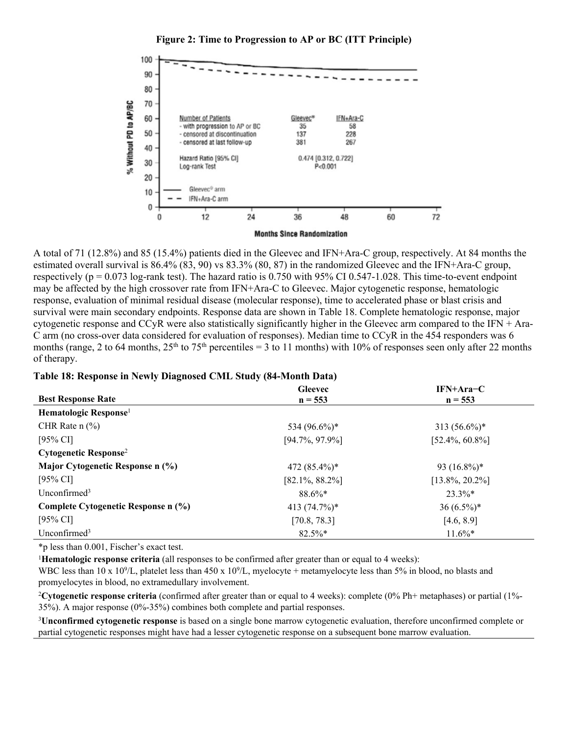**Figure 2: Time to Progression to AP or BC (ITT Principle)**

A total of 71 (12.8%) and 85 (15.4%) patients died in the Gleevec and IFN+Ara-C group, respectively. At 84 months the estimated overall survival is 86.4% (83, 90) vs 83.3% (80, 87) in the randomized Gleevec and the IFN+Ara-C group, respectively (p = 0.073 log-rank test). The hazard ratio is 0.750 with 95% CI 0.547-1.028. This time-to-event endpoint may be affected by the high crossover rate from IFN+Ara-C to Gleevec. Major cytogenetic response, hematologic response, evaluation of minimal residual disease (molecular response), time to accelerated phase or blast crisis and survival were main secondary endpoints. Response data are shown in Table 18. Complete hematologic response, major cytogenetic response and CCyR were also statistically significantly higher in the Gleevec arm compared to the IFN + Ara-C arm (no cross-over data considered for evaluation of responses). Median time to CCyR in the 454 responders was 6 months (range, 2 to 64 months, 25th to 75th percentiles = 3 to 11 months) with 10% of responses seen only after 22 months of therapy.

**Table 18: Response in Newly Diagnosed CML Study (84-Month Data)**

| Best Response Rate | Gleevec n = 553 | IFN+Ara−C n = 553 |
|---|---|---|
| **Hematologic Response**[1] | | |
| CHR Rate n (%) | 534 (96.6%)* | 313 (56.6%)* |
| [95% CI] | [94.7%, 97.9%] | [52.4%, 60.8%] |
| **Cytogenetic Response**[2] | | |
| **Major Cytogenetic Response n (%)** | 472 (85.4%)* | 93 (16.8%)* |
| [95% CI] | [82.1%, 88.2%] | [13.8%, 20.2%] |
| Unconfirmed[3] | 88.6%* | 23.3%* |
| **Complete Cytogenetic Response n (%)** | 413 (74.7%)* | 36 (6.5%)* |
| [95% CI] | [70.8, 78.3] | [4.6, 8.9] |
| Unconfirmed[3] | 82.5%* | 11.6%* |

*p less than 0.001, Fischer's exact test.

[1]**Hematologic response criteria** (all responses to be confirmed after greater than or equal to 4 weeks): WBC less than 10 x $10^9$/L, platelet less than 450 x $10^9$/L, myelocyte + metamyelocyte less than 5% in blood, no blasts and promyelocytes in blood, no extramedullary involvement.

[2]**Cytogenetic response criteria** (confirmed after greater than or equal to 4 weeks): complete (0% Ph+ metaphases) or partial (1%-35%). A major response (0%-35%) combines both complete and partial responses.

[3]**Unconfirmed cytogenetic response** is based on a single bone marrow cytogenetic evaluation, therefore unconfirmed complete or partial cytogenetic responses might have had a lesser cytogenetic response on a subsequent bone marrow evaluation.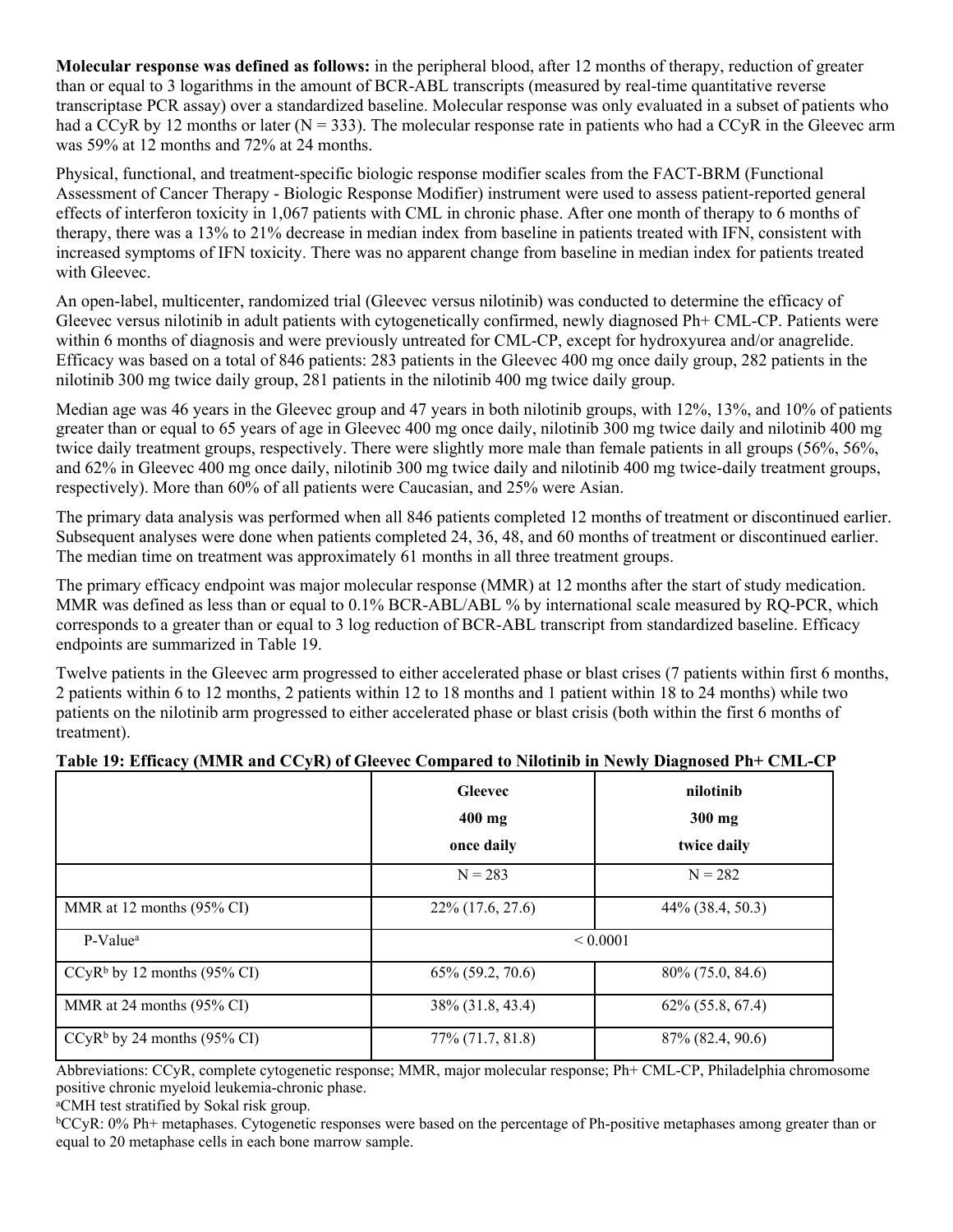**Molecular response was defined as follows:** in the peripheral blood, after 12 months of therapy, reduction of greater than or equal to 3 logarithms in the amount of BCR-ABL transcripts (measured by real-time quantitative reverse transcriptase PCR assay) over a standardized baseline. Molecular response was only evaluated in a subset of patients who had a CCyR by 12 months or later (N = 333). The molecular response rate in patients who had a CCyR in the Gleevec arm was 59% at 12 months and 72% at 24 months.

Physical, functional, and treatment-specific biologic response modifier scales from the FACT-BRM (Functional Assessment of Cancer Therapy - Biologic Response Modifier) instrument were used to assess patient-reported general effects of interferon toxicity in 1,067 patients with CML in chronic phase. After one month of therapy to 6 months of therapy, there was a 13% to 21% decrease in median index from baseline in patients treated with IFN, consistent with increased symptoms of IFN toxicity. There was no apparent change from baseline in median index for patients treated with Gleevec.

An open-label, multicenter, randomized trial (Gleevec versus nilotinib) was conducted to determine the efficacy of Gleevec versus nilotinib in adult patients with cytogenetically confirmed, newly diagnosed Ph+ CML-CP. Patients were within 6 months of diagnosis and were previously untreated for CML-CP, except for hydroxyurea and/or anagrelide. Efficacy was based on a total of 846 patients: 283 patients in the Gleevec 400 mg once daily group, 282 patients in the nilotinib 300 mg twice daily group, 281 patients in the nilotinib 400 mg twice daily group.

Median age was 46 years in the Gleevec group and 47 years in both nilotinib groups, with 12%, 13%, and 10% of patients greater than or equal to 65 years of age in Gleevec 400 mg once daily, nilotinib 300 mg twice daily and nilotinib 400 mg twice daily treatment groups, respectively. There were slightly more male than female patients in all groups (56%, 56%, and 62% in Gleevec 400 mg once daily, nilotinib 300 mg twice daily and nilotinib 400 mg twice-daily treatment groups, respectively). More than 60% of all patients were Caucasian, and 25% were Asian.

The primary data analysis was performed when all 846 patients completed 12 months of treatment or discontinued earlier. Subsequent analyses were done when patients completed 24, 36, 48, and 60 months of treatment or discontinued earlier. The median time on treatment was approximately 61 months in all three treatment groups.

The primary efficacy endpoint was major molecular response (MMR) at 12 months after the start of study medication. MMR was defined as less than or equal to 0.1% BCR-ABL/ABL % by international scale measured by RQ-PCR, which corresponds to a greater than or equal to 3 log reduction of BCR-ABL transcript from standardized baseline. Efficacy endpoints are summarized in Table 19.

Twelve patients in the Gleevec arm progressed to either accelerated phase or blast crises (7 patients within first 6 months, 2 patients within 6 to 12 months, 2 patients within 12 to 18 months and 1 patient within 18 to 24 months) while two patients on the nilotinib arm progressed to either accelerated phase or blast crisis (both within the first 6 months of treatment).

**Table 19: Efficacy (MMR and CCyR) of Gleevec Compared to Nilotinib in Newly Diagnosed Ph+ CML-CP**

| | Gleevec 400 mg once daily | nilotinib 300 mg twice daily |
|---|---|---|
| | N = 283 | N = 282 |
| MMR at 12 months (95% CI) | 22% (17.6, 27.6) | 44% (38.4, 50.3) |
| P-Value[a] | < 0.0001 | |
| CCyR[b] by 12 months (95% CI) | 65% (59.2, 70.6) | 80% (75.0, 84.6) |
| MMR at 24 months (95% CI) | 38% (31.8, 43.4) | 62% (55.8, 67.4) |
| CCyR[b] by 24 months (95% CI) | 77% (71.7, 81.8) | 87% (82.4, 90.6) |

Abbreviations: CCyR, complete cytogenetic response; MMR, major molecular response; Ph+ CML-CP, Philadelphia chromosome positive chronic myeloid leukemia-chronic phase.

[a]CMH test stratified by Sokal risk group.

[b]CCyR: 0% Ph+ metaphases. Cytogenetic responses were based on the percentage of Ph-positive metaphases among greater than or equal to 20 metaphase cells in each bone marrow sample.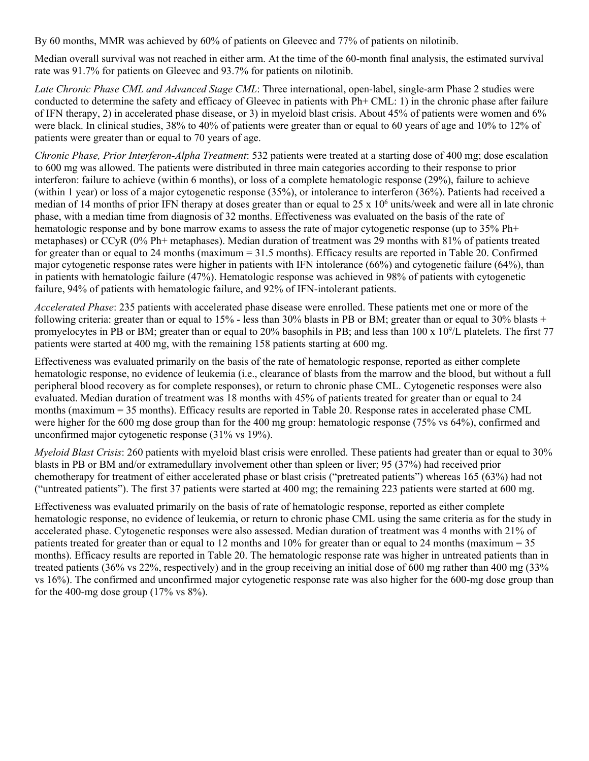By 60 months, MMR was achieved by 60% of patients on Gleevec and 77% of patients on nilotinib.

Median overall survival was not reached in either arm. At the time of the 60-month final analysis, the estimated survival rate was 91.7% for patients on Gleevec and 93.7% for patients on nilotinib.

*Late Chronic Phase CML and Advanced Stage CML*: Three international, open-label, single-arm Phase 2 studies were conducted to determine the safety and efficacy of Gleevec in patients with Ph+ CML: 1) in the chronic phase after failure of IFN therapy, 2) in accelerated phase disease, or 3) in myeloid blast crisis. About 45% of patients were women and 6% were black. In clinical studies, 38% to 40% of patients were greater than or equal to 60 years of age and 10% to 12% of patients were greater than or equal to 70 years of age.

*Chronic Phase, Prior Interferon-Alpha Treatment*: 532 patients were treated at a starting dose of 400 mg; dose escalation to 600 mg was allowed. The patients were distributed in three main categories according to their response to prior interferon: failure to achieve (within 6 months), or loss of a complete hematologic response (29%), failure to achieve (within 1 year) or loss of a major cytogenetic response (35%), or intolerance to interferon (36%). Patients had received a median of 14 months of prior IFN therapy at doses greater than or equal to $25 \times 10^6$ units/week and were all in late chronic phase, with a median time from diagnosis of 32 months. Effectiveness was evaluated on the basis of the rate of hematologic response and by bone marrow exams to assess the rate of major cytogenetic response (up to 35% Ph+ metaphases) or CCyR (0% Ph+ metaphases). Median duration of treatment was 29 months with 81% of patients treated for greater than or equal to 24 months (maximum = 31.5 months). Efficacy results are reported in Table 20. Confirmed major cytogenetic response rates were higher in patients with IFN intolerance (66%) and cytogenetic failure (64%), than in patients with hematologic failure (47%). Hematologic response was achieved in 98% of patients with cytogenetic failure, 94% of patients with hematologic failure, and 92% of IFN-intolerant patients.

*Accelerated Phase*: 235 patients with accelerated phase disease were enrolled. These patients met one or more of the following criteria: greater than or equal to 15% - less than 30% blasts in PB or BM; greater than or equal to 30% blasts + promyelocytes in PB or BM; greater than or equal to 20% basophils in PB; and less than $100 \times 10^9$/L platelets. The first 77 patients were started at 400 mg, with the remaining 158 patients starting at 600 mg.

Effectiveness was evaluated primarily on the basis of the rate of hematologic response, reported as either complete hematologic response, no evidence of leukemia (i.e., clearance of blasts from the marrow and the blood, but without a full peripheral blood recovery as for complete responses), or return to chronic phase CML. Cytogenetic responses were also evaluated. Median duration of treatment was 18 months with 45% of patients treated for greater than or equal to 24 months (maximum = 35 months). Efficacy results are reported in Table 20. Response rates in accelerated phase CML were higher for the 600 mg dose group than for the 400 mg group: hematologic response (75% vs 64%), confirmed and unconfirmed major cytogenetic response (31% vs 19%).

*Myeloid Blast Crisis*: 260 patients with myeloid blast crisis were enrolled. These patients had greater than or equal to 30% blasts in PB or BM and/or extramedullary involvement other than spleen or liver; 95 (37%) had received prior chemotherapy for treatment of either accelerated phase or blast crisis ("pretreated patients") whereas 165 (63%) had not ("untreated patients"). The first 37 patients were started at 400 mg; the remaining 223 patients were started at 600 mg.

Effectiveness was evaluated primarily on the basis of rate of hematologic response, reported as either complete hematologic response, no evidence of leukemia, or return to chronic phase CML using the same criteria as for the study in accelerated phase. Cytogenetic responses were also assessed. Median duration of treatment was 4 months with 21% of patients treated for greater than or equal to 12 months and 10% for greater than or equal to 24 months (maximum = 35 months). Efficacy results are reported in Table 20. The hematologic response rate was higher in untreated patients than in treated patients (36% vs 22%, respectively) and in the group receiving an initial dose of 600 mg rather than 400 mg (33% vs 16%). The confirmed and unconfirmed major cytogenetic response rate was also higher for the 600-mg dose group than for the 400-mg dose group (17% vs 8%).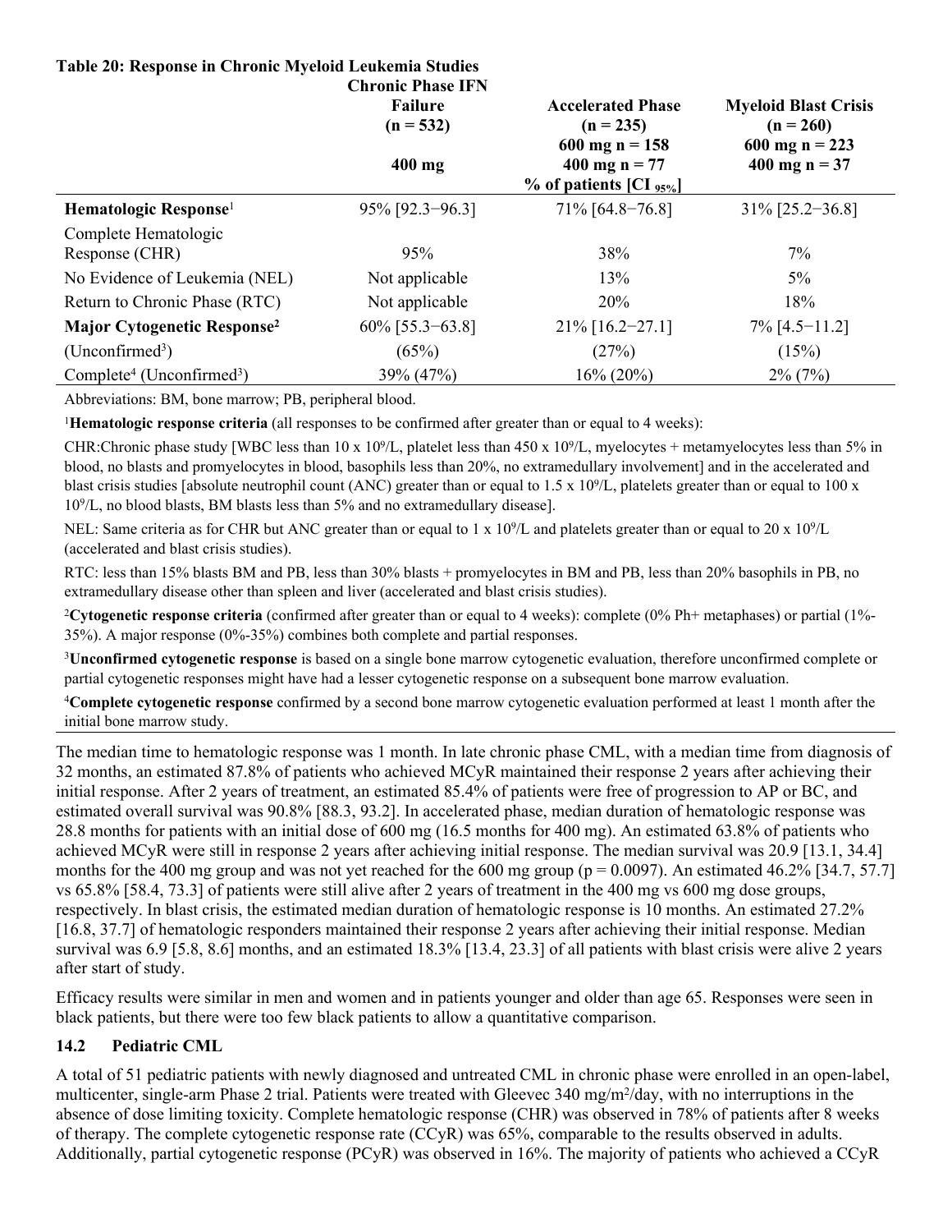**Table 20: Response in Chronic Myeloid Leukemia Studies**

| | Chronic Phase IFN Failure (n = 532) 400 mg | Accelerated Phase (n = 235) 600 mg n = 158 400 mg n = 77 | Myeloid Blast Crisis (n = 260) 600 mg n = 223 400 mg n = 37 |
|---|---|---|---|
| | | % of patients [CI $_{95\%}$] | |
| **Hematologic Response**[1] | 95% [92.3−96.3] | 71% [64.8−76.8] | 31% [25.2−36.8] |
| Complete Hematologic Response (CHR) | 95% | 38% | 7% |
| No Evidence of Leukemia (NEL) | Not applicable | 13% | 5% |
| Return to Chronic Phase (RTC) | Not applicable | 20% | 18% |
| **Major Cytogenetic Response**[2] | 60% [55.3−63.8] | 21% [16.2−27.1] | 7% [4.5−11.2] |
| (Unconfirmed[3]) | (65%) | (27%) | (15%) |
| Complete[4] (Unconfirmed[3]) | 39% (47%) | 16% (20%) | 2% (7%) |

Abbreviations: BM, bone marrow; PB, peripheral blood.

[1]**Hematologic response criteria** (all responses to be confirmed after greater than or equal to 4 weeks):

CHR:Chronic phase study [WBC less than 10 x $10^9$/L, platelet less than 450 x $10^9$/L, myelocytes + metamyelocytes less than 5% in blood, no blasts and promyelocytes in blood, basophils less than 20%, no extramedullary involvement] and in the accelerated and blast crisis studies [absolute neutrophil count (ANC) greater than or equal to 1.5 x $10^9$/L, platelets greater than or equal to 100 x $10^9$/L, no blood blasts, BM blasts less than 5% and no extramedullary disease].

NEL: Same criteria as for CHR but ANC greater than or equal to 1 x $10^9$/L and platelets greater than or equal to 20 x $10^9$/L (accelerated and blast crisis studies).

RTC: less than 15% blasts BM and PB, less than 30% blasts + promyelocytes in BM and PB, less than 20% basophils in PB, no extramedullary disease other than spleen and liver (accelerated and blast crisis studies).

[2]**Cytogenetic response criteria** (confirmed after greater than or equal to 4 weeks): complete (0% Ph+ metaphases) or partial (1%-35%). A major response (0%-35%) combines both complete and partial responses.

[3]**Unconfirmed cytogenetic response** is based on a single bone marrow cytogenetic evaluation, therefore unconfirmed complete or partial cytogenetic responses might have had a lesser cytogenetic response on a subsequent bone marrow evaluation.

[4]**Complete cytogenetic response** confirmed by a second bone marrow cytogenetic evaluation performed at least 1 month after the initial bone marrow study.

The median time to hematologic response was 1 month. In late chronic phase CML, with a median time from diagnosis of 32 months, an estimated 87.8% of patients who achieved MCyR maintained their response 2 years after achieving their initial response. After 2 years of treatment, an estimated 85.4% of patients were free of progression to AP or BC, and estimated overall survival was 90.8% [88.3, 93.2]. In accelerated phase, median duration of hematologic response was 28.8 months for patients with an initial dose of 600 mg (16.5 months for 400 mg). An estimated 63.8% of patients who achieved MCyR were still in response 2 years after achieving initial response. The median survival was 20.9 [13.1, 34.4] months for the 400 mg group and was not yet reached for the 600 mg group ($p = 0.0097$). An estimated 46.2% [34.7, 57.7] vs 65.8% [58.4, 73.3] of patients were still alive after 2 years of treatment in the 400 mg vs 600 mg dose groups, respectively. In blast crisis, the estimated median duration of hematologic response is 10 months. An estimated 27.2% [16.8, 37.7] of hematologic responders maintained their response 2 years after achieving their initial response. Median survival was 6.9 [5.8, 8.6] months, and an estimated 18.3% [13.4, 23.3] of all patients with blast crisis were alive 2 years after start of study.

Efficacy results were similar in men and women and in patients younger and older than age 65. Responses were seen in black patients, but there were too few black patients to allow a quantitative comparison.

### 14.2 Pediatric CML

A total of 51 pediatric patients with newly diagnosed and untreated CML in chronic phase were enrolled in an open-label, multicenter, single-arm Phase 2 trial. Patients were treated with Gleevec 340 mg/m$^2$/day, with no interruptions in the absence of dose limiting toxicity. Complete hematologic response (CHR) was observed in 78% of patients after 8 weeks of therapy. The complete cytogenetic response rate (CCyR) was 65%, comparable to the results observed in adults. Additionally, partial cytogenetic response (PCyR) was observed in 16%. The majority of patients who achieved a CCyR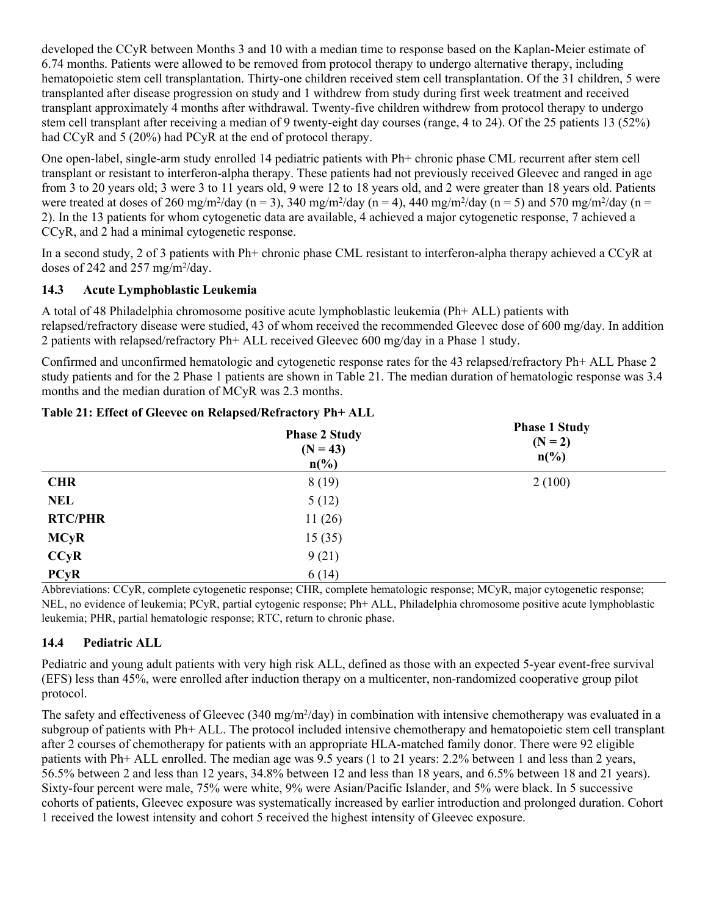developed the CCyR between Months 3 and 10 with a median time to response based on the Kaplan-Meier estimate of 6.74 months. Patients were allowed to be removed from protocol therapy to undergo alternative therapy, including hematopoietic stem cell transplantation. Thirty-one children received stem cell transplantation. Of the 31 children, 5 were transplanted after disease progression on study and 1 withdrew from study during first week treatment and received transplant approximately 4 months after withdrawal. Twenty-five children withdrew from protocol therapy to undergo stem cell transplant after receiving a median of 9 twenty-eight day courses (range, 4 to 24). Of the 25 patients 13 (52%) had CCyR and 5 (20%) had PCyR at the end of protocol therapy.

One open-label, single-arm study enrolled 14 pediatric patients with Ph+ chronic phase CML recurrent after stem cell transplant or resistant to interferon-alpha therapy. These patients had not previously received Gleevec and ranged in age from 3 to 20 years old; 3 were 3 to 11 years old, 9 were 12 to 18 years old, and 2 were greater than 18 years old. Patients were treated at doses of 260 mg/m$^2$/day (n = 3), 340 mg/m$^2$/day (n = 4), 440 mg/m$^2$/day (n = 5) and 570 mg/m$^2$/day (n = 2). In the 13 patients for whom cytogenetic data are available, 4 achieved a major cytogenetic response, 7 achieved a CCyR, and 2 had a minimal cytogenetic response.

In a second study, 2 of 3 patients with Ph+ chronic phase CML resistant to interferon-alpha therapy achieved a CCyR at doses of 242 and 257 mg/m$^2$/day.

### 14.3 Acute Lymphoblastic Leukemia

A total of 48 Philadelphia chromosome positive acute lymphoblastic leukemia (Ph+ ALL) patients with relapsed/refractory disease were studied, 43 of whom received the recommended Gleevec dose of 600 mg/day. In addition 2 patients with relapsed/refractory Ph+ ALL received Gleevec 600 mg/day in a Phase 1 study.

Confirmed and unconfirmed hematologic and cytogenetic response rates for the 43 relapsed/refractory Ph+ ALL Phase 2 study patients and for the 2 Phase 1 patients are shown in Table 21. The median duration of hematologic response was 3.4 months and the median duration of MCyR was 2.3 months.

**Table 21: Effect of Gleevec on Relapsed/Refractory Ph+ ALL**

| | Phase 2 Study (N = 43) n(%) | Phase 1 Study (N = 2) n(%) |
|---|---|---|
| **CHR** | 8 (19) | 2 (100) |
| **NEL** | 5 (12) | |
| **RTC/PHR** | 11 (26) | |
| **MCyR** | 15 (35) | |
| **CCyR** | 9 (21) | |
| **PCyR** | 6 (14) | |

Abbreviations: CCyR, complete cytogenetic response; CHR, complete hematologic response; MCyR, major cytogenetic response; NEL, no evidence of leukemia; PCyR, partial cytogenic response; Ph+ ALL, Philadelphia chromosome positive acute lymphoblastic leukemia; PHR, partial hematologic response; RTC, return to chronic phase.

### 14.4 Pediatric ALL

Pediatric and young adult patients with very high risk ALL, defined as those with an expected 5-year event-free survival (EFS) less than 45%, were enrolled after induction therapy on a multicenter, non-randomized cooperative group pilot protocol.

The safety and effectiveness of Gleevec (340 mg/m$^2$/day) in combination with intensive chemotherapy was evaluated in a subgroup of patients with Ph+ ALL. The protocol included intensive chemotherapy and hematopoietic stem cell transplant after 2 courses of chemotherapy for patients with an appropriate HLA-matched family donor. There were 92 eligible patients with Ph+ ALL enrolled. The median age was 9.5 years (1 to 21 years: 2.2% between 1 and less than 2 years, 56.5% between 2 and less than 12 years, 34.8% between 12 and less than 18 years, and 6.5% between 18 and 21 years). Sixty-four percent were male, 75% were white, 9% were Asian/Pacific Islander, and 5% were black. In 5 successive cohorts of patients, Gleevec exposure was systematically increased by earlier introduction and prolonged duration. Cohort 1 received the lowest intensity and cohort 5 received the highest intensity of Gleevec exposure.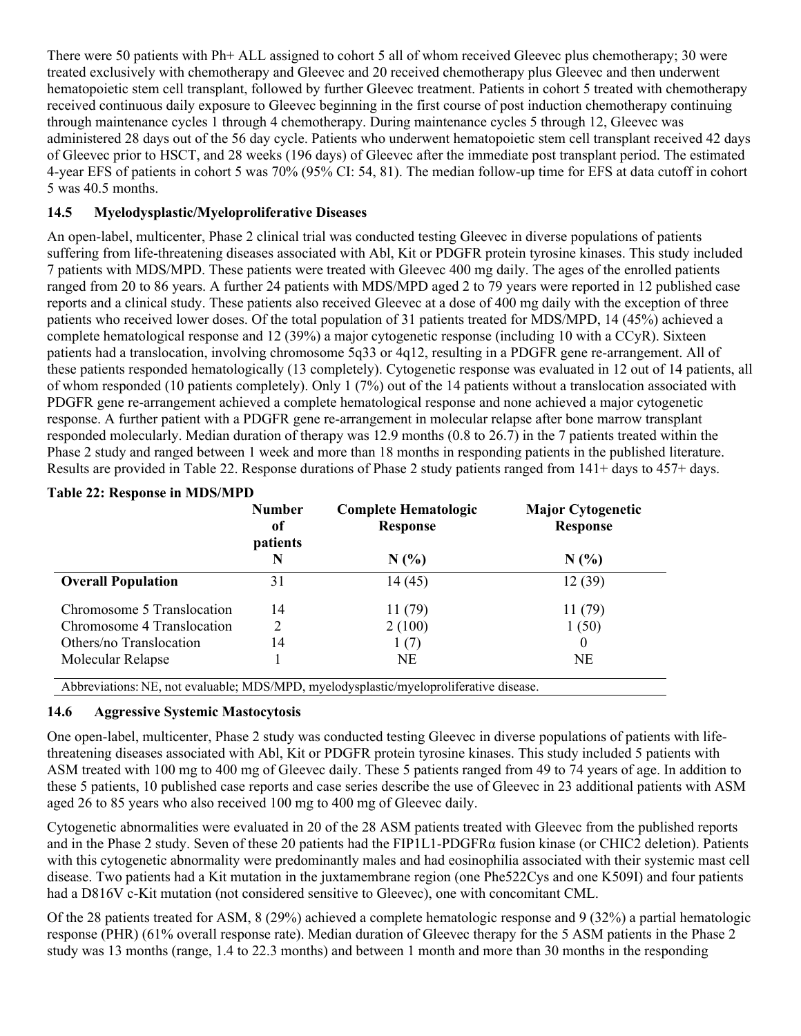There were 50 patients with Ph+ ALL assigned to cohort 5 all of whom received Gleevec plus chemotherapy; 30 were treated exclusively with chemotherapy and Gleevec and 20 received chemotherapy plus Gleevec and then underwent hematopoietic stem cell transplant, followed by further Gleevec treatment. Patients in cohort 5 treated with chemotherapy received continuous daily exposure to Gleevec beginning in the first course of post induction chemotherapy continuing through maintenance cycles 1 through 4 chemotherapy. During maintenance cycles 5 through 12, Gleevec was administered 28 days out of the 56 day cycle. Patients who underwent hematopoietic stem cell transplant received 42 days of Gleevec prior to HSCT, and 28 weeks (196 days) of Gleevec after the immediate post transplant period. The estimated 4-year EFS of patients in cohort 5 was 70% (95% CI: 54, 81). The median follow-up time for EFS at data cutoff in cohort 5 was 40.5 months.

### 14.5 Myelodysplastic/Myeloproliferative Diseases

An open-label, multicenter, Phase 2 clinical trial was conducted testing Gleevec in diverse populations of patients suffering from life-threatening diseases associated with Abl, Kit or PDGFR protein tyrosine kinases. This study included 7 patients with MDS/MPD. These patients were treated with Gleevec 400 mg daily. The ages of the enrolled patients ranged from 20 to 86 years. A further 24 patients with MDS/MPD aged 2 to 79 years were reported in 12 published case reports and a clinical study. These patients also received Gleevec at a dose of 400 mg daily with the exception of three patients who received lower doses. Of the total population of 31 patients treated for MDS/MPD, 14 (45%) achieved a complete hematological response and 12 (39%) a major cytogenetic response (including 10 with a CCyR). Sixteen patients had a translocation, involving chromosome 5q33 or 4q12, resulting in a PDGFR gene re-arrangement. All of these patients responded hematologically (13 completely). Cytogenetic response was evaluated in 12 out of 14 patients, all of whom responded (10 patients completely). Only 1 (7%) out of the 14 patients without a translocation associated with PDGFR gene re-arrangement achieved a complete hematological response and none achieved a major cytogenetic response. A further patient with a PDGFR gene re-arrangement in molecular relapse after bone marrow transplant responded molecularly. Median duration of therapy was 12.9 months (0.8 to 26.7) in the 7 patients treated within the Phase 2 study and ranged between 1 week and more than 18 months in responding patients in the published literature. Results are provided in Table 22. Response durations of Phase 2 study patients ranged from 141+ days to 457+ days.

**Table 22: Response in MDS/MPD**

| | Number of patients N | Complete Hematologic Response N (%) | Major Cytogenetic Response N (%) |
|---|---|---|---|
| **Overall Population** | 31 | 14 (45) | 12 (39) |
| Chromosome 5 Translocation | 14 | 11 (79) | 11 (79) |
| Chromosome 4 Translocation | 2 | 2 (100) | 1 (50) |
| Others/no Translocation | 14 | 1 (7) | 0 |
| Molecular Relapse | 1 | NE | NE |

Abbreviations: NE, not evaluable; MDS/MPD, myelodysplastic/myeloproliferative disease.

### 14.6 Aggressive Systemic Mastocytosis

One open-label, multicenter, Phase 2 study was conducted testing Gleevec in diverse populations of patients with life-threatening diseases associated with Abl, Kit or PDGFR protein tyrosine kinases. This study included 5 patients with ASM treated with 100 mg to 400 mg of Gleevec daily. These 5 patients ranged from 49 to 74 years of age. In addition to these 5 patients, 10 published case reports and case series describe the use of Gleevec in 23 additional patients with ASM aged 26 to 85 years who also received 100 mg to 400 mg of Gleevec daily.

Cytogenetic abnormalities were evaluated in 20 of the 28 ASM patients treated with Gleevec from the published reports and in the Phase 2 study. Seven of these 20 patients had the FIP1L1-PDGFRα fusion kinase (or CHIC2 deletion). Patients with this cytogenetic abnormality were predominantly males and had eosinophilia associated with their systemic mast cell disease. Two patients had a Kit mutation in the juxtamembrane region (one Phe522Cys and one K509I) and four patients had a D816V c-Kit mutation (not considered sensitive to Gleevec), one with concomitant CML.

Of the 28 patients treated for ASM, 8 (29%) achieved a complete hematologic response and 9 (32%) a partial hematologic response (PHR) (61% overall response rate). Median duration of Gleevec therapy for the 5 ASM patients in the Phase 2 study was 13 months (range, 1.4 to 22.3 months) and between 1 month and more than 30 months in the responding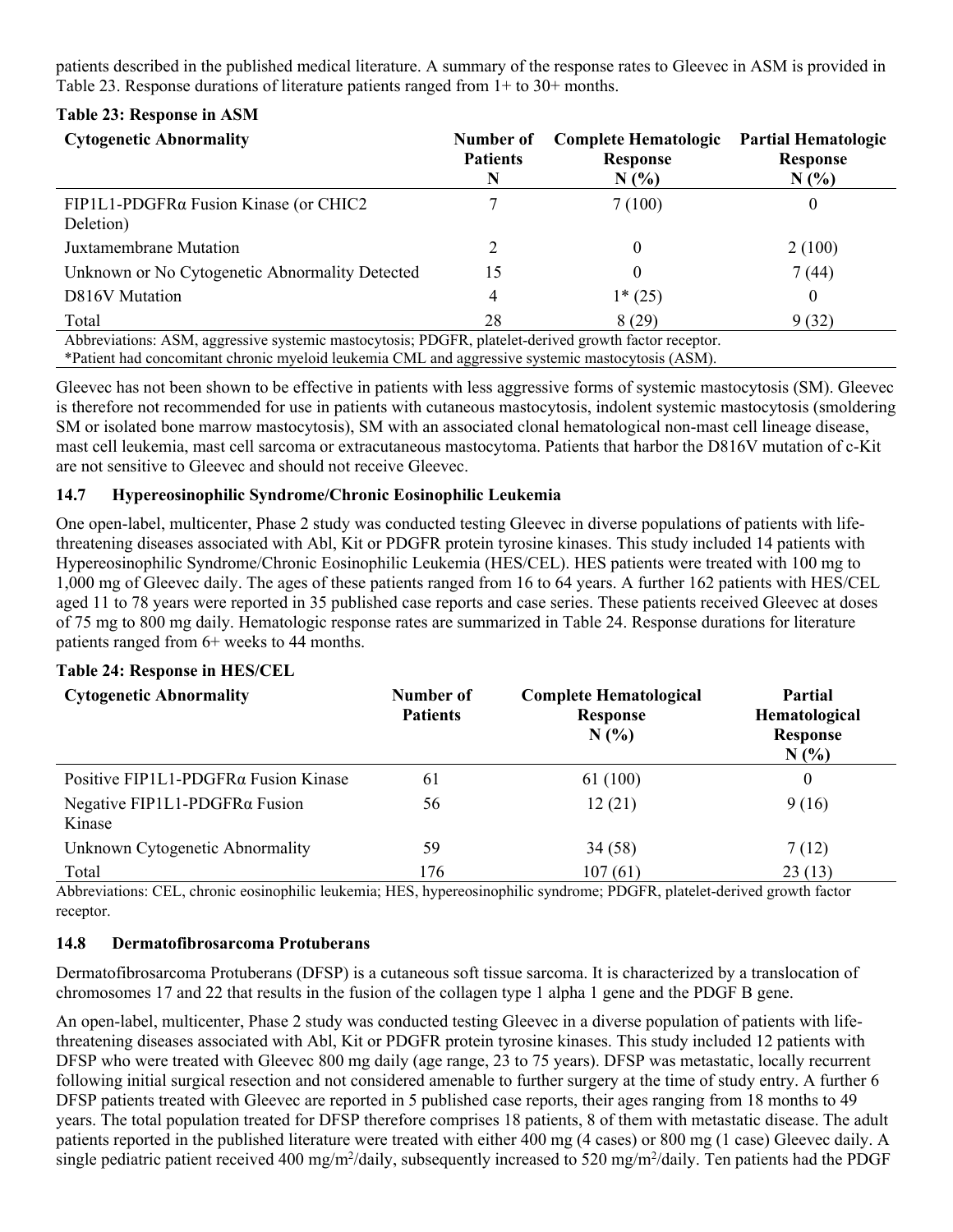patients described in the published medical literature. A summary of the response rates to Gleevec in ASM is provided in Table 23. Response durations of literature patients ranged from 1+ to 30+ months.

**Table 23: Response in ASM**

| Cytogenetic Abnormality | Number of Patients N | Complete Hematologic Response N (%) | Partial Hematologic Response N (%) |
|---|---|---|---|
| FIP1L1-PDGFRα Fusion Kinase (or CHIC2 Deletion) | 7 | 7 (100) | 0 |
| Juxtamembrane Mutation | 2 | 0 | 2 (100) |
| Unknown or No Cytogenetic Abnormality Detected | 15 | 0 | 7 (44) |
| D816V Mutation | 4 | 1* (25) | 0 |
| Total | 28 | 8 (29) | 9 (32) |

Abbreviations: ASM, aggressive systemic mastocytosis; PDGFR, platelet-derived growth factor receptor.
*Patient had concomitant chronic myeloid leukemia CML and aggressive systemic mastocytosis (ASM).

Gleevec has not been shown to be effective in patients with less aggressive forms of systemic mastocytosis (SM). Gleevec is therefore not recommended for use in patients with cutaneous mastocytosis, indolent systemic mastocytosis (smoldering SM or isolated bone marrow mastocytosis), SM with an associated clonal hematological non-mast cell lineage disease, mast cell leukemia, mast cell sarcoma or extracutaneous mastocytoma. Patients that harbor the D816V mutation of c-Kit are not sensitive to Gleevec and should not receive Gleevec.

### 14.7 Hypereosinophilic Syndrome/Chronic Eosinophilic Leukemia

One open-label, multicenter, Phase 2 study was conducted testing Gleevec in diverse populations of patients with life-threatening diseases associated with Abl, Kit or PDGFR protein tyrosine kinases. This study included 14 patients with Hypereosinophilic Syndrome/Chronic Eosinophilic Leukemia (HES/CEL). HES patients were treated with 100 mg to 1,000 mg of Gleevec daily. The ages of these patients ranged from 16 to 64 years. A further 162 patients with HES/CEL aged 11 to 78 years were reported in 35 published case reports and case series. These patients received Gleevec at doses of 75 mg to 800 mg daily. Hematologic response rates are summarized in Table 24. Response durations for literature patients ranged from 6+ weeks to 44 months.

**Table 24: Response in HES/CEL**

| Cytogenetic Abnormality | Number of Patients | Complete Hematological Response N (%) | Partial Hematological Response N (%) |
|---|---|---|---|
| Positive FIP1L1-PDGFRα Fusion Kinase | 61 | 61 (100) | 0 |
| Negative FIP1L1-PDGFRα Fusion Kinase | 56 | 12 (21) | 9 (16) |
| Unknown Cytogenetic Abnormality | 59 | 34 (58) | 7 (12) |
| Total | 176 | 107 (61) | 23 (13) |

Abbreviations: CEL, chronic eosinophilic leukemia; HES, hypereosinophilic syndrome; PDGFR, platelet-derived growth factor receptor.

### 14.8 Dermatofibrosarcoma Protuberans

Dermatofibrosarcoma Protuberans (DFSP) is a cutaneous soft tissue sarcoma. It is characterized by a translocation of chromosomes 17 and 22 that results in the fusion of the collagen type 1 alpha 1 gene and the PDGF B gene.

An open-label, multicenter, Phase 2 study was conducted testing Gleevec in a diverse population of patients with life-threatening diseases associated with Abl, Kit or PDGFR protein tyrosine kinases. This study included 12 patients with DFSP who were treated with Gleevec 800 mg daily (age range, 23 to 75 years). DFSP was metastatic, locally recurrent following initial surgical resection and not considered amenable to further surgery at the time of study entry. A further 6 DFSP patients treated with Gleevec are reported in 5 published case reports, their ages ranging from 18 months to 49 years. The total population treated for DFSP therefore comprises 18 patients, 8 of them with metastatic disease. The adult patients reported in the published literature were treated with either 400 mg (4 cases) or 800 mg (1 case) Gleevec daily. A single pediatric patient received 400 mg/m$^2$/daily, subsequently increased to 520 mg/m$^2$/daily. Ten patients had the PDGF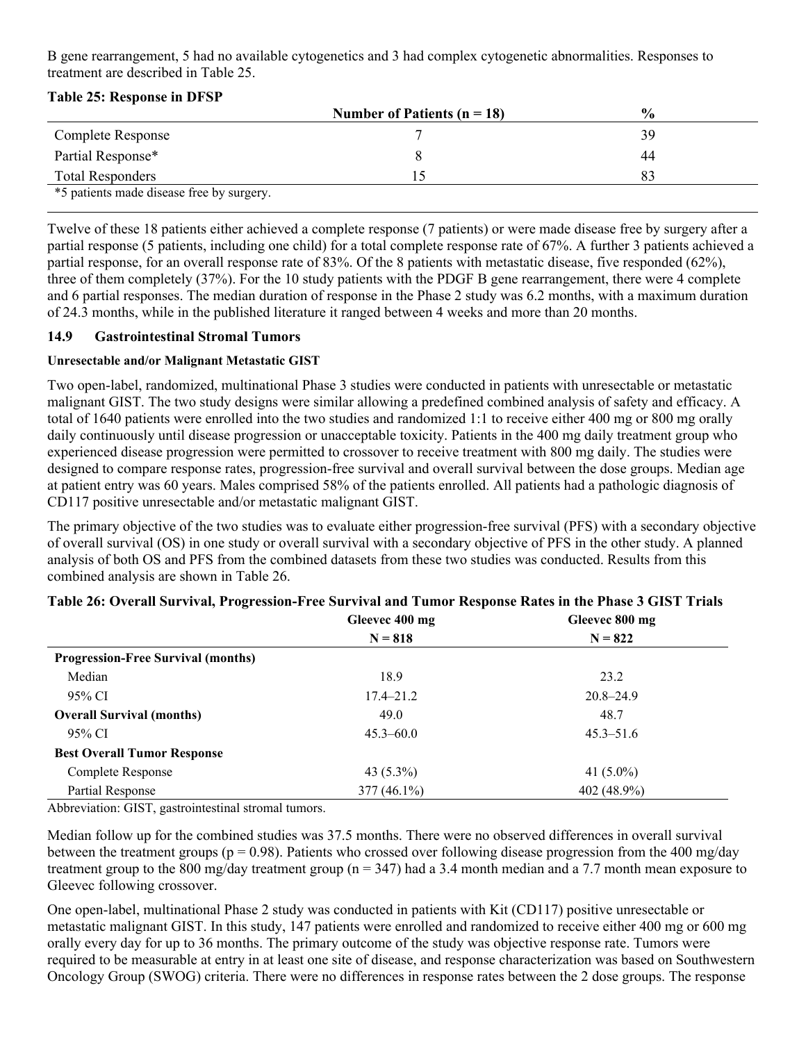B gene rearrangement, 5 had no available cytogenetics and 3 had complex cytogenetic abnormalities. Responses to treatment are described in Table 25.

**Table 25: Response in DFSP**

| | Number of Patients (n = 18) | % |
|---|---|---|
| Complete Response | 7 | 39 |
| Partial Response* | 8 | 44 |
| Total Responders | 15 | 83 |

*5 patients made disease free by surgery.

Twelve of these 18 patients either achieved a complete response (7 patients) or were made disease free by surgery after a partial response (5 patients, including one child) for a total complete response rate of 67%. A further 3 patients achieved a partial response, for an overall response rate of 83%. Of the 8 patients with metastatic disease, five responded (62%), three of them completely (37%). For the 10 study patients with the PDGF B gene rearrangement, there were 4 complete and 6 partial responses. The median duration of response in the Phase 2 study was 6.2 months, with a maximum duration of 24.3 months, while in the published literature it ranged between 4 weeks and more than 20 months.

### 14.9 Gastrointestinal Stromal Tumors

**Unresectable and/or Malignant Metastatic GIST**

Two open-label, randomized, multinational Phase 3 studies were conducted in patients with unresectable or metastatic malignant GIST. The two study designs were similar allowing a predefined combined analysis of safety and efficacy. A total of 1640 patients were enrolled into the two studies and randomized 1:1 to receive either 400 mg or 800 mg orally daily continuously until disease progression or unacceptable toxicity. Patients in the 400 mg daily treatment group who experienced disease progression were permitted to crossover to receive treatment with 800 mg daily. The studies were designed to compare response rates, progression-free survival and overall survival between the dose groups. Median age at patient entry was 60 years. Males comprised 58% of the patients enrolled. All patients had a pathologic diagnosis of CD117 positive unresectable and/or metastatic malignant GIST.

The primary objective of the two studies was to evaluate either progression-free survival (PFS) with a secondary objective of overall survival (OS) in one study or overall survival with a secondary objective of PFS in the other study. A planned analysis of both OS and PFS from the combined datasets from these two studies was conducted. Results from this combined analysis are shown in Table 26.

**Table 26: Overall Survival, Progression-Free Survival and Tumor Response Rates in the Phase 3 GIST Trials**

| | Gleevec 400 mg<br>N = 818 | Gleevec 800 mg<br>N = 822 |
|---|---|---|
| **Progression-Free Survival (months)** | | |
| Median | 18.9 | 23.2 |
| 95% CI | 17.4–21.2 | 20.8–24.9 |
| **Overall Survival (months)** | 49.0 | 48.7 |
| 95% CI | 45.3–60.0 | 45.3–51.6 |
| **Best Overall Tumor Response** | | |
| Complete Response | 43 (5.3%) | 41 (5.0%) |
| Partial Response | 377 (46.1%) | 402 (48.9%) |

Abbreviation: GIST, gastrointestinal stromal tumors.

Median follow up for the combined studies was 37.5 months. There were no observed differences in overall survival between the treatment groups ($p = 0.98$). Patients who crossed over following disease progression from the 400 mg/day treatment group to the 800 mg/day treatment group (n = 347) had a 3.4 month median and a 7.7 month mean exposure to Gleevec following crossover.

One open-label, multinational Phase 2 study was conducted in patients with Kit (CD117) positive unresectable or metastatic malignant GIST. In this study, 147 patients were enrolled and randomized to receive either 400 mg or 600 mg orally every day for up to 36 months. The primary outcome of the study was objective response rate. Tumors were required to be measurable at entry in at least one site of disease, and response characterization was based on Southwestern Oncology Group (SWOG) criteria. There were no differences in response rates between the 2 dose groups. The response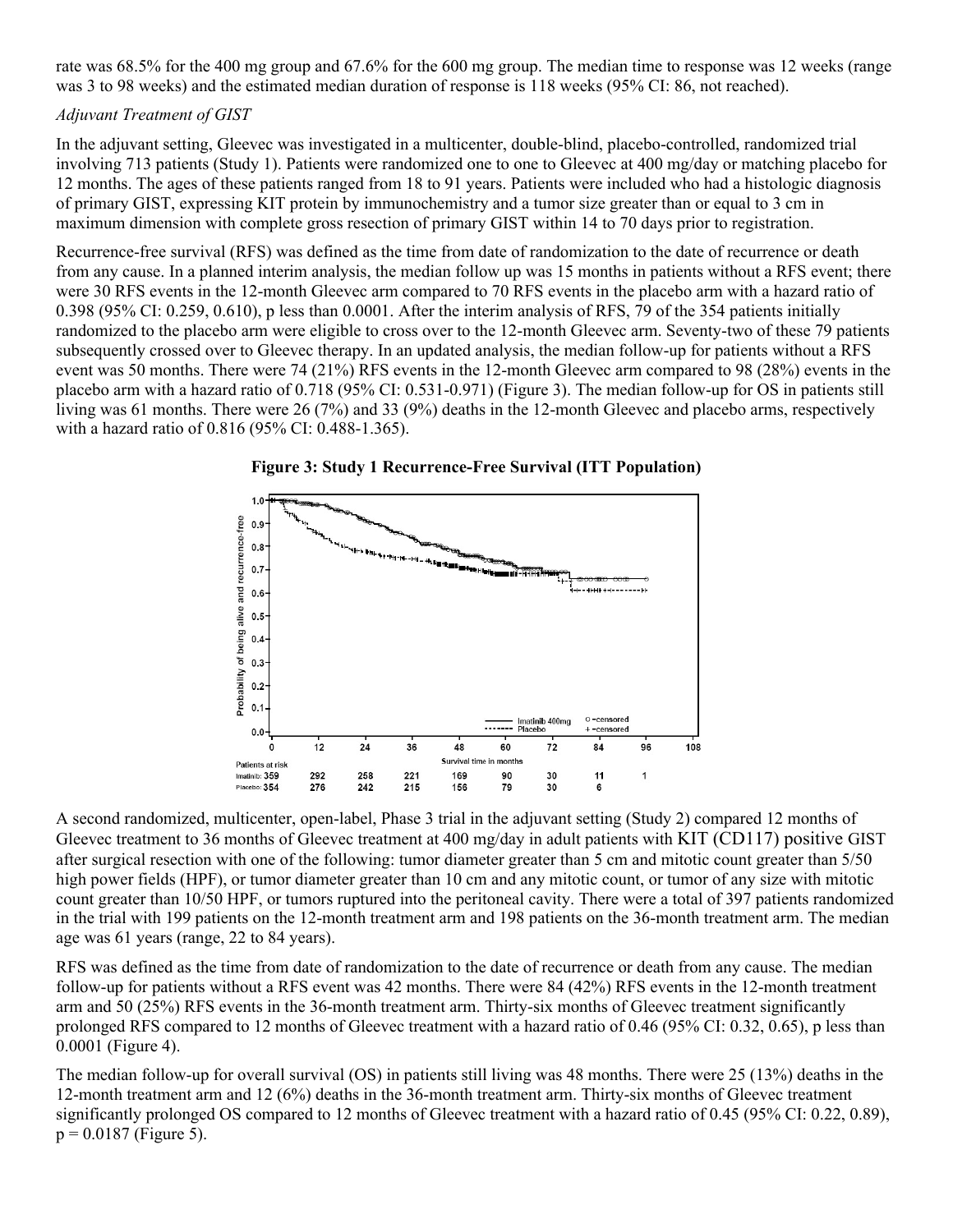rate was 68.5% for the 400 mg group and 67.6% for the 600 mg group. The median time to response was 12 weeks (range was 3 to 98 weeks) and the estimated median duration of response is 118 weeks (95% CI: 86, not reached).

*Adjuvant Treatment of GIST*

In the adjuvant setting, Gleevec was investigated in a multicenter, double-blind, placebo-controlled, randomized trial involving 713 patients (Study 1). Patients were randomized one to one to Gleevec at 400 mg/day or matching placebo for 12 months. The ages of these patients ranged from 18 to 91 years. Patients were included who had a histologic diagnosis of primary GIST, expressing KIT protein by immunochemistry and a tumor size greater than or equal to 3 cm in maximum dimension with complete gross resection of primary GIST within 14 to 70 days prior to registration.

Recurrence-free survival (RFS) was defined as the time from date of randomization to the date of recurrence or death from any cause. In a planned interim analysis, the median follow up was 15 months in patients without a RFS event; there were 30 RFS events in the 12-month Gleevec arm compared to 70 RFS events in the placebo arm with a hazard ratio of 0.398 (95% CI: 0.259, 0.610), p less than 0.0001. After the interim analysis of RFS, 79 of the 354 patients initially randomized to the placebo arm were eligible to cross over to the 12-month Gleevec arm. Seventy-two of these 79 patients subsequently crossed over to Gleevec therapy. In an updated analysis, the median follow-up for patients without a RFS event was 50 months. There were 74 (21%) RFS events in the 12-month Gleevec arm compared to 98 (28%) events in the placebo arm with a hazard ratio of 0.718 (95% CI: 0.531-0.971) (Figure 3). The median follow-up for OS in patients still living was 61 months. There were 26 (7%) and 33 (9%) deaths in the 12-month Gleevec and placebo arms, respectively with a hazard ratio of 0.816 (95% CI: 0.488-1.365).

**Figure 3: Study 1 Recurrence-Free Survival (ITT Population)**

| Patients at risk | 0 | 12 | 24 | 36 | 48 | 60 | 72 | 84 | 96 |
|---|---|---|---|---|---|---|---|---|---|
| Imatinib | 359 | 292 | 258 | 221 | 169 | 90 | 30 | 11 | 1 |
| Placebo | 354 | 276 | 242 | 215 | 156 | 79 | 30 | 6 | |

A second randomized, multicenter, open-label, Phase 3 trial in the adjuvant setting (Study 2) compared 12 months of Gleevec treatment to 36 months of Gleevec treatment at 400 mg/day in adult patients with KIT (CD117) positive GIST after surgical resection with one of the following: tumor diameter greater than 5 cm and mitotic count greater than 5/50 high power fields (HPF), or tumor diameter greater than 10 cm and any mitotic count, or tumor of any size with mitotic count greater than 10/50 HPF, or tumors ruptured into the peritoneal cavity. There were a total of 397 patients randomized in the trial with 199 patients on the 12-month treatment arm and 198 patients on the 36-month treatment arm. The median age was 61 years (range, 22 to 84 years).

RFS was defined as the time from date of randomization to the date of recurrence or death from any cause. The median follow-up for patients without a RFS event was 42 months. There were 84 (42%) RFS events in the 12-month treatment arm and 50 (25%) RFS events in the 36-month treatment arm. Thirty-six months of Gleevec treatment significantly prolonged RFS compared to 12 months of Gleevec treatment with a hazard ratio of 0.46 (95% CI: 0.32, 0.65), p less than 0.0001 (Figure 4).

The median follow-up for overall survival (OS) in patients still living was 48 months. There were 25 (13%) deaths in the 12-month treatment arm and 12 (6%) deaths in the 36-month treatment arm. Thirty-six months of Gleevec treatment significantly prolonged OS compared to 12 months of Gleevec treatment with a hazard ratio of 0.45 (95% CI: 0.22, 0.89), p = 0.0187 (Figure 5).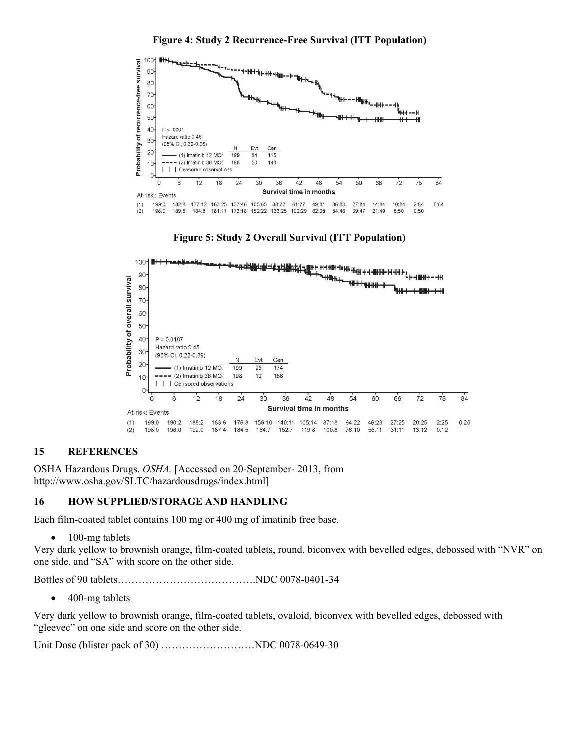**Figure 4: Study 2 Recurrence-Free Survival (ITT Population)**

**Figure 5: Study 2 Overall Survival (ITT Population)**

## 15 REFERENCES

OSHA Hazardous Drugs. *OSHA.* [Accessed on 20-September- 2013, from http://www.osha.gov/SLTC/hazardousdrugs/index.html]

## 16 HOW SUPPLIED/STORAGE AND HANDLING

Each film-coated tablet contains 100 mg or 400 mg of imatinib free base.

- 100-mg tablets

Very dark yellow to brownish orange, film-coated tablets, round, biconvex with bevelled edges, debossed with "NVR" on one side, and "SA" with score on the other side.

Bottles of 90 tablets………………………………….NDC 0078-0401-34

- 400-mg tablets

Very dark yellow to brownish orange, film-coated tablets, ovaloid, biconvex with bevelled edges, debossed with "gleevec" on one side and score on the other side.

Unit Dose (blister pack of 30) ………………………NDC 0078-0649-30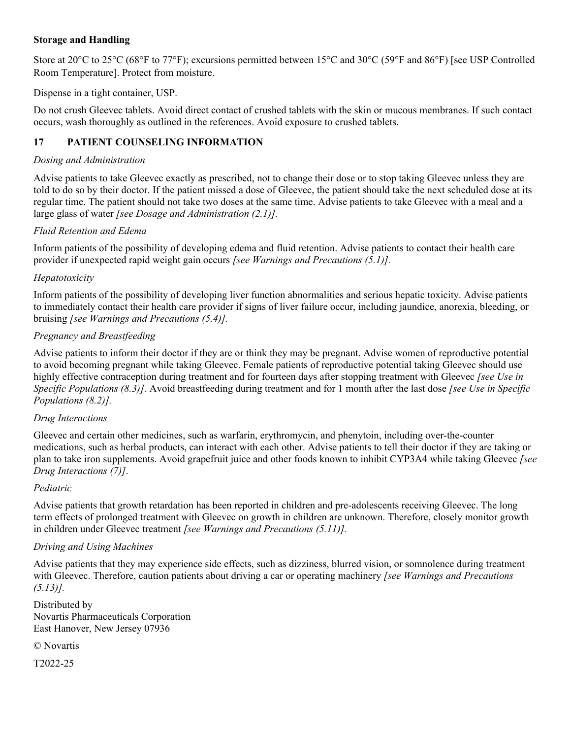**Storage and Handling**

Store at 20°C to 25°C (68°F to 77°F); excursions permitted between 15°C and 30°C (59°F and 86°F) [see USP Controlled Room Temperature]. Protect from moisture.

Dispense in a tight container, USP.

Do not crush Gleevec tablets. Avoid direct contact of crushed tablets with the skin or mucous membranes. If such contact occurs, wash thoroughly as outlined in the references. Avoid exposure to crushed tablets.

## 17 PATIENT COUNSELING INFORMATION

*Dosing and Administration*

Advise patients to take Gleevec exactly as prescribed, not to change their dose or to stop taking Gleevec unless they are told to do so by their doctor. If the patient missed a dose of Gleevec, the patient should take the next scheduled dose at its regular time. The patient should not take two doses at the same time. Advise patients to take Gleevec with a meal and a large glass of water *[see Dosage and Administration (2.1)].*

*Fluid Retention and Edema*

Inform patients of the possibility of developing edema and fluid retention. Advise patients to contact their health care provider if unexpected rapid weight gain occurs *[see Warnings and Precautions (5.1)].*

*Hepatotoxicity*

Inform patients of the possibility of developing liver function abnormalities and serious hepatic toxicity. Advise patients to immediately contact their health care provider if signs of liver failure occur, including jaundice, anorexia, bleeding, or bruising *[see Warnings and Precautions (5.4)].*

*Pregnancy and Breastfeeding*

Advise patients to inform their doctor if they are or think they may be pregnant. Advise women of reproductive potential to avoid becoming pregnant while taking Gleevec. Female patients of reproductive potential taking Gleevec should use highly effective contraception during treatment and for fourteen days after stopping treatment with Gleevec *[see Use in Specific Populations (8.3)].* Avoid breastfeeding during treatment and for 1 month after the last dose *[see Use in Specific Populations (8.2)].*

*Drug Interactions*

Gleevec and certain other medicines, such as warfarin, erythromycin, and phenytoin, including over-the-counter medications, such as herbal products, can interact with each other. Advise patients to tell their doctor if they are taking or plan to take iron supplements. Avoid grapefruit juice and other foods known to inhibit CYP3A4 while taking Gleevec *[see Drug Interactions (7)]*.

*Pediatric*

Advise patients that growth retardation has been reported in children and pre-adolescents receiving Gleevec. The long term effects of prolonged treatment with Gleevec on growth in children are unknown. Therefore, closely monitor growth in children under Gleevec treatment *[see Warnings and Precautions (5.11)].*

*Driving and Using Machines*

Advise patients that they may experience side effects, such as dizziness, blurred vision, or somnolence during treatment with Gleevec. Therefore, caution patients about driving a car or operating machinery *[see Warnings and Precautions (5.13)].*

Distributed by
Novartis Pharmaceuticals Corporation
East Hanover, New Jersey 07936

© Novartis

T2022-25